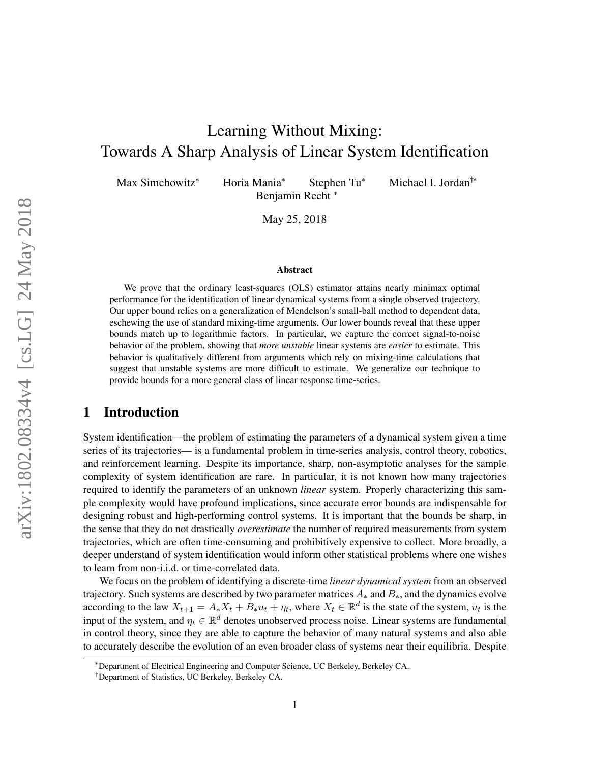# Learning Without Mixing: Towards A Sharp Analysis of Linear System Identification

Max Simchowitz* Horia Mania* Stephen Tu* Michael I. Jordan†* Benjamin Recht *

May 25, 2018

### Abstract

We prove that the ordinary least-squares (OLS) estimator attains nearly minimax optimal performance for the identification of linear dynamical systems from a single observed trajectory. Our upper bound relies on a generalization of Mendelson's small-ball method to dependent data, eschewing the use of standard mixing-time arguments. Our lower bounds reveal that these upper bounds match up to logarithmic factors. In particular, we capture the correct signal-to-noise behavior of the problem, showing that *more unstable* linear systems are *easier* to estimate. This behavior is qualitatively different from arguments which rely on mixing-time calculations that suggest that unstable systems are more difficult to estimate. We generalize our technique to provide bounds for a more general class of linear response time-series.

## 1 Introduction

System identification—the problem of estimating the parameters of a dynamical system given a time series of its trajectories— is a fundamental problem in time-series analysis, control theory, robotics, and reinforcement learning. Despite its importance, sharp, non-asymptotic analyses for the sample complexity of system identification are rare. In particular, it is not known how many trajectories required to identify the parameters of an unknown *linear* system. Properly characterizing this sample complexity would have profound implications, since accurate error bounds are indispensable for designing robust and high-performing control systems. It is important that the bounds be sharp, in the sense that they do not drastically *overestimate* the number of required measurements from system trajectories, which are often time-consuming and prohibitively expensive to collect. More broadly, a deeper understand of system identification would inform other statistical problems where one wishes to learn from non-i.i.d. or time-correlated data.

We focus on the problem of identifying a discrete-time *linear dynamical system* from an observed trajectory. Such systems are described by two parameter matrices $A_*$ and $B_*$, and the dynamics evolve according to the law $X_{t+1} = A_* X_t + B_* u_t + \eta_t$, where $X_t \in \mathbb{R}^d$ is the state of the system, $u_t$ is the input of the system, and $\eta_t \in \mathbb{R}^d$ denotes unobserved process noise. Linear systems are fundamental in control theory, since they are able to capture the behavior of many natural systems and also able to accurately describe the evolution of an even broader class of systems near their equilibria. Despite

*Department of Electrical Engineering and Computer Science, UC Berkeley, Berkeley CA.

†Department of Statistics, UC Berkeley, Berkeley CA.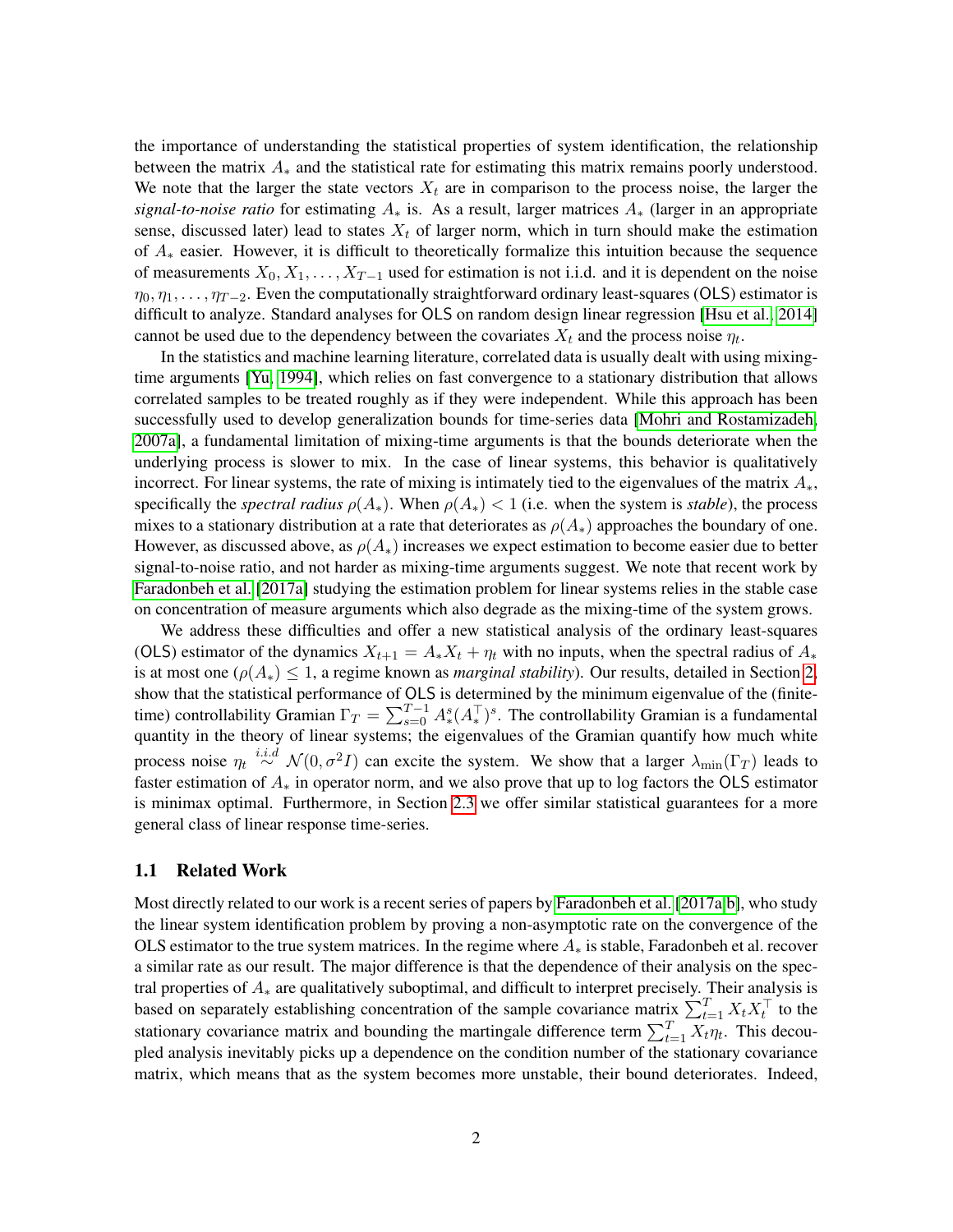the importance of understanding the statistical properties of system identification, the relationship between the matrix $A_*$ and the statistical rate for estimating this matrix remains poorly understood. We note that the larger the state vectors $X_t$ are in comparison to the process noise, the larger the *signal-to-noise ratio* for estimating $A_*$ is. As a result, larger matrices $A_*$ (larger in an appropriate sense, discussed later) lead to states $X_t$ of larger norm, which in turn should make the estimation of $A_*$ easier. However, it is difficult to theoretically formalize this intuition because the sequence of measurements $X_0, X_1, \ldots, X_{T-1}$ used for estimation is not i.i.d. and it is dependent on the noise $\eta_0, \eta_1, \ldots, \eta_{T-2}$. Even the computationally straightforward ordinary least-squares (OLS) estimator is difficult to analyze. Standard analyses for OLS on random design linear regression [Hsu et al., 2014] cannot be used due to the dependency between the covariates $X_t$ and the process noise $\eta_t$.

In the statistics and machine learning literature, correlated data is usually dealt with using mixing-time arguments [Yu, 1994], which relies on fast convergence to a stationary distribution that allows correlated samples to be treated roughly as if they were independent. While this approach has been successfully used to develop generalization bounds for time-series data [Mohri and Rostamizadeh, 2007a], a fundamental limitation of mixing-time arguments is that the bounds deteriorate when the underlying process is slower to mix. In the case of linear systems, this behavior is qualitatively incorrect. For linear systems, the rate of mixing is intimately tied to the eigenvalues of the matrix $A_*$, specifically the *spectral radius* $\rho(A_*)$. When $\rho(A_*) < 1$ (i.e. when the system is *stable*), the process mixes to a stationary distribution at a rate that deteriorates as $\rho(A_*)$ approaches the boundary of one. However, as discussed above, as $\rho(A_*)$ increases we expect estimation to become easier due to better signal-to-noise ratio, and not harder as mixing-time arguments suggest. We note that recent work by Faradonbeh et al. [2017a] studying the estimation problem for linear systems relies in the stable case on concentration of measure arguments which also degrade as the mixing-time of the system grows.

We address these difficulties and offer a new statistical analysis of the ordinary least-squares (OLS) estimator of the dynamics $X_{t+1} = A_* X_t + \eta_t$ with no inputs, when the spectral radius of $A_*$ is at most one ($\rho(A_*) \leq 1$, a regime known as *marginal stability*). Our results, detailed in Section 2, show that the statistical performance of OLS is determined by the minimum eigenvalue of the (finite-time) controllability Gramian $\Gamma_T = \sum_{s=0}^{T-1} A_*^s (A_*^\top)^s$. The controllability Gramian is a fundamental quantity in the theory of linear systems; the eigenvalues of the Gramian quantify how much white process noise $\eta_t \overset{i.i.d}{\sim} \mathcal{N}(0, \sigma^2 I)$ can excite the system. We show that a larger $\lambda_{\min}(\Gamma_T)$ leads to faster estimation of $A_*$ in operator norm, and we also prove that up to log factors the OLS estimator is minimax optimal. Furthermore, in Section 2.3 we offer similar statistical guarantees for a more general class of linear response time-series.

### 1.1 Related Work

Most directly related to our work is a recent series of papers by Faradonbeh et al. [2017a,b], who study the linear system identification problem by proving a non-asymptotic rate on the convergence of the OLS estimator to the true system matrices. In the regime where $A_*$ is stable, Faradonbeh et al. recover a similar rate as our result. The major difference is that the dependence of their analysis on the spectral properties of $A_*$ are qualitatively suboptimal, and difficult to interpret precisely. Their analysis is based on separately establishing concentration of the sample covariance matrix $\sum_{t=1}^{T} X_t X_t^\top$ to the stationary covariance matrix and bounding the martingale difference term $\sum_{t=1}^{T} X_t \eta_t$. This decoupled analysis inevitably picks up a dependence on the condition number of the stationary covariance matrix, which means that as the system becomes more unstable, their bound deteriorates. Indeed,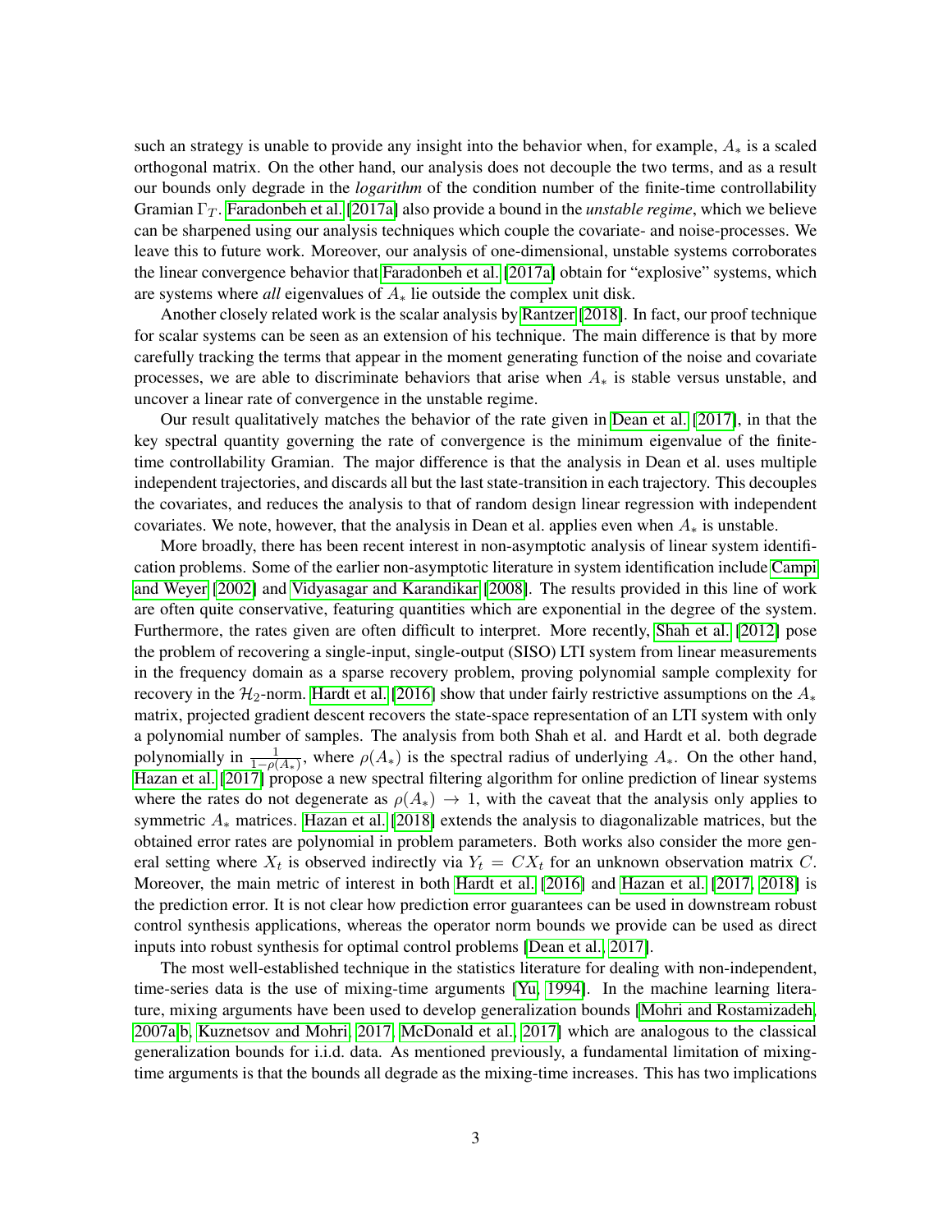such an strategy is unable to provide any insight into the behavior when, for example, $A_*$ is a scaled orthogonal matrix. On the other hand, our analysis does not decouple the two terms, and as a result our bounds only degrade in the *logarithm* of the condition number of the finite-time controllability Gramian $\Gamma_T$. Faradonbeh et al. [2017a] also provide a bound in the *unstable regime*, which we believe can be sharpened using our analysis techniques which couple the covariate- and noise-processes. We leave this to future work. Moreover, our analysis of one-dimensional, unstable systems corroborates the linear convergence behavior that Faradonbeh et al. [2017a] obtain for "explosive" systems, which are systems where *all* eigenvalues of $A_*$ lie outside the complex unit disk.

Another closely related work is the scalar analysis by Rantzer [2018]. In fact, our proof technique for scalar systems can be seen as an extension of his technique. The main difference is that by more carefully tracking the terms that appear in the moment generating function of the noise and covariate processes, we are able to discriminate behaviors that arise when $A_*$ is stable versus unstable, and uncover a linear rate of convergence in the unstable regime.

Our result qualitatively matches the behavior of the rate given in Dean et al. [2017], in that the key spectral quantity governing the rate of convergence is the minimum eigenvalue of the finite-time controllability Gramian. The major difference is that the analysis in Dean et al. uses multiple independent trajectories, and discards all but the last state-transition in each trajectory. This decouples the covariates, and reduces the analysis to that of random design linear regression with independent covariates. We note, however, that the analysis in Dean et al. applies even when $A_*$ is unstable.

More broadly, there has been recent interest in non-asymptotic analysis of linear system identification problems. Some of the earlier non-asymptotic literature in system identification include Campi and Weyer [2002] and Vidyasagar and Karandikar [2008]. The results provided in this line of work are often quite conservative, featuring quantities which are exponential in the degree of the system. Furthermore, the rates given are often difficult to interpret. More recently, Shah et al. [2012] pose the problem of recovering a single-input, single-output (SISO) LTI system from linear measurements in the frequency domain as a sparse recovery problem, proving polynomial sample complexity for recovery in the $\mathcal{H}_2$-norm. Hardt et al. [2016] show that under fairly restrictive assumptions on the $A_*$ matrix, projected gradient descent recovers the state-space representation of an LTI system with only a polynomial number of samples. The analysis from both Shah et al. and Hardt et al. both degrade polynomially in $\frac{1}{1-\rho(A_*)}$, where $\rho(A_*)$ is the spectral radius of underlying $A_*$. On the other hand, Hazan et al. [2017] propose a new spectral filtering algorithm for online prediction of linear systems where the rates do not degenerate as $\rho(A_*) \to 1$, with the caveat that the analysis only applies to symmetric $A_*$ matrices. Hazan et al. [2018] extends the analysis to diagonalizable matrices, but the obtained error rates are polynomial in problem parameters. Both works also consider the more general setting where $X_t$ is observed indirectly via $Y_t = CX_t$ for an unknown observation matrix $C$. Moreover, the main metric of interest in both Hardt et al. [2016] and Hazan et al. [2017, 2018] is the prediction error. It is not clear how prediction error guarantees can be used in downstream robust control synthesis applications, whereas the operator norm bounds we provide can be used as direct inputs into robust synthesis for optimal control problems [Dean et al., 2017].

The most well-established technique in the statistics literature for dealing with non-independent, time-series data is the use of mixing-time arguments [Yu, 1994]. In the machine learning literature, mixing arguments have been used to develop generalization bounds [Mohri and Rostamizadeh, 2007a,b, Kuznetsov and Mohri, 2017, McDonald et al., 2017] which are analogous to the classical generalization bounds for i.i.d. data. As mentioned previously, a fundamental limitation of mixing-time arguments is that the bounds all degrade as the mixing-time increases. This has two implications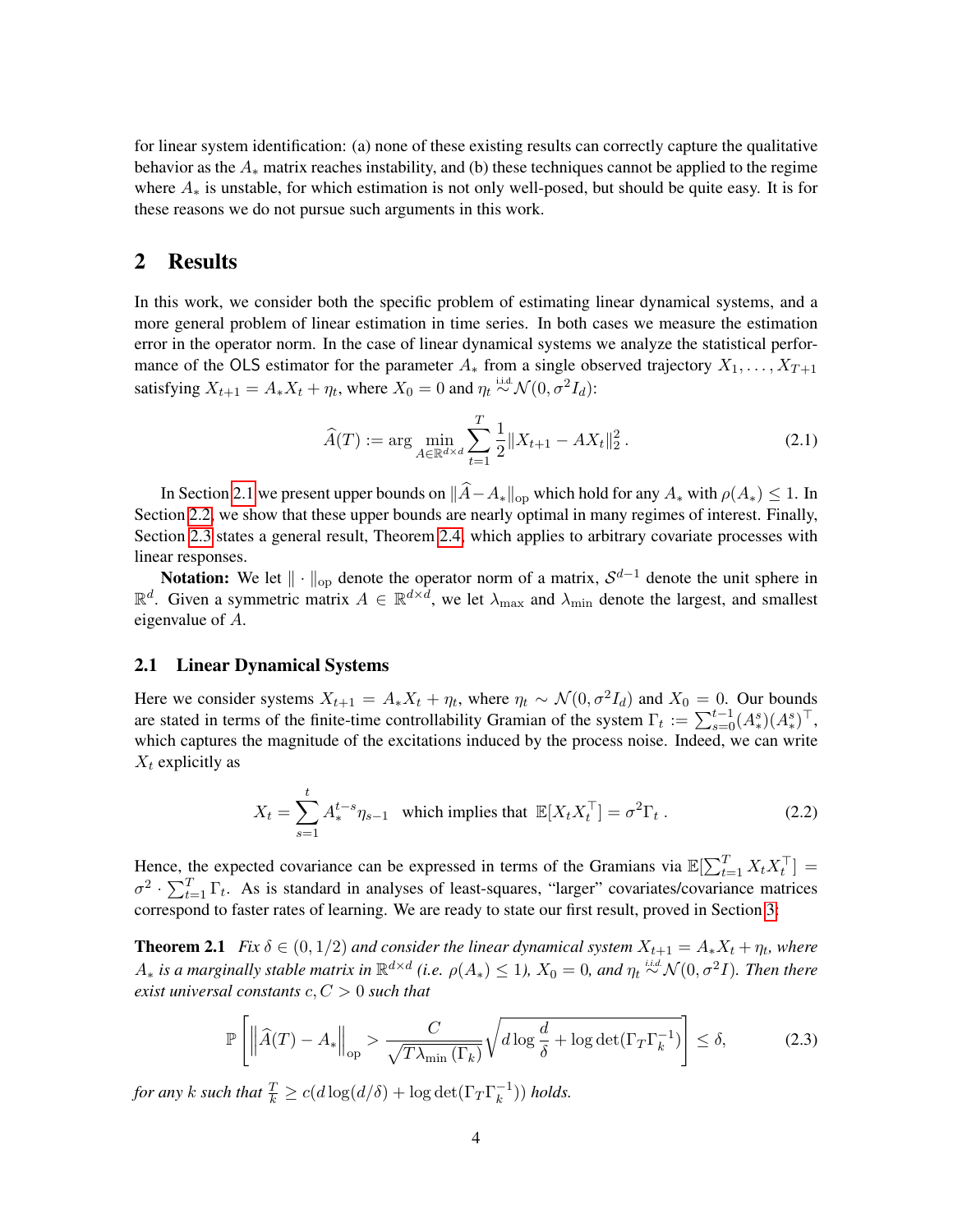for linear system identification: (a) none of these existing results can correctly capture the qualitative behavior as the $A_*$ matrix reaches instability, and (b) these techniques cannot be applied to the regime where $A_*$ is unstable, for which estimation is not only well-posed, but should be quite easy. It is for these reasons we do not pursue such arguments in this work.

## 2 Results

In this work, we consider both the specific problem of estimating linear dynamical systems, and a more general problem of linear estimation in time series. In both cases we measure the estimation error in the operator norm. In the case of linear dynamical systems we analyze the statistical performance of the OLS estimator for the parameter $A_*$ from a single observed trajectory $X_1, \ldots, X_{T+1}$ satisfying $X_{t+1} = A_* X_t + \eta_t$, where $X_0 = 0$ and $\eta_t \overset{\text{i.i.d.}}{\sim} \mathcal{N}(0, \sigma^2 I_d)$:

$$\widehat{A}(T) := \arg \min_{A \in \mathbb{R}^{d \times d}} \sum_{t=1}^{T} \frac{1}{2} \|X_{t+1} - AX_t\|_2^2 \,. \tag{2.1}$$

In Section 2.1 we present upper bounds on $\|\widehat{A} - A_*\|_{\text{op}}$ which hold for any $A_*$ with $\rho(A_*) \leq 1$. In Section 2.2, we show that these upper bounds are nearly optimal in many regimes of interest. Finally, Section 2.3 states a general result, Theorem 2.4, which applies to arbitrary covariate processes with linear responses.

**Notation:** We let $\| \cdot \|_{\text{op}}$ denote the operator norm of a matrix, $\mathcal{S}^{d-1}$ denote the unit sphere in $\mathbb{R}^d$. Given a symmetric matrix $A \in \mathbb{R}^{d \times d}$, we let $\lambda_{\max}$ and $\lambda_{\min}$ denote the largest, and smallest eigenvalue of $A$.

### 2.1 Linear Dynamical Systems

Here we consider systems $X_{t+1} = A_* X_t + \eta_t$, where $\eta_t \sim \mathcal{N}(0, \sigma^2 I_d)$ and $X_0 = 0$. Our bounds are stated in terms of the finite-time controllability Gramian of the system $\Gamma_t := \sum_{s=0}^{t-1} (A_*^s)(A_*^s)^\top$, which captures the magnitude of the excitations induced by the process noise. Indeed, we can write $X_t$ explicitly as

$$X_t = \sum_{s=1}^{t} A_*^{t-s} \eta_{s-1} \quad \text{which implies that} \quad \mathbb{E}[X_t X_t^\top] = \sigma^2 \Gamma_t \,. \tag{2.2}$$

Hence, the expected covariance can be expressed in terms of the Gramians via $\mathbb{E}[\sum_{t=1}^T X_t X_t^\top] = \sigma^2 \cdot \sum_{t=1}^T \Gamma_t$. As is standard in analyses of least-squares, "larger" covariates/covariance matrices correspond to faster rates of learning. We are ready to state our first result, proved in Section 3:

**Theorem 2.1** *Fix $\delta \in (0, 1/2)$ and consider the linear dynamical system $X_{t+1} = A_* X_t + \eta_t$, where $A_*$ is a marginally stable matrix in $\mathbb{R}^{d \times d}$ (i.e. $\rho(A_*) \leq 1$), $X_0 = 0$, and $\eta_t \overset{\text{i.i.d.}}{\sim} \mathcal{N}(0, \sigma^2 I)$. Then there exist universal constants $c, C > 0$ such that*

$$\mathbb{P}\left[ \left\| \widehat{A}(T) - A_* \right\|_{\text{op}} > \frac{C}{\sqrt{T \lambda_{\min}(\Gamma_k)}} \sqrt{d \log \frac{d}{\delta} + \log \det(\Gamma_T \Gamma_k^{-1})} \right] \leq \delta, \tag{2.3}$$

*for any $k$ such that $\frac{T}{k} \geq c(d \log(d/\delta) + \log \det(\Gamma_T \Gamma_k^{-1}))$ holds.*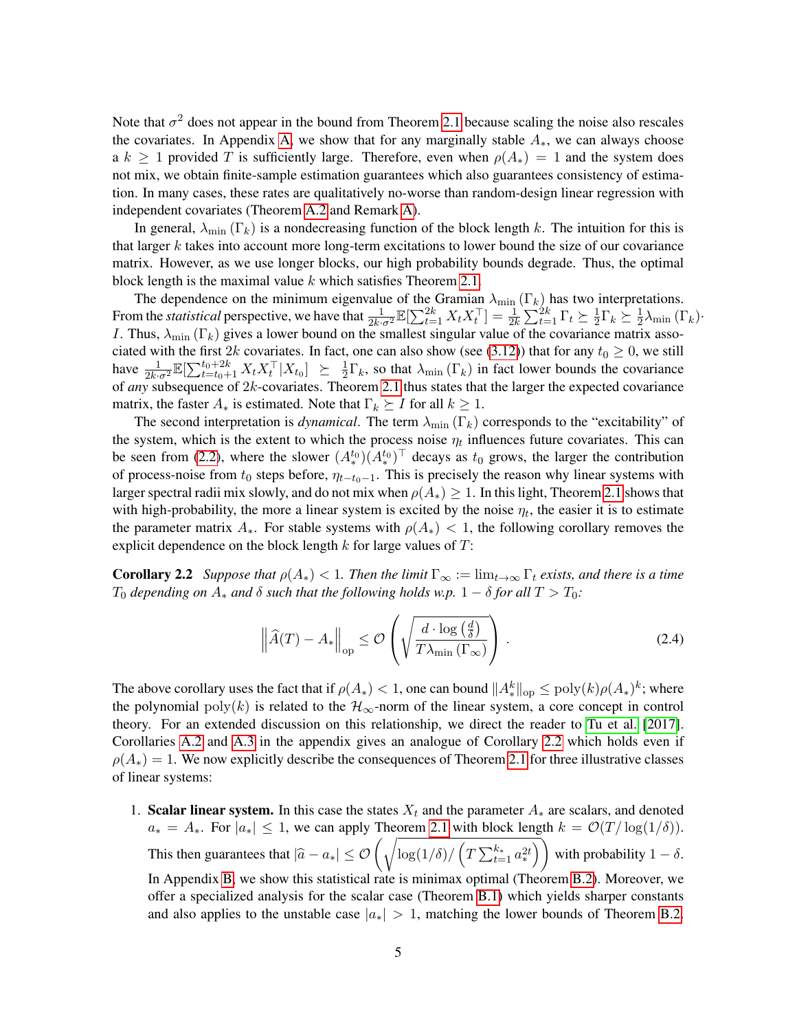Note that $\sigma^2$ does not appear in the bound from Theorem 2.1 because scaling the noise also rescales the covariates. In Appendix A, we show that for any marginally stable $A_*$, we can always choose a $k \geq 1$ provided $T$ is sufficiently large. Therefore, even when $\rho(A_*) = 1$ and the system does not mix, we obtain finite-sample estimation guarantees which also guarantees consistency of estimation. In many cases, these rates are qualitatively no-worse than random-design linear regression with independent covariates (Theorem A.2 and Remark A).

In general, $\lambda_{\min}(\Gamma_k)$ is a nondecreasing function of the block length $k$. The intuition for this is that larger $k$ takes into account more long-term excitations to lower bound the size of our covariance matrix. However, as we use longer blocks, our high probability bounds degrade. Thus, the optimal block length is the maximal value $k$ which satisfies Theorem 2.1.

The dependence on the minimum eigenvalue of the Gramian $\lambda_{\min}(\Gamma_k)$ has two interpretations. From the *statistical* perspective, we have that $\frac{1}{2k\cdot\sigma^2}\mathbb{E}[\sum_{t=1}^{2k} X_t X_t^\top] = \frac{1}{2k}\sum_{t=1}^{2k}\Gamma_t \succeq \frac{1}{2}\Gamma_k \succeq \frac{1}{2}\lambda_{\min}(\Gamma_k)\cdot I$. Thus, $\lambda_{\min}(\Gamma_k)$ gives a lower bound on the smallest singular value of the covariance matrix associated with the first $2k$ covariates. In fact, one can also show (see (3.12)) that for any $t_0 \geq 0$, we still have $\frac{1}{2k\cdot\sigma^2}\mathbb{E}[\sum_{t=t_0+1}^{t_0+2k} X_t X_t^\top | X_{t_0}] \succeq \frac{1}{2}\Gamma_k$, so that $\lambda_{\min}(\Gamma_k)$ in fact lower bounds the covariance of *any* subsequence of $2k$-covariates. Theorem 2.1 thus states that the larger the expected covariance matrix, the faster $A_*$ is estimated. Note that $\Gamma_k \succeq I$ for all $k \geq 1$.

The second interpretation is *dynamical*. The term $\lambda_{\min}(\Gamma_k)$ corresponds to the "excitability" of the system, which is the extent to which the process noise $\eta_t$ influences future covariates. This can be seen from (2.2), where the slower $(A_*^{t_0})(A_*^{t_0})^\top$ decays as $t_0$ grows, the larger the contribution of process-noise from $t_0$ steps before, $\eta_{t-t_0-1}$. This is precisely the reason why linear systems with larger spectral radii mix slowly, and do not mix when $\rho(A_*) \geq 1$. In this light, Theorem 2.1 shows that with high-probability, the more a linear system is excited by the noise $\eta_t$, the easier it is to estimate the parameter matrix $A_*$. For stable systems with $\rho(A_*) < 1$, the following corollary removes the explicit dependence on the block length $k$ for large values of $T$:

**Corollary 2.2** *Suppose that $\rho(A_*) < 1$. Then the limit $\Gamma_\infty := \lim_{t\to\infty}\Gamma_t$ exists, and there is a time $T_0$ depending on $A_*$ and $\delta$ such that the following holds w.p. $1-\delta$ for all $T > T_0$:*

$$\left\|\widehat{A}(T) - A_*\right\|_{\mathrm{op}} \leq \mathcal{O}\left(\sqrt{\frac{d\cdot\log\left(\frac{d}{\delta}\right)}{T\lambda_{\min}(\Gamma_\infty)}}\right). \tag{2.4}$$

The above corollary uses the fact that if $\rho(A_*) < 1$, one can bound $\|A_*^k\|_{\mathrm{op}} \leq \mathrm{poly}(k)\rho(A_*)^k$; where the polynomial $\mathrm{poly}(k)$ is related to the $\mathcal{H}_\infty$-norm of the linear system, a core concept in control theory. For an extended discussion on this relationship, we direct the reader to Tu et al. [2017]. Corollaries A.2 and A.3 in the appendix gives an analogue of Corollary 2.2 which holds even if $\rho(A_*) = 1$. We now explicitly describe the consequences of Theorem 2.1 for three illustrative classes of linear systems:

1. **Scalar linear system.** In this case the states $X_t$ and the parameter $A_*$ are scalars, and denoted $a_* = A_*$. For $|a_*| \leq 1$, we can apply Theorem 2.1 with block length $k = \mathcal{O}(T/\log(1/\delta))$. This then guarantees that $|\widehat{a} - a_*| \leq \mathcal{O}\left(\sqrt{\log(1/\delta)/\left(T\sum_{t=1}^{k_*} a_*^{2t}\right)}\right)$ with probability $1-\delta$. In Appendix B, we show this statistical rate is minimax optimal (Theorem B.2). Moreover, we offer a specialized analysis for the scalar case (Theorem B.1) which yields sharper constants and also applies to the unstable case $|a_*| > 1$, matching the lower bounds of Theorem B.2.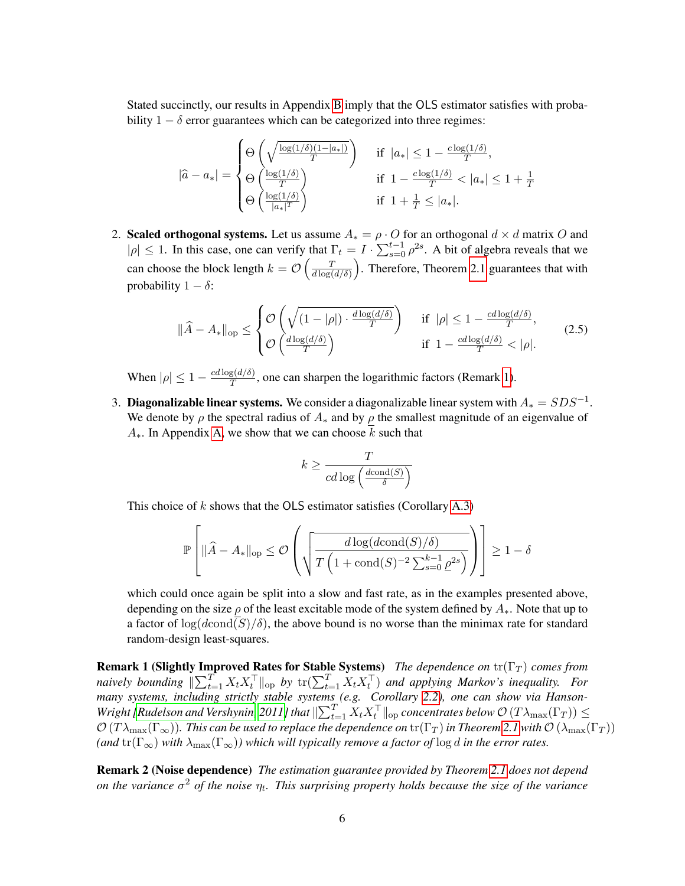Stated succinctly, our results in Appendix B imply that the OLS estimator satisfies with probability $1-\delta$ error guarantees which can be categorized into three regimes:

$$
|\widehat{a} - a_*| = \begin{cases} \Theta\left(\sqrt{\frac{\log(1/\delta)(1-|a_*|)}{T}}\right) & \text{if } |a_*| \leq 1 - \frac{c\log(1/\delta)}{T}, \\ \Theta\left(\frac{\log(1/\delta)}{T}\right) & \text{if } 1 - \frac{c\log(1/\delta)}{T} < |a_*| \leq 1 + \frac{1}{T} \\ \Theta\left(\frac{\log(1/\delta)}{|a_*|^T}\right) & \text{if } 1 + \frac{1}{T} \leq |a_*|. \end{cases}
$$

2. **Scaled orthogonal systems.** Let us assume $A_* = \rho \cdot O$ for an orthogonal $d \times d$ matrix $O$ and $|\rho| \leq 1$. In this case, one can verify that $\Gamma_t = I \cdot \sum_{s=0}^{t-1} \rho^{2s}$. A bit of algebra reveals that we can choose the block length $k = \mathcal{O}\left(\frac{T}{d\log(d/\delta)}\right)$. Therefore, Theorem 2.1 guarantees that with probability $1-\delta$:

$$
\|\widehat{A} - A_*\|_{\mathrm{op}} \leq \begin{cases} \mathcal{O}\left(\sqrt{(1-|\rho|) \cdot \frac{d\log(d/\delta)}{T}}\right) & \text{if } |\rho| \leq 1 - \frac{cd\log(d/\delta)}{T}, \\ \mathcal{O}\left(\frac{d\log(d/\delta)}{T}\right) & \text{if } 1 - \frac{cd\log(d/\delta)}{T} < |\rho|. \end{cases} \tag{2.5}
$$

When $|\rho| \leq 1 - \frac{cd\log(d/\delta)}{T}$, one can sharpen the logarithmic factors (Remark 1).

3. **Diagonalizable linear systems.** We consider a diagonalizable linear system with $A_* = SDS^{-1}$. We denote by $\rho$ the spectral radius of $A_*$ and by $\underline{\rho}$ the smallest magnitude of an eigenvalue of $A_*$. In Appendix A, we show that we can choose $k$ such that

$$
k \geq \frac{T}{cd\log\left(\frac{d\mathrm{cond}(S)}{\delta}\right)}
$$

This choice of $k$ shows that the OLS estimator satisfies (Corollary A.3)

$$
\mathbb{P}\left[\|\widehat{A} - A_*\|_{\mathrm{op}} \leq \mathcal{O}\left(\sqrt{\frac{d\log(d\mathrm{cond}(S)/\delta)}{T\left(1 + \mathrm{cond}(S)^{-2}\sum_{s=0}^{k-1}\underline{\rho}^{2s}\right)}}\right)\right] \geq 1 - \delta
$$

which could once again be split into a slow and fast rate, as in the examples presented above, depending on the size $\underline{\rho}$ of the least excitable mode of the system defined by $A_*$. Note that up to a factor of $\log(d\mathrm{cond}(S)/\delta)$, the above bound is no worse than the minimax rate for standard random-design least-squares.

**Remark 1 (Slightly Improved Rates for Stable Systems)** *The dependence on $\mathrm{tr}(\Gamma_T)$ comes from naively bounding $\|\sum_{t=1}^T X_t X_t^\top\|_{\mathrm{op}}$ by $\mathrm{tr}(\sum_{t=1}^T X_t X_t^\top)$ and applying Markov's inequality. For many systems, including strictly stable systems (e.g. Corollary 2.2), one can show via Hanson-Wright [Rudelson and Vershynin, 2011] that $\|\sum_{t=1}^T X_t X_t^\top\|_{\mathrm{op}}$ concentrates below $\mathcal{O}(T\lambda_{\max}(\Gamma_T)) \leq \mathcal{O}(T\lambda_{\max}(\Gamma_\infty))$. This can be used to replace the dependence on $\mathrm{tr}(\Gamma_T)$ in Theorem 2.1 with $\mathcal{O}(\lambda_{\max}(\Gamma_T))$ (and $\mathrm{tr}(\Gamma_\infty)$ with $\lambda_{\max}(\Gamma_\infty)$) which will typically remove a factor of $\log d$ in the error rates.*

**Remark 2 (Noise dependence)** *The estimation guarantee provided by Theorem 2.1 does not depend on the variance $\sigma^2$ of the noise $\eta_t$. This surprising property holds because the size of the variance*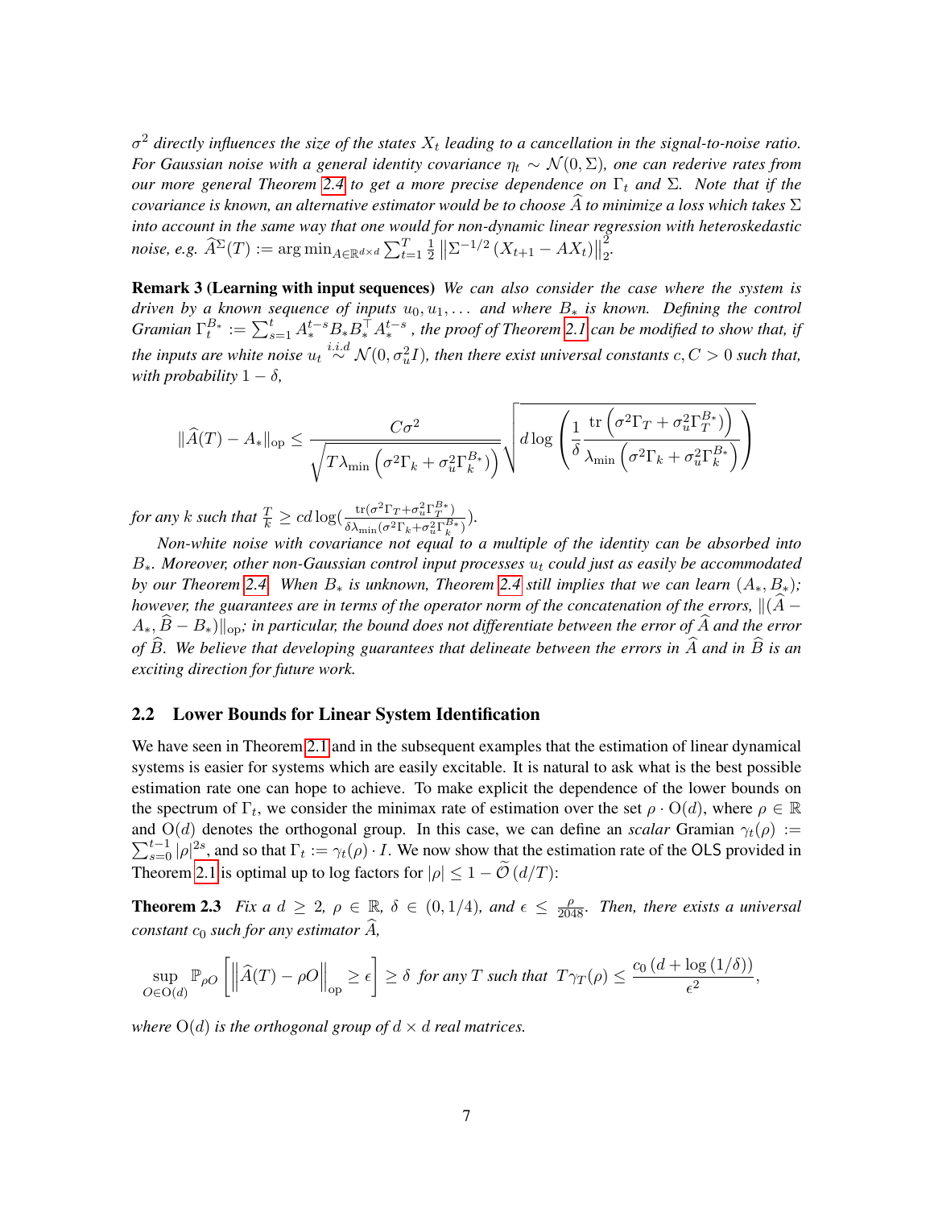*$\sigma^2$ directly influences the size of the states $X_t$ leading to a cancellation in the signal-to-noise ratio. For Gaussian noise with a general identity covariance $\eta_t \sim \mathcal{N}(0, \Sigma)$, one can rederive rates from our more general Theorem 2.4 to get a more precise dependence on $\Gamma_t$ and $\Sigma$. Note that if the covariance is known, an alternative estimator would be to choose $\widehat{A}$ to minimize a loss which takes $\Sigma$ into account in the same way that one would for non-dynamic linear regression with heteroskedastic noise, e.g. $\widehat{A}^{\Sigma}(T) := \arg\min_{A \in \mathbb{R}^{d\times d}} \sum_{t=1}^{T} \frac{1}{2} \left\| \Sigma^{-1/2} \left(X_{t+1} - AX_t\right) \right\|_2^2$.*

**Remark 3 (Learning with input sequences)** *We can also consider the case where the system is driven by a known sequence of inputs $u_0, u_1, \dots$ and where $B_*$ is known. Defining the control Gramian $\Gamma_t^{B_*} := \sum_{s=1}^{t} A_*^{t-s} B_* B_*^\top A_*^{t-s}$ , the proof of Theorem 2.1 can be modified to show that, if the inputs are white noise $u_t \overset{i.i.d}{\sim} \mathcal{N}(0, \sigma_u^2 I)$, then there exist universal constants $c, C > 0$ such that, with probability $1 - \delta$,*

$$
\|\widehat{A}(T) - A_*\|_{\mathrm{op}} \le \frac{C\sigma^2}{\sqrt{T\lambda_{\min}\left(\sigma^2\Gamma_k + \sigma_u^2\Gamma_k^{B_*}\right)}} \sqrt{d \log\left(\frac{1}{\delta} \frac{\operatorname{tr}\left(\sigma^2\Gamma_T + \sigma_u^2\Gamma_T^{B_*}\right)}{\lambda_{\min}\left(\sigma^2\Gamma_k + \sigma_u^2\Gamma_k^{B_*}\right)}\right)}
$$

*for any $k$ such that $\frac{T}{k} \ge cd\log\left(\frac{\operatorname{tr}(\sigma^2\Gamma_T + \sigma_u^2\Gamma_T^{B_*})}{\delta\lambda_{\min}(\sigma^2\Gamma_k + \sigma_u^2\Gamma_k^{B_*})}\right)$.*

*Non-white noise with covariance not equal to a multiple of the identity can be absorbed into $B_*$. Moreover, other non-Gaussian control input processes $u_t$ could just as easily be accommodated by our Theorem 2.4. When $B_*$ is unknown, Theorem 2.4 still implies that we can learn $(A_*, B_*)$; however, the guarantees are in terms of the operator norm of the concatenation of the errors, $\|(\widehat{A} - A_*, \widehat{B} - B_*)\|_{\mathrm{op}}$; in particular, the bound does not differentiate between the error of $\widehat{A}$ and the error of $\widehat{B}$. We believe that developing guarantees that delineate between the errors in $\widehat{A}$ and in $\widehat{B}$ is an exciting direction for future work.*

## 2.2 Lower Bounds for Linear System Identification

We have seen in Theorem 2.1 and in the subsequent examples that the estimation of linear dynamical systems is easier for systems which are easily excitable. It is natural to ask what is the best possible estimation rate one can hope to achieve. To make explicit the dependence of the lower bounds on the spectrum of $\Gamma_t$, we consider the minimax rate of estimation over the set $\rho \cdot \mathrm{O}(d)$, where $\rho \in \mathbb{R}$ and $\mathrm{O}(d)$ denotes the orthogonal group. In this case, we can define an *scalar* Gramian $\gamma_t(\rho) := \sum_{s=0}^{t-1} |\rho|^{2s}$, and so that $\Gamma_t := \gamma_t(\rho) \cdot I$. We now show that the estimation rate of the OLS provided in Theorem 2.1 is optimal up to log factors for $|\rho| \le 1 - \widetilde{\mathcal{O}}\left(d/T\right)$:

**Theorem 2.3** *Fix a $d \ge 2$, $\rho \in \mathbb{R}$, $\delta \in (0, 1/4)$, and $\epsilon \le \frac{\rho}{2048}$. Then, there exists a universal constant $c_0$ such for any estimator $\widehat{A}$,*

$$
\sup_{O \in \mathrm{O}(d)} \mathbb{P}_{\rho O}\left[\left\|\widehat{A}(T) - \rho O\right\|_{\mathrm{op}} \ge \epsilon\right] \ge \delta \text{ for any } T \text{ such that } T\gamma_T(\rho) \le \frac{c_0\left(d + \log\left(1/\delta\right)\right)}{\epsilon^2},
$$

*where $\mathrm{O}(d)$ is the orthogonal group of $d \times d$ real matrices.*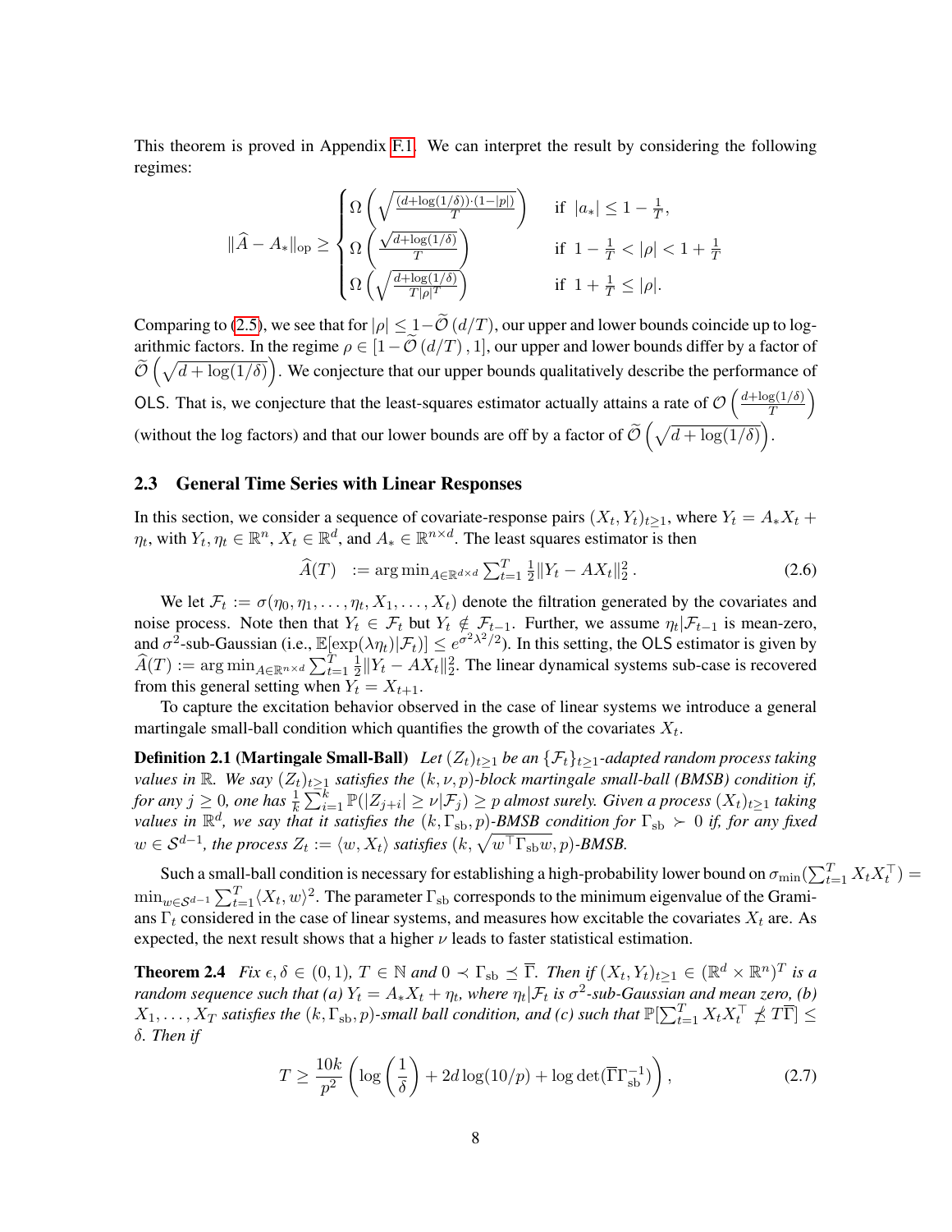This theorem is proved in Appendix F.1. We can interpret the result by considering the following regimes:

$$
\|\widehat{A} - A_*\|_{\mathrm{op}} \geq \begin{cases} \Omega\left(\sqrt{\frac{(d+\log(1/\delta))\cdot(1-|\rho|)}{T}}\right) & \text{if } |a_*| \leq 1 - \frac{1}{T}, \\ \Omega\left(\frac{\sqrt{d+\log(1/\delta)}}{T}\right) & \text{if } 1 - \frac{1}{T} < |\rho| < 1 + \frac{1}{T} \\ \Omega\left(\sqrt{\frac{d+\log(1/\delta)}{T|\rho|^T}}\right) & \text{if } 1 + \frac{1}{T} \leq |\rho|. \end{cases}
$$

Comparing to (2.5), we see that for $|\rho| \leq 1 - \widetilde{\mathcal{O}}\left(d/T\right)$, our upper and lower bounds coincide up to logarithmic factors. In the regime $\rho \in [1 - \widetilde{\mathcal{O}}\left(d/T\right), 1]$, our upper and lower bounds differ by a factor of $\widetilde{\mathcal{O}}\left(\sqrt{d + \log(1/\delta)}\right)$. We conjecture that our upper bounds qualitatively describe the performance of OLS. That is, we conjecture that the least-squares estimator actually attains a rate of $\mathcal{O}\left(\frac{d+\log(1/\delta)}{T}\right)$ (without the log factors) and that our lower bounds are off by a factor of $\widetilde{\mathcal{O}}\left(\sqrt{d + \log(1/\delta)}\right)$.

### 2.3 General Time Series with Linear Responses

In this section, we consider a sequence of covariate-response pairs $(X_t, Y_t)_{t \geq 1}$, where $Y_t = A_* X_t + \eta_t$, with $Y_t, \eta_t \in \mathbb{R}^n$, $X_t \in \mathbb{R}^d$, and $A_* \in \mathbb{R}^{n \times d}$. The least squares estimator is then

$$
\widehat{A}(T) \;\; := \arg\min_{A \in \mathbb{R}^{d \times d}} \textstyle\sum_{t=1}^{T} \frac{1}{2}\|Y_t - AX_t\|_2^2 \,. \tag{2.6}
$$

We let $\mathcal{F}_t := \sigma(\eta_0, \eta_1, \dots, \eta_t, X_1, \dots, X_t)$ denote the filtration generated by the covariates and noise process. Note then that $Y_t \in \mathcal{F}_t$ but $Y_t \notin \mathcal{F}_{t-1}$. Further, we assume $\eta_t | \mathcal{F}_{t-1}$ is mean-zero, and $\sigma^2$-sub-Gaussian (i.e., $\mathbb{E}[\exp(\lambda \eta_t) | \mathcal{F}_t)] \leq e^{\sigma^2 \lambda^2 / 2}$). In this setting, the OLS estimator is given by $\widehat{A}(T) := \arg\min_{A \in \mathbb{R}^{n \times d}} \sum_{t=1}^{T} \frac{1}{2}\|Y_t - AX_t\|_2^2$. The linear dynamical systems sub-case is recovered from this general setting when $Y_t = X_{t+1}$.

To capture the excitation behavior observed in the case of linear systems we introduce a general martingale small-ball condition which quantifies the growth of the covariates $X_t$.

**Definition 2.1 (Martingale Small-Ball)** *Let $(Z_t)_{t \geq 1}$ be an $\{\mathcal{F}_t\}_{t \geq 1}$-adapted random process taking values in $\mathbb{R}$. We say $(Z_t)_{t \geq 1}$ satisfies the $(k, \nu, p)$-block martingale small-ball (BMSB) condition if, for any $j \geq 0$, one has $\frac{1}{k}\sum_{i=1}^{k} \mathbb{P}(|Z_{j+i}| \geq \nu | \mathcal{F}_j) \geq p$ almost surely. Given a process $(X_t)_{t \geq 1}$ taking values in $\mathbb{R}^d$, we say that it satisfies the $(k, \Gamma_{\mathrm{sb}}, p)$-BMSB condition for $\Gamma_{\mathrm{sb}} \succ 0$ if, for any fixed $w \in \mathcal{S}^{d-1}$, the process $Z_t := \langle w, X_t \rangle$ satisfies $(k, \sqrt{w^\top \Gamma_{\mathrm{sb}} w}, p)$-BMSB.*

Such a small-ball condition is necessary for establishing a high-probability lower bound on $\sigma_{\min}(\sum_{t=1}^{T} X_t X_t^\top) = \min_{w \in \mathcal{S}^{d-1}} \sum_{t=1}^{T} \langle X_t, w \rangle^2$. The parameter $\Gamma_{\mathrm{sb}}$ corresponds to the minimum eigenvalue of the Gramians $\Gamma_t$ considered in the case of linear systems, and measures how excitable the covariates $X_t$ are. As expected, the next result shows that a higher $\nu$ leads to faster statistical estimation.

**Theorem 2.4** *Fix $\epsilon, \delta \in (0, 1)$, $T \in \mathbb{N}$ and $0 \prec \Gamma_{\mathrm{sb}} \preceq \overline{\Gamma}$. Then if $(X_t, Y_t)_{t \geq 1} \in (\mathbb{R}^d \times \mathbb{R}^n)^T$ is a random sequence such that (a) $Y_t = A_* X_t + \eta_t$, where $\eta_t | \mathcal{F}_t$ is $\sigma^2$-sub-Gaussian and mean zero, (b) $X_1, \dots, X_T$ satisfies the $(k, \Gamma_{\mathrm{sb}}, p)$-small ball condition, and (c) such that $\mathbb{P}[\sum_{t=1}^{T} X_t X_t^\top \not\preceq T\overline{\Gamma}] \leq \delta$. Then if*

$$
T \geq \frac{10k}{p^2}\left(\log\left(\frac{1}{\delta}\right) + 2d\log(10/p) + \log\det(\overline{\Gamma}\Gamma_{\mathrm{sb}}^{-1})\right), \tag{2.7}
$$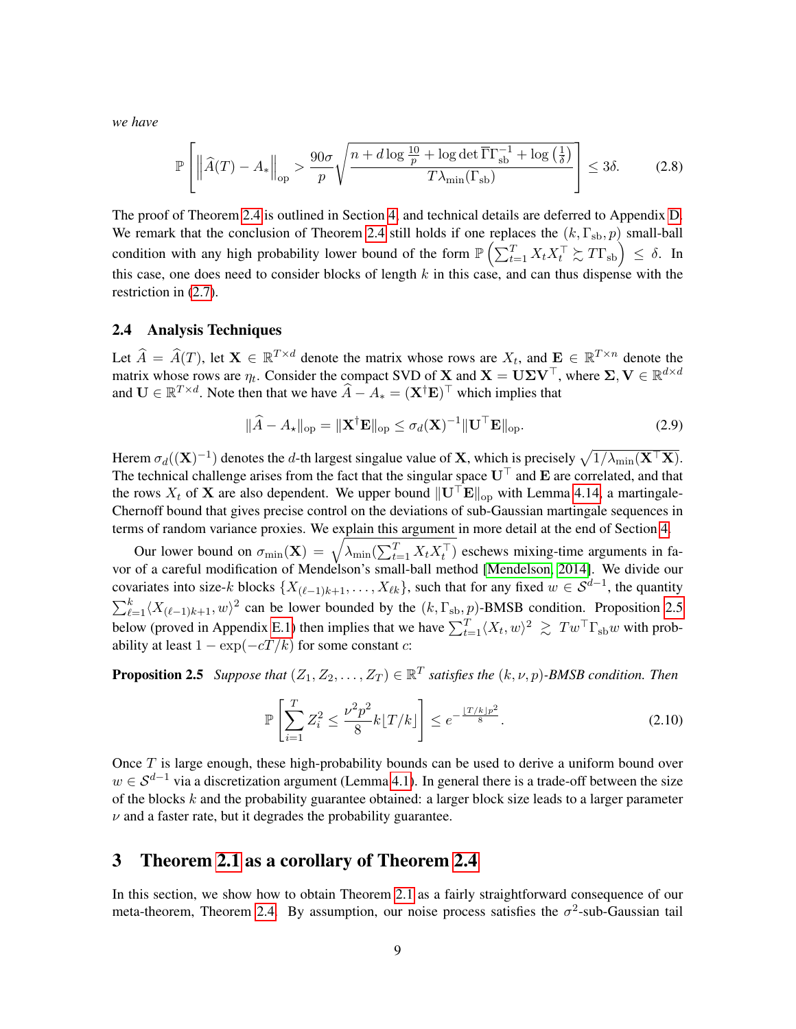*we have*

$$\mathbb{P}\left[\left\|\widehat{A}(T) - A_*\right\|_{\mathrm{op}} > \frac{90\sigma}{p}\sqrt{\frac{n + d\log\frac{10}{p} + \log\det\overline{\Gamma}\Gamma_{\mathrm{sb}}^{-1} + \log\left(\frac{1}{\delta}\right)}{T\lambda_{\min}(\Gamma_{\mathrm{sb}})}}\right] \le 3\delta. \tag{2.8}$$

The proof of Theorem 2.4 is outlined in Section 4, and technical details are deferred to Appendix D. We remark that the conclusion of Theorem 2.4 still holds if one replaces the $(k, \Gamma_{\mathrm{sb}}, p)$ small-ball condition with any high probability lower bound of the form $\mathbb{P}\left(\sum_{t=1}^{T} X_t X_t^\top \gtrsim T\Gamma_{\mathrm{sb}}\right) \le \delta$. In this case, one does need to consider blocks of length $k$ in this case, and can thus dispense with the restriction in (2.7).

## 2.4 Analysis Techniques

Let $\widehat{A} = \widehat{A}(T)$, let $\mathbf{X} \in \mathbb{R}^{T\times d}$ denote the matrix whose rows are $X_t$, and $\mathbf{E} \in \mathbb{R}^{T\times n}$ denote the matrix whose rows are $\eta_t$. Consider the compact SVD of $\mathbf{X}$ and $\mathbf{X} = \mathbf{U}\mathbf{\Sigma}\mathbf{V}^\top$, where $\mathbf{\Sigma}, \mathbf{V} \in \mathbb{R}^{d\times d}$ and $\mathbf{U} \in \mathbb{R}^{T\times d}$. Note then that we have $\widehat{A} - A_* = (\mathbf{X}^\dagger \mathbf{E})^\top$ which implies that

$$\|\widehat{A} - A_\star\|_{\mathrm{op}} = \|\mathbf{X}^\dagger \mathbf{E}\|_{\mathrm{op}} \le \sigma_d(\mathbf{X})^{-1}\|\mathbf{U}^\top \mathbf{E}\|_{\mathrm{op}}. \tag{2.9}$$

Herem $\sigma_d((\mathbf{X})^{-1})$ denotes the $d$-th largest singalue value of $\mathbf{X}$, which is precisely $\sqrt{1/\lambda_{\min}(\mathbf{X}^\top\mathbf{X})}$. The technical challenge arises from the fact that the singular space $\mathbf{U}^\top$ and $\mathbf{E}$ are correlated, and that the rows $X_t$ of $\mathbf{X}$ are also dependent. We upper bound $\|\mathbf{U}^\top \mathbf{E}\|_{\mathrm{op}}$ with Lemma 4.14, a martingale-Chernoff bound that gives precise control on the deviations of sub-Gaussian martingale sequences in terms of random variance proxies. We explain this argument in more detail at the end of Section 4.

Our lower bound on $\sigma_{\min}(\mathbf{X}) = \sqrt{\lambda_{\min}(\sum_{t=1}^{T} X_t X_t^\top)}$ eschews mixing-time arguments in favor of a careful modification of Mendelson's small-ball method [Mendelson, 2014]. We divide our covariates into size-$k$ blocks $\{X_{(\ell-1)k+1}, \ldots, X_{\ell k}\}$, such that for any fixed $w \in \mathcal{S}^{d-1}$, the quantity $\sum_{\ell=1}^{k}\langle X_{(\ell-1)k+1}, w\rangle^2$ can be lower bounded by the $(k, \Gamma_{\mathrm{sb}}, p)$-BMSB condition. Proposition 2.5 below (proved in Appendix E.1) then implies that we have $\sum_{t=1}^{T}\langle X_t, w\rangle^2 \gtrsim Tw^\top \Gamma_{\mathrm{sb}} w$ with probability at least $1 - \exp(-cT/k)$ for some constant $c$:

**Proposition 2.5** *Suppose that $(Z_1, Z_2, \ldots, Z_T) \in \mathbb{R}^T$ satisfies the $(k, \nu, p)$-BMSB condition. Then*

$$\mathbb{P}\left[\sum_{i=1}^{T} Z_i^2 \le \frac{\nu^2 p^2}{8} k\lfloor T/k\rfloor\right] \le e^{-\frac{\lfloor T/k\rfloor p^2}{8}}. \tag{2.10}$$

Once $T$ is large enough, these high-probability bounds can be used to derive a uniform bound over $w \in \mathcal{S}^{d-1}$ via a discretization argument (Lemma 4.1). In general there is a trade-off between the size of the blocks $k$ and the probability guarantee obtained: a larger block size leads to a larger parameter $\nu$ and a faster rate, but it degrades the probability guarantee.

# 3 Theorem 2.1 as a corollary of Theorem 2.4

In this section, we show how to obtain Theorem 2.1 as a fairly straightforward consequence of our meta-theorem, Theorem 2.4. By assumption, our noise process satisfies the $\sigma^2$-sub-Gaussian tail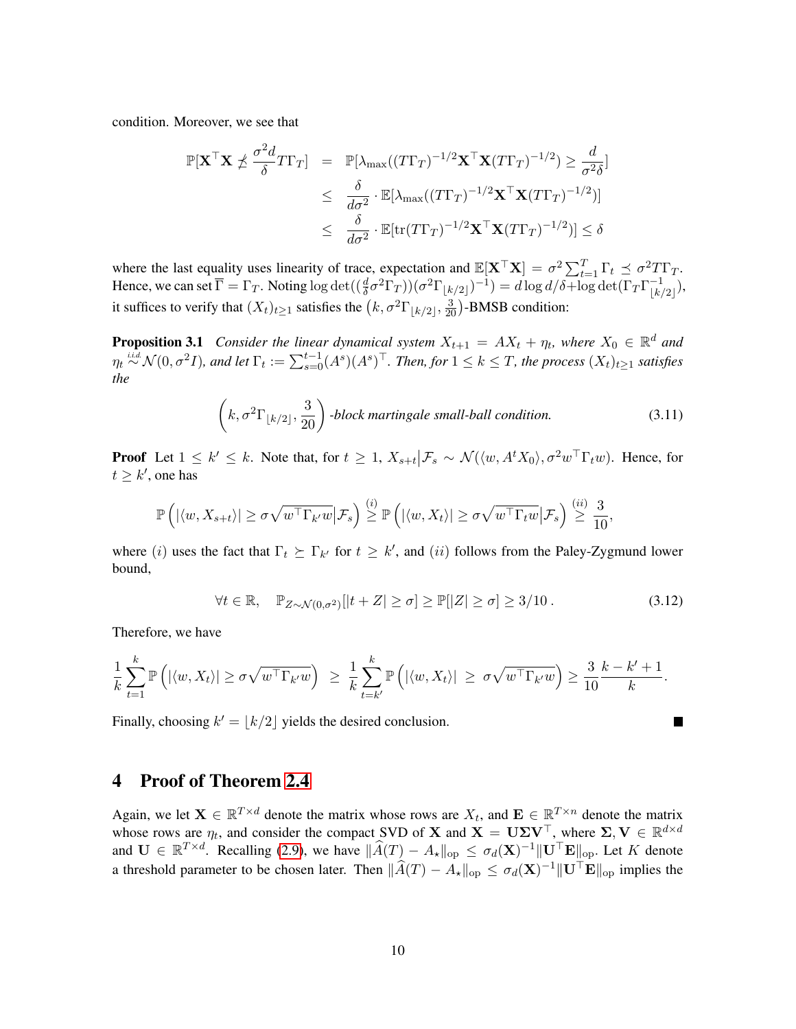condition. Moreover, we see that

$$
\begin{aligned}
\mathbb{P}[\mathbf{X}^\top \mathbf{X} \not\preceq \frac{\sigma^2 d}{\delta} T\Gamma_T] &= \mathbb{P}[\lambda_{\max}((T\Gamma_T)^{-1/2}\mathbf{X}^\top \mathbf{X}(T\Gamma_T)^{-1/2}) \geq \frac{d}{\sigma^2 \delta}] \\
&\leq \frac{\delta}{d\sigma^2} \cdot \mathbb{E}[\lambda_{\max}((T\Gamma_T)^{-1/2}\mathbf{X}^\top \mathbf{X}(T\Gamma_T)^{-1/2})] \\
&\leq \frac{\delta}{d\sigma^2} \cdot \mathbb{E}[\mathrm{tr}(T\Gamma_T)^{-1/2}\mathbf{X}^\top \mathbf{X}(T\Gamma_T)^{-1/2})] \leq \delta
\end{aligned}
$$

where the last equality uses linearity of trace, expectation and $\mathbb{E}[\mathbf{X}^\top \mathbf{X}] = \sigma^2 \sum_{t=1}^T \Gamma_t \preceq \sigma^2 T \Gamma_T$. Hence, we can set $\overline{\Gamma} = \Gamma_T$. Noting $\log\det((\frac{d}{\delta}\sigma^2\Gamma_T))(\sigma^2\Gamma_{\lfloor k/2 \rfloor})^{-1}) = d \log d/\delta + \log\det(\Gamma_T \Gamma_{\lfloor k/2 \rfloor}^{-1})$, it suffices to verify that $(X_t)_{t\geq 1}$ satisfies the $\left(k, \sigma^2\Gamma_{\lfloor k/2 \rfloor}, \frac{3}{20}\right)$-BMSB condition:

**Proposition 3.1** *Consider the linear dynamical system $X_{t+1} = AX_t + \eta_t$, where $X_0 \in \mathbb{R}^d$ and $\eta_t \overset{i.i.d.}{\sim} \mathcal{N}(0, \sigma^2 I)$, and let $\Gamma_t := \sum_{s=0}^{t-1} (A^s)(A^s)^\top$. Then, for $1 \leq k \leq T$, the process $(X_t)_{t\geq 1}$ satisfies the*

$$
\left(k, \sigma^2 \Gamma_{\lfloor k/2 \rfloor}, \frac{3}{20}\right) \textit{-block martingale small-ball condition.} \tag{3.11}
$$

**Proof** Let $1 \leq k' \leq k$. Note that, for $t \geq 1$, $X_{s+t} | \mathcal{F}_s \sim \mathcal{N}(\langle w, A^t X_0\rangle, \sigma^2 w^\top \Gamma_t w)$. Hence, for $t \geq k'$, one has

$$
\mathbb{P}\left(|\langle w, X_{s+t}\rangle| \geq \sigma\sqrt{w^\top \Gamma_{k'} w} \Big| \mathcal{F}_s\right) \overset{(i)}{\geq} \mathbb{P}\left(|\langle w, X_t\rangle| \geq \sigma\sqrt{w^\top \Gamma_t w} \Big| \mathcal{F}_s\right) \overset{(ii)}{\geq} \frac{3}{10},
$$

where $(i)$ uses the fact that $\Gamma_t \succeq \Gamma_{k'}$ for $t \geq k'$, and $(ii)$ follows from the Paley-Zygmund lower bound,

$$
\forall t \in \mathbb{R}, \quad \mathbb{P}_{Z \sim \mathcal{N}(0,\sigma^2)}[|t + Z| \geq \sigma] \geq \mathbb{P}[|Z| \geq \sigma] \geq 3/10\,. \tag{3.12}
$$

Therefore, we have

$$
\frac{1}{k}\sum_{t=1}^k \mathbb{P}\left(|\langle w, X_t\rangle| \geq \sigma\sqrt{w^\top \Gamma_{k'} w}\right) \geq \frac{1}{k}\sum_{t=k'}^k \mathbb{P}\left(|\langle w, X_t\rangle| \geq \sigma\sqrt{w^\top \Gamma_{k'} w}\right) \geq \frac{3}{10}\frac{k - k' + 1}{k}.
$$

Finally, choosing $k' = \lfloor k/2 \rfloor$ yields the desired conclusion. ∎

## 4 Proof of Theorem 2.4

Again, we let $\mathbf{X} \in \mathbb{R}^{T\times d}$ denote the matrix whose rows are $X_t$, and $\mathbf{E} \in \mathbb{R}^{T\times n}$ denote the matrix whose rows are $\eta_t$, and consider the compact SVD of $\mathbf{X}$ and $\mathbf{X} = \mathbf{U}\mathbf{\Sigma}\mathbf{V}^\top$, where $\mathbf{\Sigma}, \mathbf{V} \in \mathbb{R}^{d\times d}$ and $\mathbf{U} \in \mathbb{R}^{T\times d}$. Recalling (2.9), we have $\|\widehat{A}(T) - A_\star\|_{\mathrm{op}} \leq \sigma_d(\mathbf{X})^{-1}\|\mathbf{U}^\top \mathbf{E}\|_{\mathrm{op}}$. Let $K$ denote a threshold parameter to be chosen later. Then $\|\widehat{A}(T) - A_\star\|_{\mathrm{op}} \leq \sigma_d(\mathbf{X})^{-1}\|\mathbf{U}^\top \mathbf{E}\|_{\mathrm{op}}$ implies the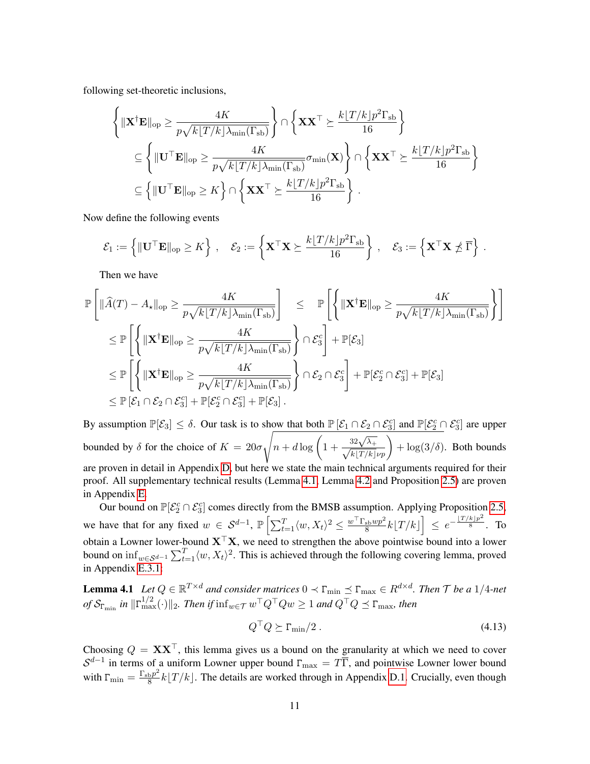following set-theoretic inclusions,

$$
\begin{aligned}
&\left\{ \|\mathbf{X}^\dagger \mathbf{E}\|_{\mathrm{op}} \geq \frac{4K}{p\sqrt{k\lfloor T/k \rfloor \lambda_{\min}(\Gamma_{\mathrm{sb}})}} \right\} \cap \left\{ \mathbf{X}\mathbf{X}^\top \succeq \frac{k\lfloor T/k \rfloor p^2 \Gamma_{\mathrm{sb}}}{16} \right\} \\
&\quad \subseteq \left\{ \|\mathbf{U}^\top \mathbf{E}\|_{\mathrm{op}} \geq \frac{4K}{p\sqrt{k\lfloor T/k \rfloor \lambda_{\min}(\Gamma_{\mathrm{sb}})}} \sigma_{\min}(\mathbf{X}) \right\} \cap \left\{ \mathbf{X}\mathbf{X}^\top \succeq \frac{k\lfloor T/k \rfloor p^2 \Gamma_{\mathrm{sb}}}{16} \right\} \\
&\quad \subseteq \left\{ \|\mathbf{U}^\top \mathbf{E}\|_{\mathrm{op}} \geq K \right\} \cap \left\{ \mathbf{X}\mathbf{X}^\top \succeq \frac{k\lfloor T/k \rfloor p^2 \Gamma_{\mathrm{sb}}}{16} \right\} .
\end{aligned}
$$

Now define the following events

$$
\mathcal{E}_1 := \left\{ \|\mathbf{U}^\top \mathbf{E}\|_{\mathrm{op}} \geq K \right\}, \quad \mathcal{E}_2 := \left\{ \mathbf{X}^\top \mathbf{X} \succeq \frac{k\lfloor T/k \rfloor p^2 \Gamma_{\mathrm{sb}}}{16} \right\}, \quad \mathcal{E}_3 := \left\{ \mathbf{X}^\top \mathbf{X} \not\preceq \overline{\Gamma} \right\} .
$$

Then we have

$$
\begin{aligned}
\mathbb{P}\left[ \|\widehat{A}(T) - A_\star\|_{\mathrm{op}} \geq \frac{4K}{p\sqrt{k\lfloor T/k \rfloor \lambda_{\min}(\Gamma_{\mathrm{sb}})}} \right] &\leq \mathbb{P}\left[ \left\{ \|\mathbf{X}^\dagger \mathbf{E}\|_{\mathrm{op}} \geq \frac{4K}{p\sqrt{k\lfloor T/k \rfloor \lambda_{\min}(\Gamma_{\mathrm{sb}})}} \right\} \right] \\
&\leq \mathbb{P}\left[ \left\{ \|\mathbf{X}^\dagger \mathbf{E}\|_{\mathrm{op}} \geq \frac{4K}{p\sqrt{k\lfloor T/k \rfloor \lambda_{\min}(\Gamma_{\mathrm{sb}})}} \right\} \cap \mathcal{E}_3^c \right] + \mathbb{P}[\mathcal{E}_3] \\
&\leq \mathbb{P}\left[ \left\{ \|\mathbf{X}^\dagger \mathbf{E}\|_{\mathrm{op}} \geq \frac{4K}{p\sqrt{k\lfloor T/k \rfloor \lambda_{\min}(\Gamma_{\mathrm{sb}})}} \right\} \cap \mathcal{E}_2 \cap \mathcal{E}_3^c \right] + \mathbb{P}[\mathcal{E}_2^c \cap \mathcal{E}_3^c] + \mathbb{P}[\mathcal{E}_3] \\
&\leq \mathbb{P}\left[ \mathcal{E}_1 \cap \mathcal{E}_2 \cap \mathcal{E}_3^c \right] + \mathbb{P}[\mathcal{E}_2^c \cap \mathcal{E}_3^c] + \mathbb{P}[\mathcal{E}_3] .
\end{aligned}
$$

By assumption $\mathbb{P}[\mathcal{E}_3] \leq \delta$. Our task is to show that both $\mathbb{P}[\mathcal{E}_1 \cap \mathcal{E}_2 \cap \mathcal{E}_3^c]$ and $\mathbb{P}[\mathcal{E}_2^c \cap \mathcal{E}_3^c]$ are upper bounded by $\delta$ for the choice of $K = 20\sigma\sqrt{n + d\log\left(1 + \frac{32\sqrt{\lambda_+}}{\sqrt{k\lfloor T/k \rfloor}\nu p}\right) + \log(3/\delta)}$. Both bounds are proven in detail in Appendix D, but here we state the main technical arguments required for their proof. All supplementary technical results (Lemma 4.1, Lemma 4.2 and Proposition 2.5) are proven in Appendix E.

Our bound on $\mathbb{P}[\mathcal{E}_2^c \cap \mathcal{E}_3^c]$ comes directly from the BMSB assumption. Applying Proposition 2.5, we have that for any fixed $w \in \mathcal{S}^{d-1}$, $\mathbb{P}\left[\sum_{t=1}^T \langle w, X_t \rangle^2 \leq \frac{w^\top \Gamma_{\mathrm{sb}} w p^2}{8} k\lfloor T/k \rfloor\right] \leq e^{-\frac{\lfloor T/k \rfloor p^2}{8}}$. To obtain a Lowner lower-bound $\mathbf{X}^\top \mathbf{X}$, we need to strengthen the above pointwise bound into a lower bound on $\inf_{w \in \mathcal{S}^{d-1}} \sum_{t=1}^T \langle w, X_t \rangle^2$. This is achieved through the following covering lemma, proved in Appendix E.3.1:

**Lemma 4.1** *Let $Q \in \mathbb{R}^{T \times d}$ and consider matrices $0 \prec \Gamma_{\min} \preceq \Gamma_{\max} \in R^{d \times d}$. Then $\mathcal{T}$ be a $1/4$-net of $\mathcal{S}_{\Gamma_{\min}}$ in $\|\Gamma_{\max}^{1/2}(\cdot)\|_2$. Then if $\inf_{w \in \mathcal{T}} w^\top Q^\top Q w \geq 1$ and $Q^\top Q \preceq \Gamma_{\max}$, then*

$$
Q^\top Q \succeq \Gamma_{\min}/2 . \tag{4.13}
$$

Choosing $Q = \mathbf{X}\mathbf{X}^\top$, this lemma gives us a bound on the granularity at which we need to cover $\mathcal{S}^{d-1}$ in terms of a uniform Lowner upper bound $\Gamma_{\max} = T\overline{\Gamma}$, and pointwise Lowner lower bound with $\Gamma_{\min} = \frac{\Gamma_{\mathrm{sb}} p^2}{8} k\lfloor T/k \rfloor$. The details are worked through in Appendix D.1. Crucially, even though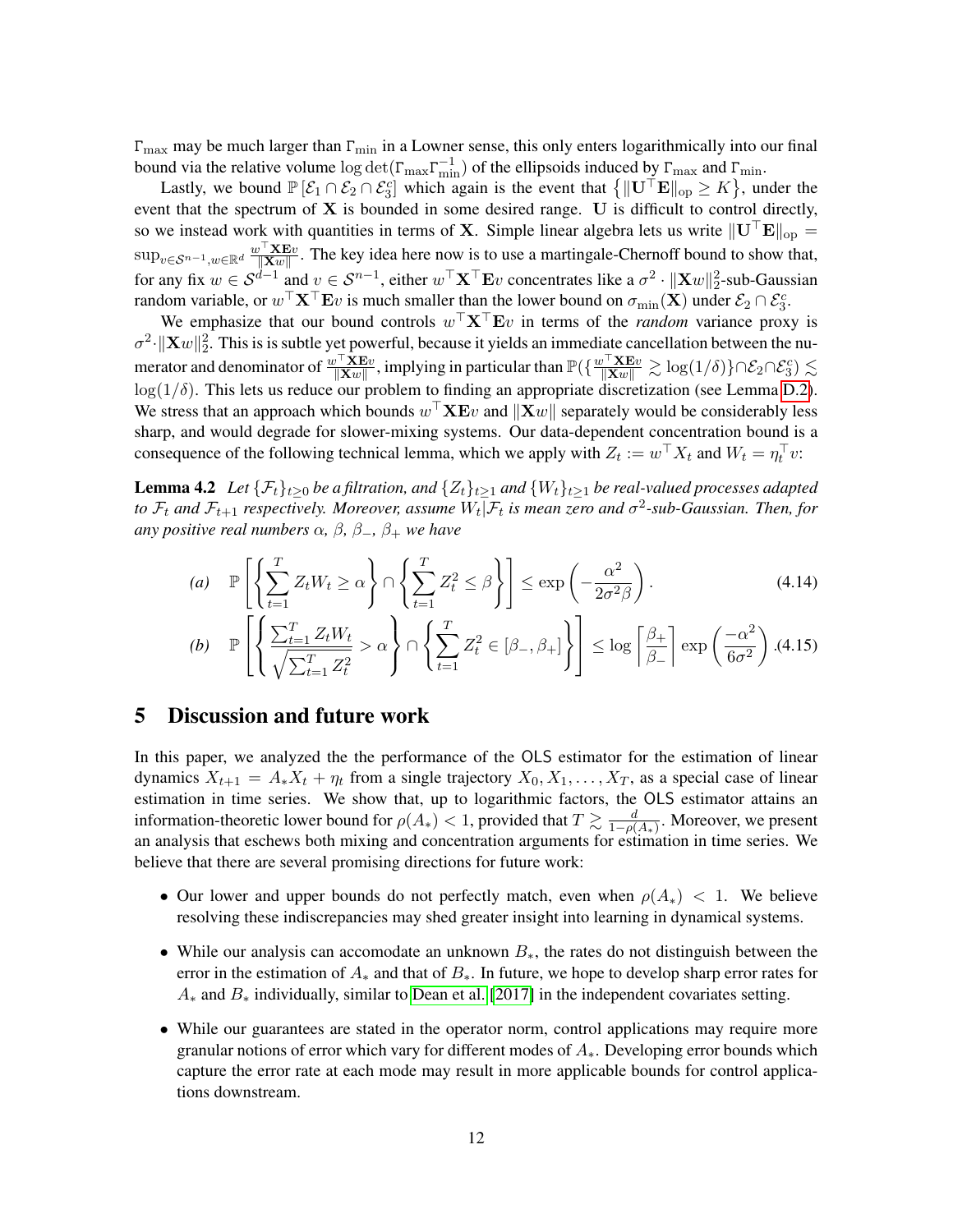$\Gamma_{\max}$ may be much larger than $\Gamma_{\min}$ in a Lowner sense, this only enters logarithmically into our final bound via the relative volume $\log\det(\Gamma_{\max}\Gamma_{\min}^{-1})$ of the ellipsoids induced by $\Gamma_{\max}$ and $\Gamma_{\min}$.

Lastly, we bound $\mathbb{P}[\mathcal{E}_1 \cap \mathcal{E}_2 \cap \mathcal{E}_3^c]$ which again is the event that $\{\|\mathbf{U}^\top \mathbf{E}\|_{\mathrm{op}} \geq K\}$, under the event that the spectrum of $\mathbf{X}$ is bounded in some desired range. $\mathbf{U}$ is difficult to control directly, so we instead work with quantities in terms of $\mathbf{X}$. Simple linear algebra lets us write $\|\mathbf{U}^\top \mathbf{E}\|_{\mathrm{op}} = \sup_{v \in \mathcal{S}^{n-1}, w \in \mathbb{R}^d} \frac{w^\top \mathbf{X}\mathbf{E}v}{\|\mathbf{X}w\|}$. The key idea here now is to use a martingale-Chernoff bound to show that, for any fix $w \in \mathcal{S}^{d-1}$ and $v \in \mathcal{S}^{n-1}$, either $w^\top \mathbf{X}^\top \mathbf{E}v$ concentrates like a $\sigma^2 \cdot \|\mathbf{X}w\|_2^2$-sub-Gaussian random variable, or $w^\top \mathbf{X}^\top \mathbf{E}v$ is much smaller than the lower bound on $\sigma_{\min}(\mathbf{X})$ under $\mathcal{E}_2 \cap \mathcal{E}_3^c$.

We emphasize that our bound controls $w^\top \mathbf{X}^\top \mathbf{E}v$ in terms of the *random* variance proxy is $\sigma^2 \cdot \|\mathbf{X}w\|_2^2$. This is is subtle yet powerful, because it yields an immediate cancellation between the numerator and denominator of $\frac{w^\top \mathbf{X}\mathbf{E}v}{\|\mathbf{X}w\|}$, implying in particular than $\mathbb{P}(\{\frac{w^\top \mathbf{X}\mathbf{E}v}{\|\mathbf{X}w\|} \gtrsim \log(1/\delta)\} \cap \mathcal{E}_2 \cap \mathcal{E}_3^c) \lesssim \log(1/\delta)$. This lets us reduce our problem to finding an appropriate discretization (see Lemma D.2). We stress that an approach which bounds $w^\top \mathbf{X}\mathbf{E}v$ and $\|\mathbf{X}w\|$ separately would be considerably less sharp, and would degrade for slower-mixing systems. Our data-dependent concentration bound is a consequence of the following technical lemma, which we apply with $Z_t := w^\top X_t$ and $W_t = \eta_t^\top v$:

**Lemma 4.2** *Let $\{\mathcal{F}_t\}_{t \geq 0}$ be a filtration, and $\{Z_t\}_{t \geq 1}$ and $\{W_t\}_{t \geq 1}$ be real-valued processes adapted to $\mathcal{F}_t$ and $\mathcal{F}_{t+1}$ respectively. Moreover, assume $W_t | \mathcal{F}_t$ is mean zero and $\sigma^2$-sub-Gaussian. Then, for any positive real numbers $\alpha$, $\beta$, $\beta_-$, $\beta_+$ we have*

$$\text{(a)} \quad \mathbb{P}\left[\left\{\sum_{t=1}^T Z_t W_t \geq \alpha\right\} \cap \left\{\sum_{t=1}^T Z_t^2 \leq \beta\right\}\right] \leq \exp\left(-\frac{\alpha^2}{2\sigma^2\beta}\right). \tag{4.14}$$

$$\text{(b)} \quad \mathbb{P}\left[\left\{\frac{\sum_{t=1}^T Z_t W_t}{\sqrt{\sum_{t=1}^T Z_t^2}} > \alpha\right\} \cap \left\{\sum_{t=1}^T Z_t^2 \in [\beta_-, \beta_+]\right\}\right] \leq \log\left\lceil\frac{\beta_+}{\beta_-}\right\rceil \exp\left(\frac{-\alpha^2}{6\sigma^2}\right). \tag{4.15}$$

# 5 Discussion and future work

In this paper, we analyzed the the performance of the OLS estimator for the estimation of linear dynamics $X_{t+1} = A_* X_t + \eta_t$ from a single trajectory $X_0, X_1, \ldots, X_T$, as a special case of linear estimation in time series. We show that, up to logarithmic factors, the OLS estimator attains an information-theoretic lower bound for $\rho(A_*) < 1$, provided that $T \gtrsim \frac{d}{1-\rho(A_*)}$. Moreover, we present an analysis that eschews both mixing and concentration arguments for estimation in time series. We believe that there are several promising directions for future work:

- Our lower and upper bounds do not perfectly match, even when $\rho(A_*) < 1$. We believe resolving these indiscrepancies may shed greater insight into learning in dynamical systems.
- While our analysis can accomodate an unknown $B_*$, the rates do not distinguish between the error in the estimation of $A_*$ and that of $B_*$. In future, we hope to develop sharp error rates for $A_*$ and $B_*$ individually, similar to Dean et al. [2017] in the independent covariates setting.
- While our guarantees are stated in the operator norm, control applications may require more granular notions of error which vary for different modes of $A_*$. Developing error bounds which capture the error rate at each mode may result in more applicable bounds for control applications downstream.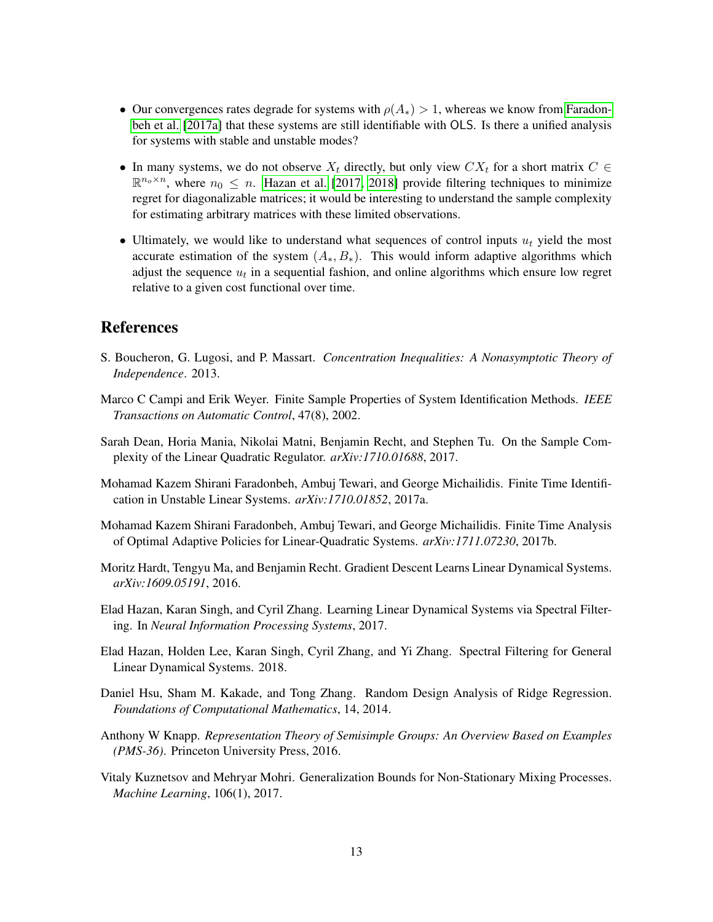- Our convergences rates degrade for systems with $\rho(A_*) > 1$, whereas we know from Faradonbeh et al. [2017a] that these systems are still identifiable with OLS. Is there a unified analysis for systems with stable and unstable modes?
- In many systems, we do not observe $X_t$ directly, but only view $CX_t$ for a short matrix $C \in \mathbb{R}^{n_o \times n}$, where $n_0 \leq n$. Hazan et al. [2017, 2018] provide filtering techniques to minimize regret for diagonalizable matrices; it would be interesting to understand the sample complexity for estimating arbitrary matrices with these limited observations.
- Ultimately, we would like to understand what sequences of control inputs $u_t$ yield the most accurate estimation of the system $(A_*, B_*)$. This would inform adaptive algorithms which adjust the sequence $u_t$ in a sequential fashion, and online algorithms which ensure low regret relative to a given cost functional over time.

## References

S. Boucheron, G. Lugosi, and P. Massart. *Concentration Inequalities: A Nonasymptotic Theory of Independence*. 2013.

Marco C Campi and Erik Weyer. Finite Sample Properties of System Identification Methods. *IEEE Transactions on Automatic Control*, 47(8), 2002.

Sarah Dean, Horia Mania, Nikolai Matni, Benjamin Recht, and Stephen Tu. On the Sample Complexity of the Linear Quadratic Regulator. *arXiv:1710.01688*, 2017.

Mohamad Kazem Shirani Faradonbeh, Ambuj Tewari, and George Michailidis. Finite Time Identification in Unstable Linear Systems. *arXiv:1710.01852*, 2017a.

Mohamad Kazem Shirani Faradonbeh, Ambuj Tewari, and George Michailidis. Finite Time Analysis of Optimal Adaptive Policies for Linear-Quadratic Systems. *arXiv:1711.07230*, 2017b.

Moritz Hardt, Tengyu Ma, and Benjamin Recht. Gradient Descent Learns Linear Dynamical Systems. *arXiv:1609.05191*, 2016.

Elad Hazan, Karan Singh, and Cyril Zhang. Learning Linear Dynamical Systems via Spectral Filtering. In *Neural Information Processing Systems*, 2017.

Elad Hazan, Holden Lee, Karan Singh, Cyril Zhang, and Yi Zhang. Spectral Filtering for General Linear Dynamical Systems. 2018.

Daniel Hsu, Sham M. Kakade, and Tong Zhang. Random Design Analysis of Ridge Regression. *Foundations of Computational Mathematics*, 14, 2014.

Anthony W Knapp. *Representation Theory of Semisimple Groups: An Overview Based on Examples (PMS-36)*. Princeton University Press, 2016.

Vitaly Kuznetsov and Mehryar Mohri. Generalization Bounds for Non-Stationary Mixing Processes. *Machine Learning*, 106(1), 2017.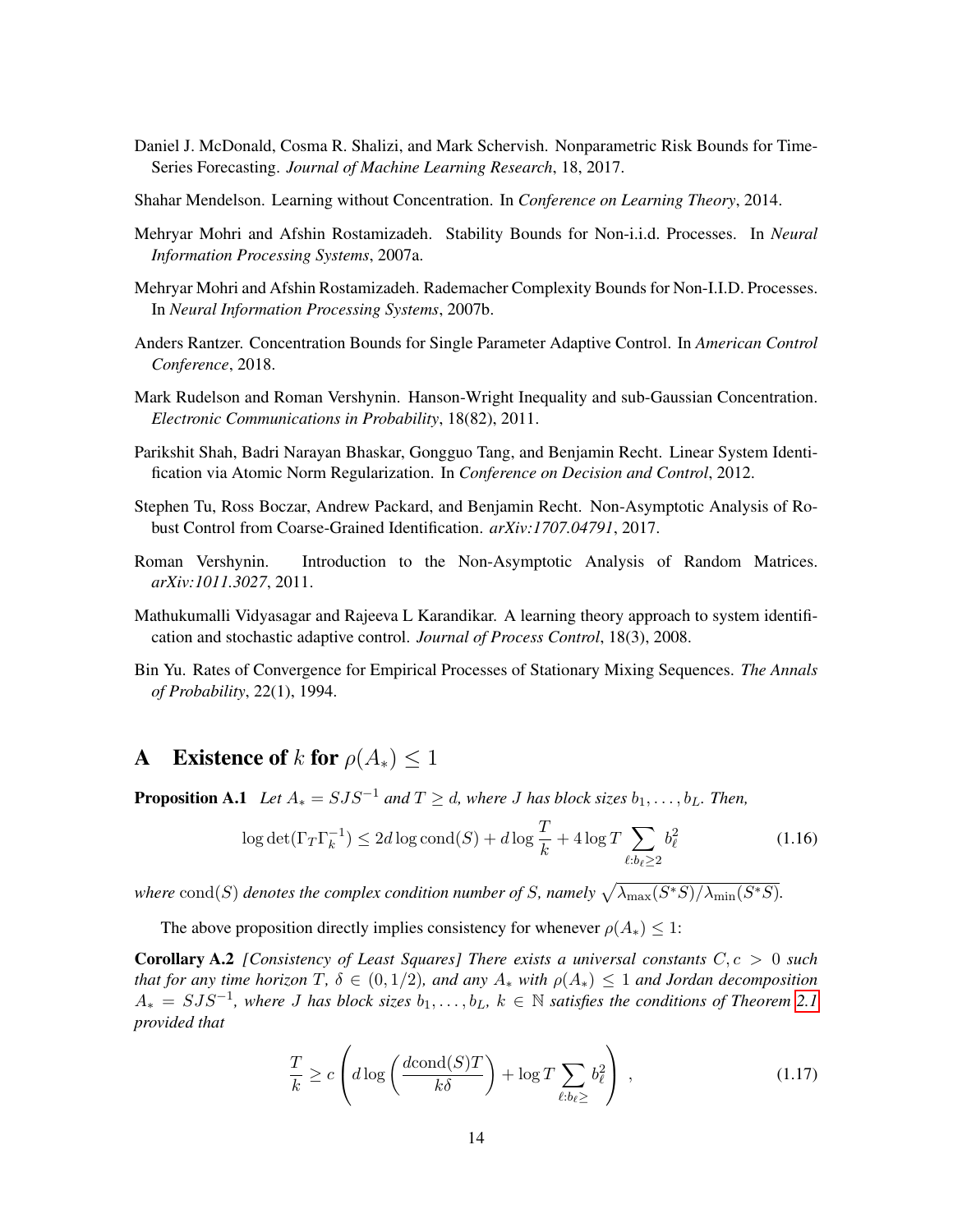Daniel J. McDonald, Cosma R. Shalizi, and Mark Schervish. Nonparametric Risk Bounds for Time-Series Forecasting. *Journal of Machine Learning Research*, 18, 2017.

Shahar Mendelson. Learning without Concentration. In *Conference on Learning Theory*, 2014.

Mehryar Mohri and Afshin Rostamizadeh. Stability Bounds for Non-i.i.d. Processes. In *Neural Information Processing Systems*, 2007a.

Mehryar Mohri and Afshin Rostamizadeh. Rademacher Complexity Bounds for Non-I.I.D. Processes. In *Neural Information Processing Systems*, 2007b.

Anders Rantzer. Concentration Bounds for Single Parameter Adaptive Control. In *American Control Conference*, 2018.

Mark Rudelson and Roman Vershynin. Hanson-Wright Inequality and sub-Gaussian Concentration. *Electronic Communications in Probability*, 18(82), 2011.

Parikshit Shah, Badri Narayan Bhaskar, Gongguo Tang, and Benjamin Recht. Linear System Identification via Atomic Norm Regularization. In *Conference on Decision and Control*, 2012.

Stephen Tu, Ross Boczar, Andrew Packard, and Benjamin Recht. Non-Asymptotic Analysis of Robust Control from Coarse-Grained Identification. *arXiv:1707.04791*, 2017.

Roman Vershynin. Introduction to the Non-Asymptotic Analysis of Random Matrices. *arXiv:1011.3027*, 2011.

Mathukumalli Vidyasagar and Rajeeva L Karandikar. A learning theory approach to system identification and stochastic adaptive control. *Journal of Process Control*, 18(3), 2008.

Bin Yu. Rates of Convergence for Empirical Processes of Stationary Mixing Sequences. *The Annals of Probability*, 22(1), 1994.

# A Existence of $k$ for $\rho(A_*) \leq 1$

**Proposition A.1** *Let $A_* = SJS^{-1}$ and $T \geq d$, where $J$ has block sizes $b_1, \dots, b_L$. Then,*

$$\log\det(\Gamma_T \Gamma_k^{-1}) \leq 2d \log \mathrm{cond}(S) + d \log \frac{T}{k} + 4 \log T \sum_{\ell : b_\ell \geq 2} b_\ell^2 \tag{1.16}$$

*where* $\mathrm{cond}(S)$ *denotes the complex condition number of $S$, namely $\sqrt{\lambda_{\max}(S^*S)/\lambda_{\min}(S^*S)}$.*

The above proposition directly implies consistency for whenever $\rho(A_*) \leq 1$:

**Corollary A.2** *[Consistency of Least Squares] There exists a universal constants $C, c > 0$ such that for any time horizon $T$, $\delta \in (0, 1/2)$, and any $A_*$ with $\rho(A_*) \leq 1$ and Jordan decomposition $A_* = SJS^{-1}$, where $J$ has block sizes $b_1, \dots, b_L$, $k \in \mathbb{N}$ satisfies the conditions of Theorem 2.1 provided that*

$$\frac{T}{k} \geq c \left( d \log\left( \frac{d\mathrm{cond}(S)T}{k\delta} \right) + \log T \sum_{\ell : b_\ell \geq} b_\ell^2 \right) , \tag{1.17}$$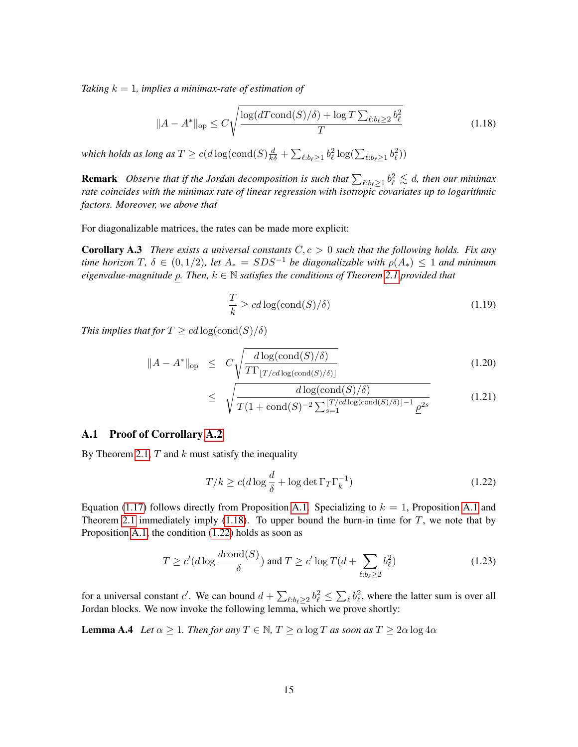*Taking $k = 1$, implies a minimax-rate of estimation of*

$$
\|A - A^*\|_{\mathrm{op}} \leq C\sqrt{\frac{\log(dT\mathrm{cond}(S)/\delta) + \log T \sum_{\ell : b_\ell \geq 2} b_\ell^2}{T}} \tag{1.18}
$$

*which holds as long as* $T \geq c(d \log(\mathrm{cond}(S)\frac{d}{k\delta} + \sum_{\ell : b_\ell \geq 1} b_\ell^2 \log(\sum_{\ell : b_\ell \geq 1} b_\ell^2))$

**Remark** *Observe that if the Jordan decomposition is such that $\sum_{\ell : b_\ell \geq 1} b_\ell^2 \lesssim d$, then our minimax rate coincides with the minimax rate of linear regression with isotropic covariates up to logarithmic factors. Moreover, we above that*

For diagonalizable matrices, the rates can be made more explicit:

**Corollary A.3** *There exists a universal constants $C, c > 0$ such that the following holds. Fix any time horizon $T$, $\delta \in (0, 1/2)$, let $A_* = SDS^{-1}$ be diagonalizable with $\rho(A_*) \leq 1$ and minimum eigenvalue-magnitude $\underline{\rho}$. Then, $k \in \mathbb{N}$ satisfies the conditions of Theorem 2.1 provided that*

$$
\frac{T}{k} \geq cd \log(\mathrm{cond}(S)/\delta) \tag{1.19}
$$

*This implies that for* $T \geq cd \log(\mathrm{cond}(S)/\delta)$

$$
\begin{aligned}
\|A - A^*\|_{\mathrm{op}} &\leq C\sqrt{\frac{d \log(\mathrm{cond}(S)/\delta)}{T\Gamma_{\lfloor T/cd \log(\mathrm{cond}(S)/\delta)\rfloor}}} && (1.20)\\
&\leq \sqrt{\frac{d \log(\mathrm{cond}(S)/\delta)}{T(1 + \mathrm{cond}(S)^{-2} \sum_{s=1}^{\lfloor T/cd \log(\mathrm{cond}(S)/\delta)\rfloor - 1} \underline{\rho}^{2s}}} && (1.21)
\end{aligned}
$$

## A.1 Proof of Corollary A.2

By Theorem 2.1, $T$ and $k$ must satisfy the inequality

$$
T/k \geq c(d \log \frac{d}{\delta} + \log \det \Gamma_T \Gamma_k^{-1}) \tag{1.22}
$$

Equation (1.17) follows directly from Proposition A.1. Specializing to $k = 1$, Proposition A.1 and Theorem 2.1 immediately imply (1.18). To upper bound the burn-in time for $T$, we note that by Proposition A.1, the condition (1.22) holds as soon as

$$
T \geq c'(d \log \frac{d\mathrm{cond}(S)}{\delta}) \text{ and } T \geq c' \log T(d + \sum_{\ell : b_\ell \geq 2} b_\ell^2) \tag{1.23}
$$

for a universal constant $c'$. We can bound $d + \sum_{\ell : b_\ell \geq 2} b_\ell^2 \leq \sum_\ell b_\ell^2$, where the latter sum is over all Jordan blocks. We now invoke the following lemma, which we prove shortly:

**Lemma A.4** *Let $\alpha \geq 1$. Then for any $T \in \mathbb{N}$, $T \geq \alpha \log T$ as soon as $T \geq 2\alpha \log 4\alpha$*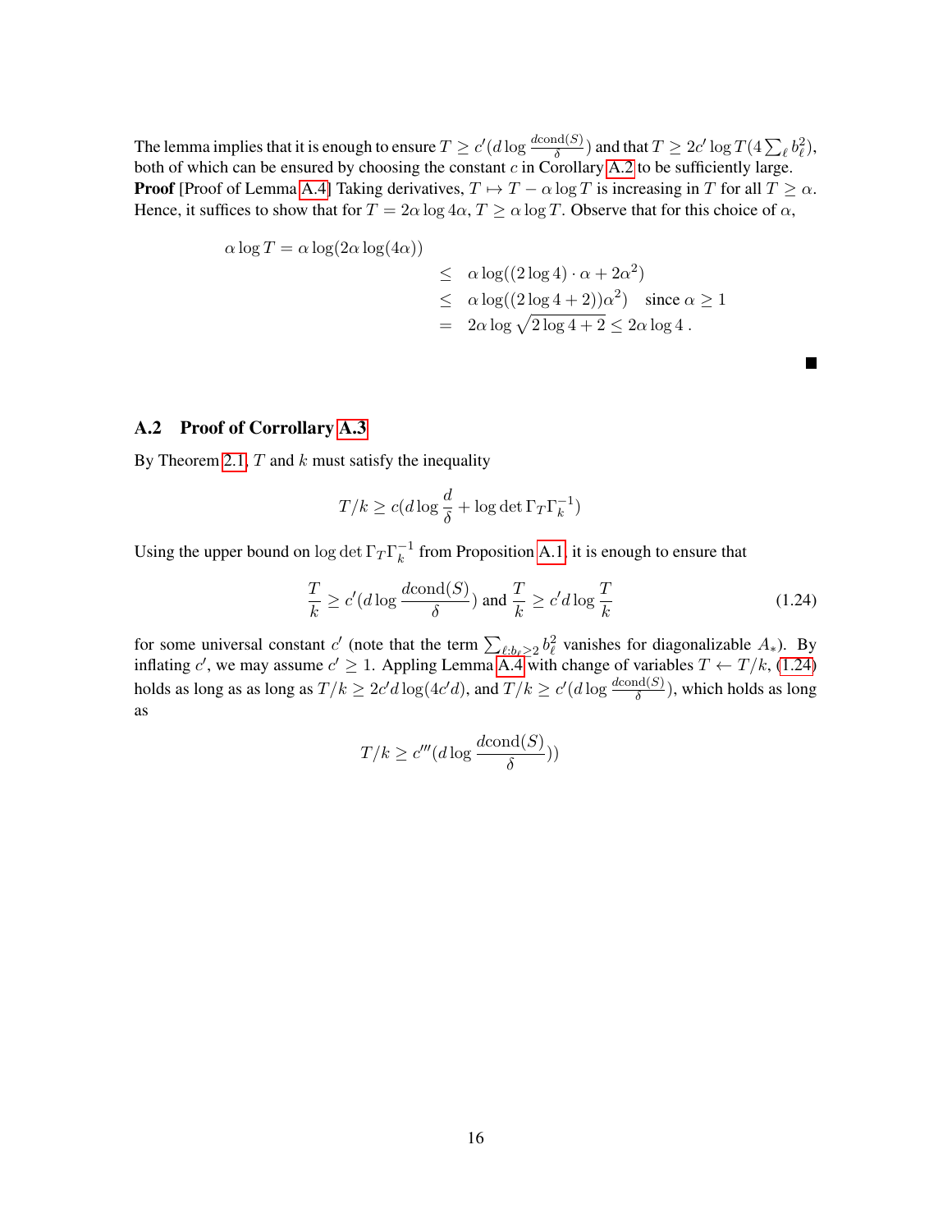The lemma implies that it is enough to ensure $T \geq c'(d \log \frac{d\text{cond}(S)}{\delta})$ and that $T \geq 2c' \log T(4 \sum_\ell b_\ell^2)$, both of which can be ensured by choosing the constant $c$ in Corollary A.2 to be sufficiently large.

**Proof** [Proof of Lemma A.4] Taking derivatives, $T \mapsto T - \alpha \log T$ is increasing in $T$ for all $T \geq \alpha$. Hence, it suffices to show that for $T = 2\alpha \log 4\alpha$, $T \geq \alpha \log T$. Observe that for this choice of $\alpha$,

$$
\begin{aligned}
\alpha \log T = \alpha \log(2\alpha \log(4\alpha)) \\
&\leq \alpha \log((2 \log 4) \cdot \alpha + 2\alpha^2) \\
&\leq \alpha \log((2 \log 4 + 2))\alpha^2) \quad \text{since } \alpha \geq 1 \\
&= 2\alpha \log \sqrt{2 \log 4 + 2} \leq 2\alpha \log 4 \,.
\end{aligned}
$$

■

## A.2 Proof of Corollary A.3

By Theorem 2.1, $T$ and $k$ must satisfy the inequality

$$
T/k \geq c(d \log \frac{d}{\delta} + \log \det \Gamma_T \Gamma_k^{-1})
$$

Using the upper bound on $\log \det \Gamma_T \Gamma_k^{-1}$ from Proposition A.1, it is enough to ensure that

$$
\frac{T}{k} \geq c'(d \log \frac{d\text{cond}(S)}{\delta}) \text{ and } \frac{T}{k} \geq c' d \log \frac{T}{k} \tag{1.24}
$$

for some universal constant $c'$ (note that the term $\sum_{\ell : b_\ell \geq 2} b_\ell^2$ vanishes for diagonalizable $A_*$). By inflating $c'$, we may assume $c' \geq 1$. Appling Lemma A.4 with change of variables $T \leftarrow T/k$, (1.24) holds as long as as long as $T/k \geq 2c' d \log(4c'd)$, and $T/k \geq c'(d \log \frac{d\text{cond}(S)}{\delta})$, which holds as long as

$$
T/k \geq c'''(d \log \frac{d\text{cond}(S)}{\delta}))
$$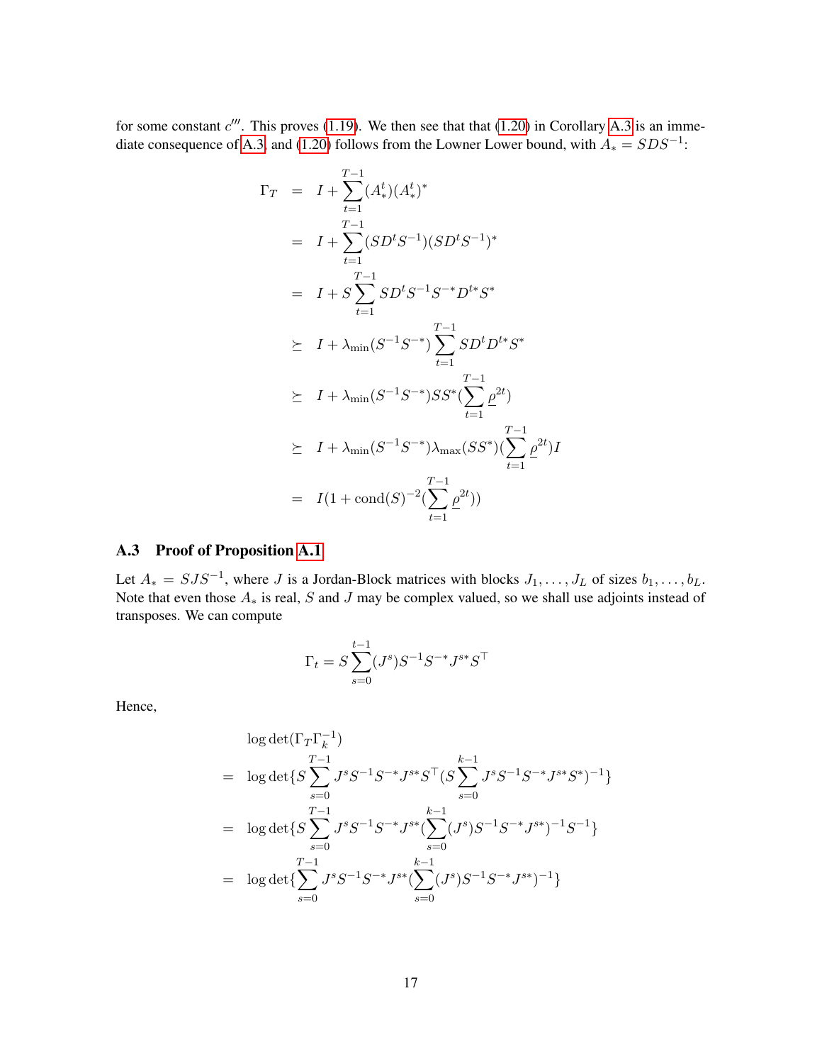for some constant $c'''$. This proves (1.19). We then see that that (1.20) in Corollary A.3 is an immediate consequence of A.3, and (1.20) follows from the Lowner Lower bound, with $A_* = SDS^{-1}$:

$$
\begin{aligned}
\Gamma_T &= I + \sum_{t=1}^{T-1} (A_*^t)(A_*^t)^* \\
&= I + \sum_{t=1}^{T-1} (SD^tS^{-1})(SD^tS^{-1})^* \\
&= I + S\sum_{t=1}^{T-1} SD^tS^{-1}S^{-*}D^{t*}S^* \\
&\succeq I + \lambda_{\min}(S^{-1}S^{-*})\sum_{t=1}^{T-1} SD^tD^{t*}S^* \\
&\succeq I + \lambda_{\min}(S^{-1}S^{-*})SS^*(\sum_{t=1}^{T-1}\underline{\rho}^{2t}) \\
&\succeq I + \lambda_{\min}(S^{-1}S^{-*})\lambda_{\max}(SS^*)(\sum_{t=1}^{T-1}\underline{\rho}^{2t})I \\
&= I(1 + \mathrm{cond}(S)^{-2}(\sum_{t=1}^{T-1}\underline{\rho}^{2t}))
\end{aligned}
$$

### A.3 Proof of Proposition A.1

Let $A_* = SJS^{-1}$, where $J$ is a Jordan-Block matrices with blocks $J_1, \dots, J_L$ of sizes $b_1, \dots, b_L$. Note that even those $A_*$ is real, $S$ and $J$ may be complex valued, so we shall use adjoints instead of transposes. We can compute

$$
\Gamma_t = S\sum_{s=0}^{t-1}(J^s)S^{-1}S^{-*}J^{s*}S^\top
$$

Hence,

$$
\begin{aligned}
&\log\det(\Gamma_T\Gamma_k^{-1}) \\
=\ & \log\det\{S\sum_{s=0}^{T-1}J^sS^{-1}S^{-*}J^{s*}S^\top(S\sum_{s=0}^{k-1}J^sS^{-1}S^{-*}J^{s*}S^*)^{-1}\} \\
=\ & \log\det\{S\sum_{s=0}^{T-1}J^sS^{-1}S^{-*}J^{s*}(\sum_{s=0}^{k-1}(J^s)S^{-1}S^{-*}J^{s*})^{-1}S^{-1}\} \\
=\ & \log\det\{\sum_{s=0}^{T-1}J^sS^{-1}S^{-*}J^{s*}(\sum_{s=0}^{k-1}(J^s)S^{-1}S^{-*}J^{s*})^{-1}\}
\end{aligned}
$$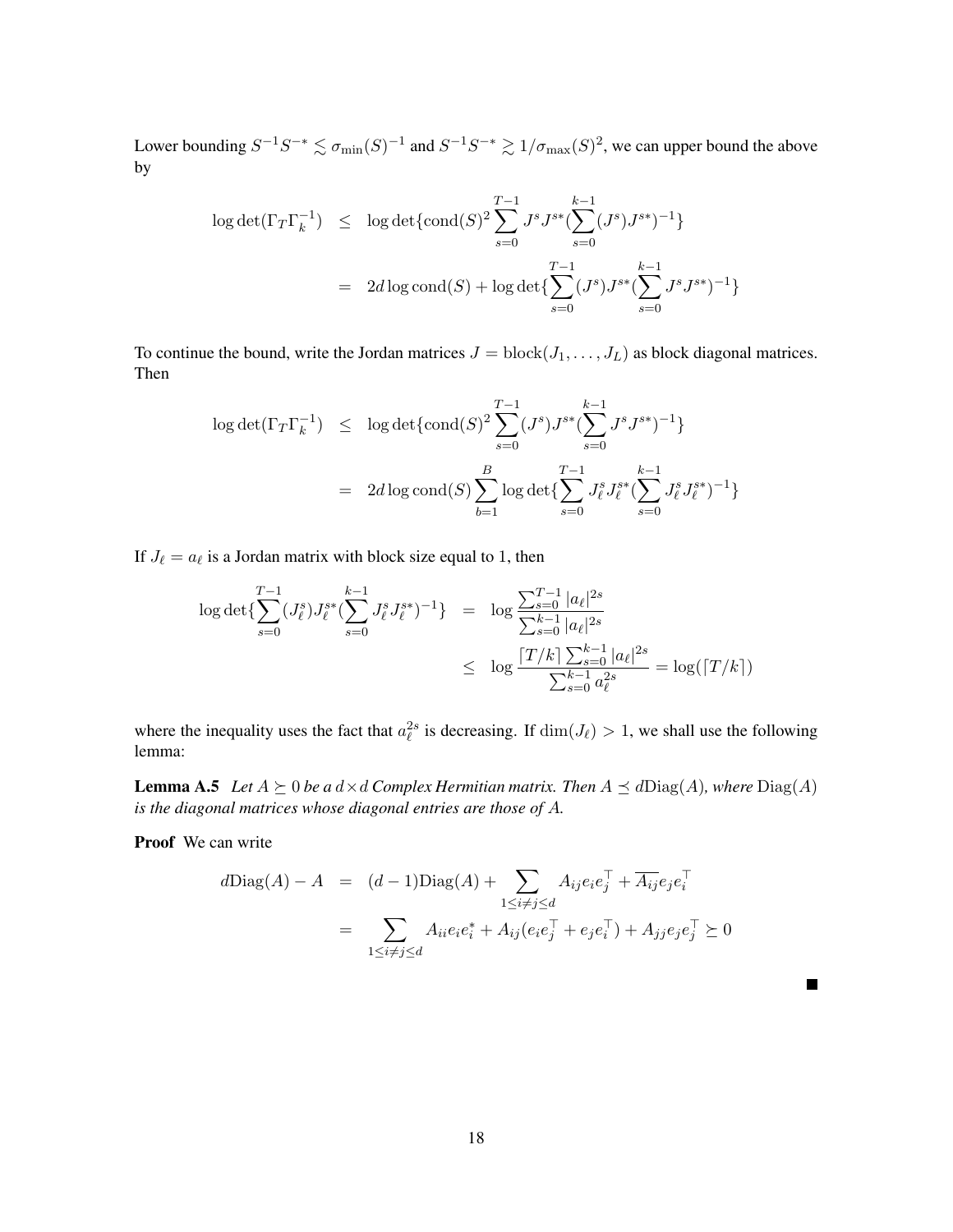Lower bounding $S^{-1}S^{-*} \lesssim \sigma_{\min}(S)^{-1}$ and $S^{-1}S^{-*} \gtrsim 1/\sigma_{\max}(S)^2$, we can upper bound the above by

$$
\begin{aligned}
\log\det(\Gamma_T \Gamma_k^{-1}) &\leq \log\det\{\mathrm{cond}(S)^2 \sum_{s=0}^{T-1} J^s J^{s*} (\sum_{s=0}^{k-1} (J^s) J^{s*})^{-1}\} \\
&= 2d \log \mathrm{cond}(S) + \log\det\{\sum_{s=0}^{T-1} (J^s) J^{s*} (\sum_{s=0}^{k-1} J^s J^{s*})^{-1}\}
\end{aligned}
$$

To continue the bound, write the Jordan matrices $J = \mathrm{block}(J_1, \dots, J_L)$ as block diagonal matrices. Then

$$
\begin{aligned}
\log\det(\Gamma_T \Gamma_k^{-1}) &\leq \log\det\{\mathrm{cond}(S)^2 \sum_{s=0}^{T-1} (J^s) J^{s*} (\sum_{s=0}^{k-1} J^s J^{s*})^{-1}\} \\
&= 2d \log \mathrm{cond}(S) \sum_{b=1}^{B} \log\det\{\sum_{s=0}^{T-1} J_\ell^s J_\ell^{s*} (\sum_{s=0}^{k-1} J_\ell^s J_\ell^{s*})^{-1}\}
\end{aligned}
$$

If $J_\ell = a_\ell$ is a Jordan matrix with block size equal to 1, then

$$
\begin{aligned}
\log\det\{\sum_{s=0}^{T-1} (J_\ell^s) J_\ell^{s*} (\sum_{s=0}^{k-1} J_\ell^s J_\ell^{s*})^{-1}\} &= \log \frac{\sum_{s=0}^{T-1} |a_\ell|^{2s}}{\sum_{s=0}^{k-1} |a_\ell|^{2s}} \\
&\leq \log \frac{\lceil T/k \rceil \sum_{s=0}^{k-1} |a_\ell|^{2s}}{\sum_{s=0}^{k-1} a_\ell^{2s}} = \log(\lceil T/k \rceil)
\end{aligned}
$$

where the inequality uses the fact that $a_\ell^{2s}$ is decreasing. If $\dim(J_\ell) > 1$, we shall use the following lemma:

**Lemma A.5** *Let $A \succeq 0$ be a $d \times d$ Complex Hermitian matrix. Then $A \preceq d\mathrm{Diag}(A)$, where $\mathrm{Diag}(A)$ is the diagonal matrices whose diagonal entries are those of $A$.*

**Proof** We can write

$$
\begin{aligned}
d\mathrm{Diag}(A) - A &= (d-1)\mathrm{Diag}(A) + \sum_{1 \leq i \neq j \leq d} A_{ij} e_i e_j^\top + \overline{A_{ij}} e_j e_i^\top \\
&= \sum_{1 \leq i \neq j \leq d} A_{ii} e_i e_i^* + A_{ij}(e_i e_j^\top + e_j e_i^\top) + A_{jj} e_j e_j^\top \succeq 0
\end{aligned}
$$

■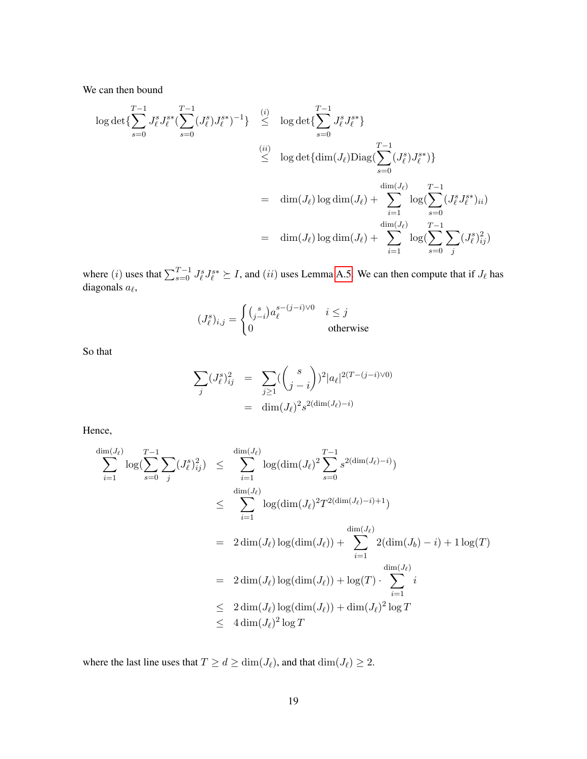We can then bound

$$
\begin{aligned}
\log\det\{\sum_{s=0}^{T-1} J_\ell^s J_\ell^{s*}(\sum_{s=0}^{T-1}(J_\ell^s)J_\ell^{s*})^{-1}\} &\overset{(i)}{\leq} \log\det\{\sum_{s=0}^{T-1} J_\ell^s J_\ell^{s*}\} \\
&\overset{(ii)}{\leq} \log\det\{\dim(J_\ell)\mathrm{Diag}(\sum_{s=0}^{T-1}(J_\ell^s)J_\ell^{s*})\} \\
&= \dim(J_\ell)\log\dim(J_\ell) + \sum_{i=1}^{\dim(J_\ell)} \log(\sum_{s=0}^{T-1}(J_\ell^s J_\ell^{s*})_{ii}) \\
&= \dim(J_\ell)\log\dim(J_\ell) + \sum_{i=1}^{\dim(J_\ell)} \log(\sum_{s=0}^{T-1}\sum_j (J_\ell^s)_{ij}^2)
\end{aligned}
$$

where $(i)$ uses that $\sum_{s=0}^{T-1} J_\ell^s J_\ell^{s*} \succeq I$, and $(ii)$ uses Lemma A.5. We can then compute that if $J_\ell$ has diagonals $a_\ell$,

$$
(J_\ell^s)_{i,j} = \begin{cases} \binom{s}{j-i} a_\ell^{s-(j-i)\vee 0} & i \leq j \\ 0 & \text{otherwise} \end{cases}
$$

So that

$$
\begin{aligned}
\sum_j (J_\ell^s)_{ij}^2 &= \sum_{j\geq 1} (\binom{s}{j-i})^2 |a_\ell|^{2(T-(j-i)\vee 0)} \\
&= \dim(J_\ell)^2 s^{2(\dim(J_\ell)-i)}
\end{aligned}
$$

Hence,

$$
\begin{aligned}
\sum_{i=1}^{\dim(J_\ell)} \log(\sum_{s=0}^{T-1}\sum_j (J_\ell^s)_{ij}^2) &\leq \sum_{i=1}^{\dim(J_\ell)} \log(\dim(J_\ell)^2 \sum_{s=0}^{T-1} s^{2(\dim(J_\ell)-i)}) \\
&\leq \sum_{i=1}^{\dim(J_\ell)} \log(\dim(J_\ell)^2 T^{2(\dim(J_\ell)-i)+1}) \\
&= 2\dim(J_\ell)\log(\dim(J_\ell)) + \sum_{i=1}^{\dim(J_\ell)} 2(\dim(J_b)-i)+1\log(T) \\
&= 2\dim(J_\ell)\log(\dim(J_\ell)) + \log(T)\cdot\sum_{i=1}^{\dim(J_\ell)} i \\
&\leq 2\dim(J_\ell)\log(\dim(J_\ell)) + \dim(J_\ell)^2\log T \\
&\leq 4\dim(J_\ell)^2\log T
\end{aligned}
$$

where the last line uses that $T \geq d \geq \dim(J_\ell)$, and that $\dim(J_\ell) \geq 2$.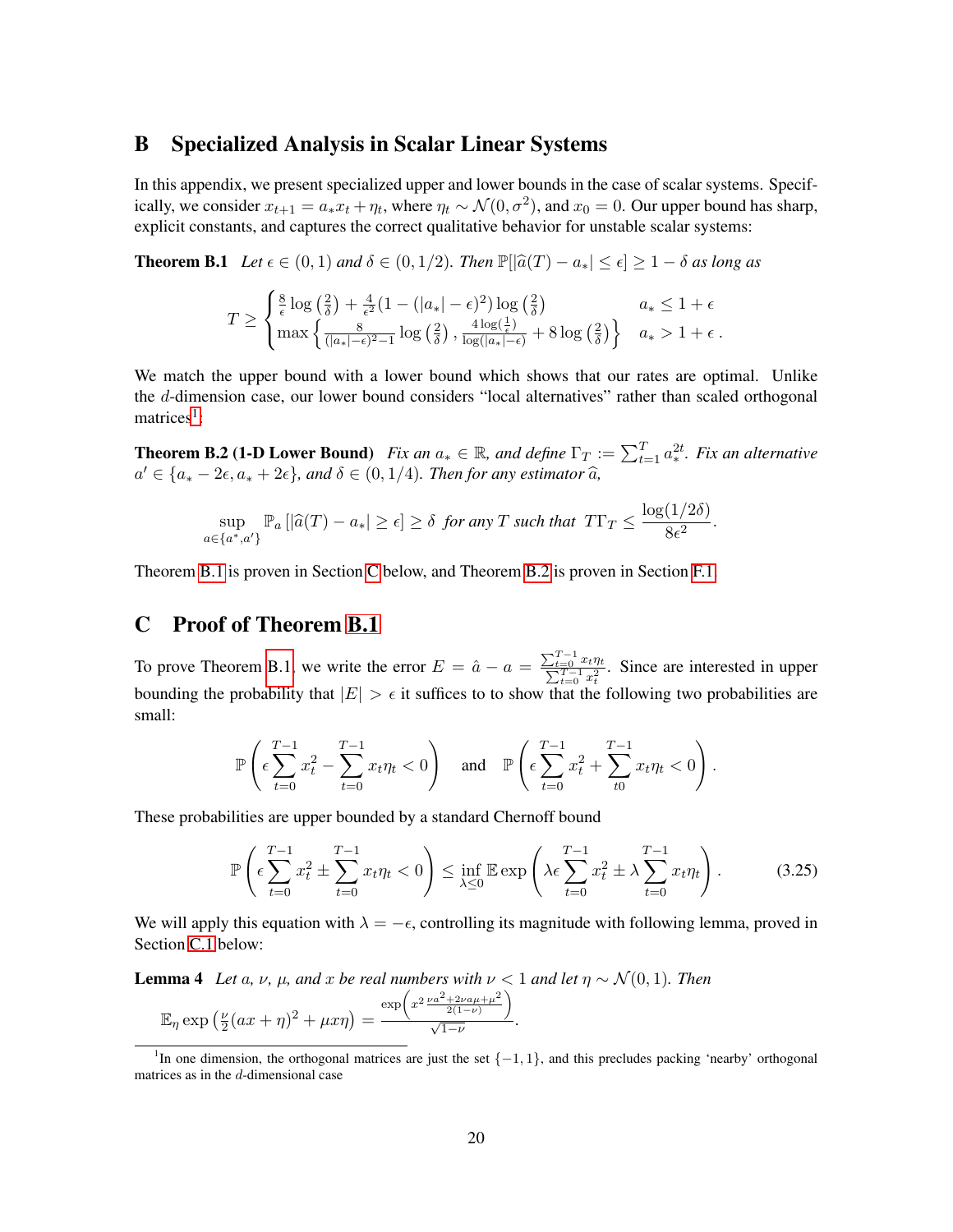# B Specialized Analysis in Scalar Linear Systems

In this appendix, we present specialized upper and lower bounds in the case of scalar systems. Specifically, we consider $x_{t+1} = a_* x_t + \eta_t$, where $\eta_t \sim \mathcal{N}(0, \sigma^2)$, and $x_0 = 0$. Our upper bound has sharp, explicit constants, and captures the correct qualitative behavior for unstable scalar systems:

**Theorem B.1** *Let $\epsilon \in (0,1)$ and $\delta \in (0, 1/2)$. Then $\mathbb{P}[|\widehat{a}(T) - a_*| \le \epsilon] \ge 1 - \delta$ as long as*

$$T \ge \begin{cases} \frac{8}{\epsilon}\log\left(\frac{2}{\delta}\right) + \frac{4}{\epsilon^2}(1 - (|a_*| - \epsilon)^2)\log\left(\frac{2}{\delta}\right) & a_* \le 1 + \epsilon \\ \max\left\{\frac{8}{(|a_*| - \epsilon)^2 - 1}\log\left(\frac{2}{\delta}\right), \frac{4\log(\frac{1}{\epsilon})}{\log(|a_*| - \epsilon)} + 8\log\left(\frac{2}{\delta}\right)\right\} & a_* > 1 + \epsilon\,. \end{cases}$$

We match the upper bound with a lower bound which shows that our rates are optimal. Unlike the $d$-dimension case, our lower bound considers "local alternatives" rather than scaled orthogonal matrices[1]:

**Theorem B.2 (1-D Lower Bound)** *Fix an $a_* \in \mathbb{R}$, and define $\Gamma_T := \sum_{t=1}^T a_*^{2t}$. Fix an alternative $a' \in \{a_* - 2\epsilon, a_* + 2\epsilon\}$, and $\delta \in (0, 1/4)$. Then for any estimator $\widehat{a}$,*

$$\sup_{a \in \{a^*, a'\}} \mathbb{P}_a\left[|\widehat{a}(T) - a_*| \ge \epsilon\right] \ge \delta \text{ for any } T \text{ such that } T\Gamma_T \le \frac{\log(1/2\delta)}{8\epsilon^2}.$$

Theorem B.1 is proven in Section C below, and Theorem B.2 is proven in Section F.1

# C Proof of Theorem B.1

To prove Theorem B.1, we write the error $E = \hat{a} - a = \frac{\sum_{t=0}^{T-1} x_t \eta_t}{\sum_{t=0}^{T-1} x_t^2}$. Since are interested in upper bounding the probability that $|E| > \epsilon$ it suffices to to show that the following two probabilities are small:

$$\mathbb{P}\left(\epsilon \sum_{t=0}^{T-1} x_t^2 - \sum_{t=0}^{T-1} x_t \eta_t < 0\right) \quad \text{and} \quad \mathbb{P}\left(\epsilon \sum_{t=0}^{T-1} x_t^2 + \sum_{t0}^{T-1} x_t \eta_t < 0\right).$$

These probabilities are upper bounded by a standard Chernoff bound

$$\mathbb{P}\left(\epsilon \sum_{t=0}^{T-1} x_t^2 \pm \sum_{t=0}^{T-1} x_t \eta_t < 0\right) \le \inf_{\lambda \le 0} \mathbb{E}\exp\left(\lambda\epsilon \sum_{t=0}^{T-1} x_t^2 \pm \lambda \sum_{t=0}^{T-1} x_t \eta_t\right). \tag{3.25}$$

We will apply this equation with $\lambda = -\epsilon$, controlling its magnitude with following lemma, proved in Section C.1 below:

**Lemma 4** *Let $a$, $\nu$, $\mu$, and $x$ be real numbers with $\nu < 1$ and let $\eta \sim \mathcal{N}(0, 1)$. Then*
$\mathbb{E}_\eta \exp\left(\frac{\nu}{2}(ax + \eta)^2 + \mu x \eta\right) = \frac{\exp\left(x^2 \frac{\nu a^2 + 2\nu a \mu + \mu^2}{2(1-\nu)}\right)}{\sqrt{1-\nu}}$.

[1] In one dimension, the orthogonal matrices are just the set $\{-1, 1\}$, and this precludes packing 'nearby' orthogonal matrices as in the $d$-dimensional case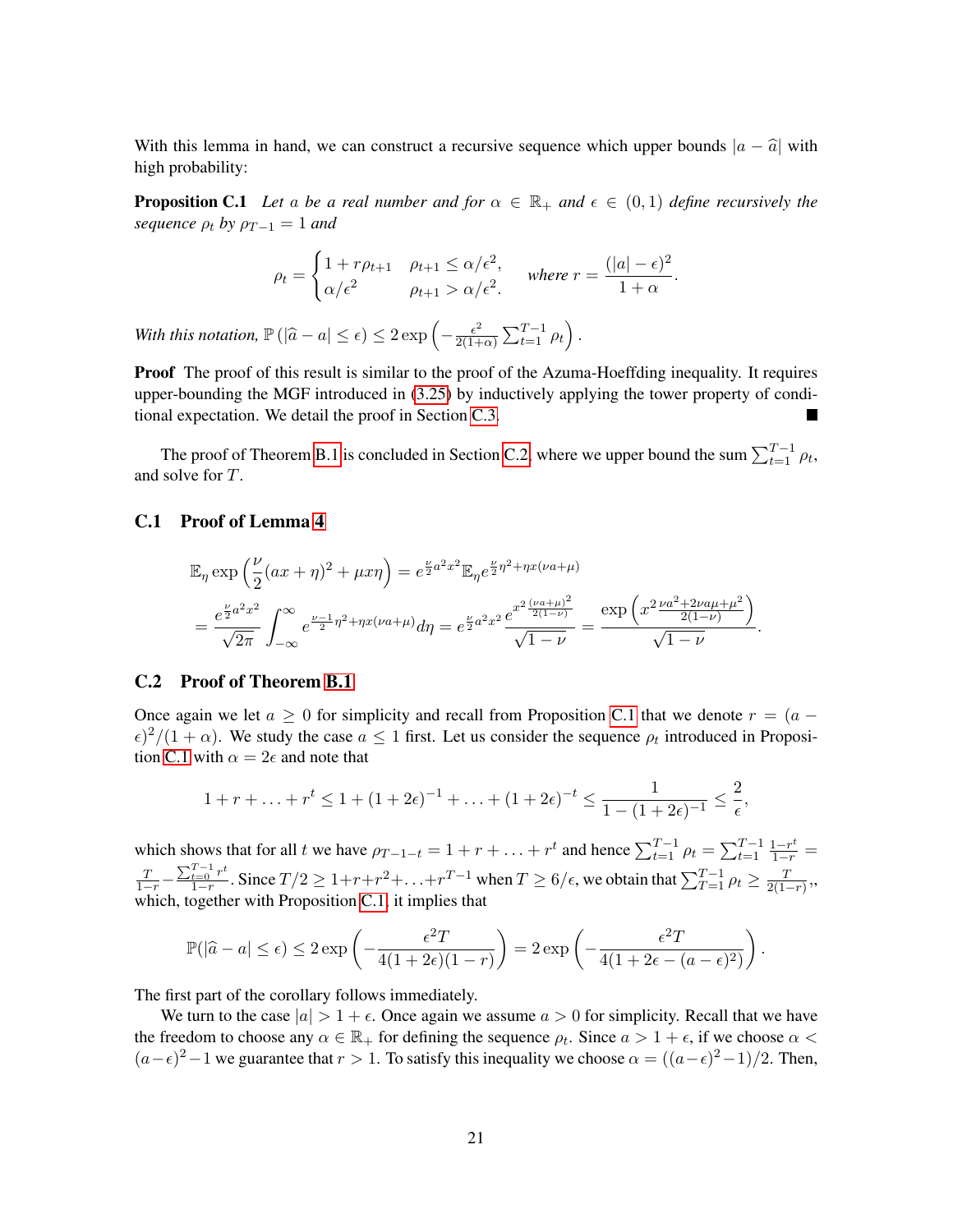With this lemma in hand, we can construct a recursive sequence which upper bounds $|a - \widehat{a}|$ with high probability:

**Proposition C.1** *Let $a$ be a real number and for $\alpha \in \mathbb{R}_+$ and $\epsilon \in (0,1)$ define recursively the sequence $\rho_t$ by $\rho_{T-1} = 1$ and*

$$\rho_t = \begin{cases} 1 + r\rho_{t+1} & \rho_{t+1} \le \alpha/\epsilon^2, \\ \alpha/\epsilon^2 & \rho_{t+1} > \alpha/\epsilon^2. \end{cases} \quad \textit{where } r = \frac{(|a| - \epsilon)^2}{1+\alpha}.$$

*With this notation, $\mathbb{P}\left(|\widehat{a} - a| \le \epsilon\right) \le 2\exp\left(-\frac{\epsilon^2}{2(1+\alpha)} \sum_{t=1}^{T-1} \rho_t\right)$.*

**Proof** The proof of this result is similar to the proof of the Azuma-Hoeffding inequality. It requires upper-bounding the MGF introduced in (3.25) by inductively applying the tower property of conditional expectation. We detail the proof in Section C.3. ∎

The proof of Theorem B.1 is concluded in Section C.2, where we upper bound the sum $\sum_{t=1}^{T-1} \rho_t$, and solve for $T$.

## C.1 Proof of Lemma 4

$$\mathbb{E}_\eta \exp\left(\frac{\nu}{2}(ax+\eta)^2 + \mu x\eta\right) = e^{\frac{\nu}{2}a^2x^2}\mathbb{E}_\eta e^{\frac{\nu}{2}\eta^2 + \eta x(\nu a + \mu)}$$

$$= \frac{e^{\frac{\nu}{2}a^2x^2}}{\sqrt{2\pi}} \int_{-\infty}^{\infty} e^{\frac{\nu-1}{2}\eta^2 + \eta x(\nu a+\mu)} d\eta = e^{\frac{\nu}{2}a^2x^2} \frac{e^{x^2\frac{(\nu a+\mu)^2}{2(1-\nu)}}}{\sqrt{1-\nu}} = \frac{\exp\left(x^2 \frac{\nu a^2 + 2\nu a\mu + \mu^2}{2(1-\nu)}\right)}{\sqrt{1-\nu}}.$$

## C.2 Proof of Theorem B.1

Once again we let $a \ge 0$ for simplicity and recall from Proposition C.1 that we denote $r = (a - \epsilon)^2/(1+\alpha)$. We study the case $a \le 1$ first. Let us consider the sequence $\rho_t$ introduced in Proposition C.1 with $\alpha = 2\epsilon$ and note that

$$1 + r + \ldots + r^t \le 1 + (1+2\epsilon)^{-1} + \ldots + (1+2\epsilon)^{-t} \le \frac{1}{1 - (1+2\epsilon)^{-1}} \le \frac{2}{\epsilon},$$

which shows that for all $t$ we have $\rho_{T-1-t} = 1 + r + \ldots + r^t$ and hence $\sum_{t=1}^{T-1} \rho_t = \sum_{t=1}^{T-1} \frac{1-r^t}{1-r} = \frac{T}{1-r} - \frac{\sum_{t=0}^{T-1} r^t}{1-r}$. Since $T/2 \ge 1 + r + r^2 + \ldots + r^{T-1}$ when $T \ge 6/\epsilon$, we obtain that $\sum_{T=1}^{T-1} \rho_t \ge \frac{T}{2(1-r)}$,, which, together with Proposition C.1, it implies that

$$\mathbb{P}(|\widehat{a} - a| \le \epsilon) \le 2\exp\left(-\frac{\epsilon^2 T}{4(1+2\epsilon)(1-r)}\right) = 2\exp\left(-\frac{\epsilon^2 T}{4(1+2\epsilon - (a-\epsilon)^2)}\right).$$

The first part of the corollary follows immediately.

We turn to the case $|a| > 1 + \epsilon$. Once again we assume $a > 0$ for simplicity. Recall that we have the freedom to choose any $\alpha \in \mathbb{R}_+$ for defining the sequence $\rho_t$. Since $a > 1 + \epsilon$, if we choose $\alpha < (a-\epsilon)^2 - 1$ we guarantee that $r > 1$. To satisfy this inequality we choose $\alpha = ((a-\epsilon)^2 - 1)/2$. Then,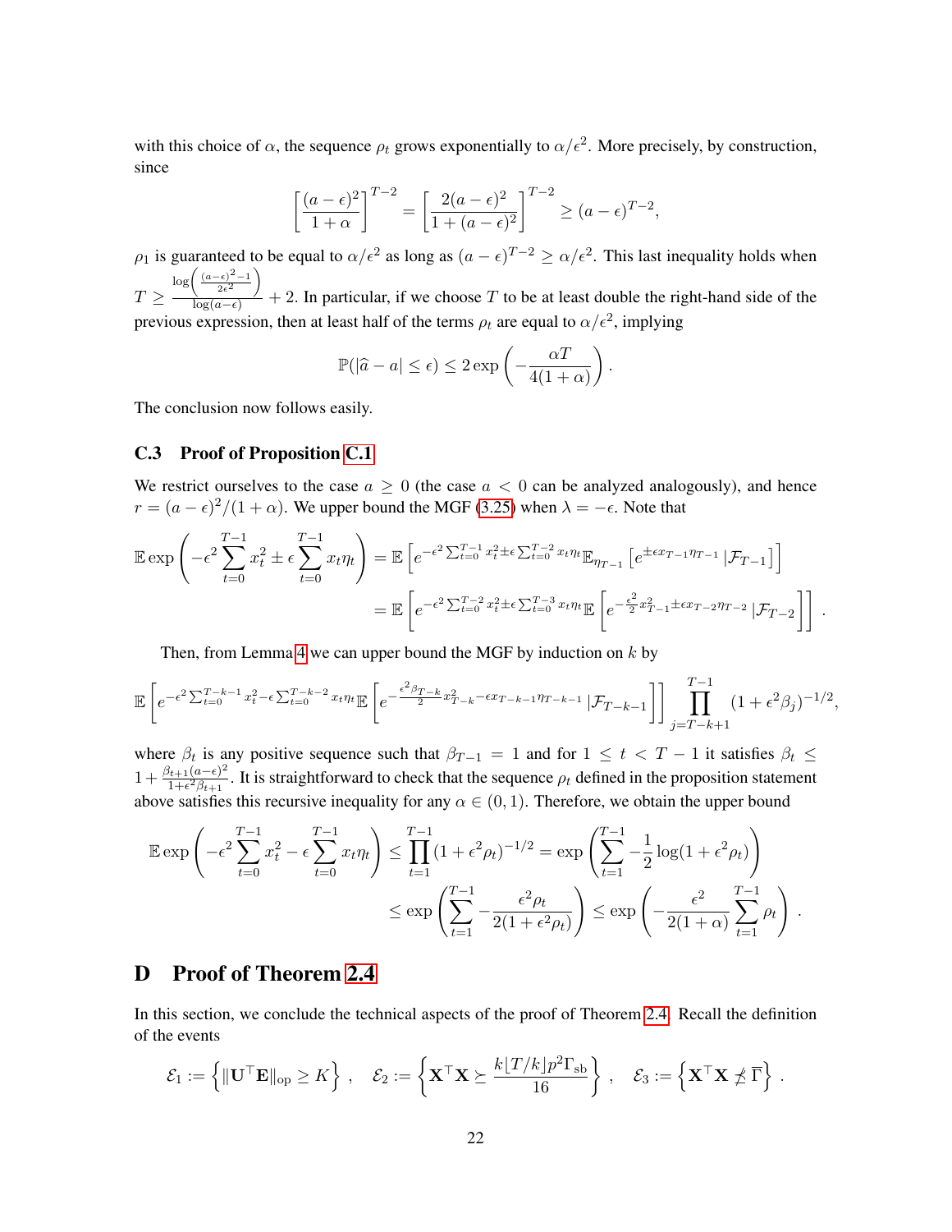with this choice of $\alpha$, the sequence $\rho_t$ grows exponentially to $\alpha/\epsilon^2$. More precisely, by construction, since

$$\left[\frac{(a-\epsilon)^2}{1+\alpha}\right]^{T-2} = \left[\frac{2(a-\epsilon)^2}{1+(a-\epsilon)^2}\right]^{T-2} \geq (a-\epsilon)^{T-2},$$

$\rho_1$ is guaranteed to be equal to $\alpha/\epsilon^2$ as long as $(a-\epsilon)^{T-2} \geq \alpha/\epsilon^2$. This last inequality holds when $T \geq \frac{\log\left(\frac{(a-\epsilon)^2-1}{2\epsilon^2}\right)}{\log(a-\epsilon)} + 2$. In particular, if we choose $T$ to be at least double the right-hand side of the previous expression, then at least half of the terms $\rho_t$ are equal to $\alpha/\epsilon^2$, implying

$$\mathbb{P}(|\widehat{a} - a| \leq \epsilon) \leq 2\exp\left(-\frac{\alpha T}{4(1+\alpha)}\right).$$

The conclusion now follows easily.

### C.3 Proof of Proposition C.1

We restrict ourselves to the case $a \geq 0$ (the case $a < 0$ can be analyzed analogously), and hence $r = (a-\epsilon)^2/(1+\alpha)$. We upper bound the MGF (3.25) when $\lambda = -\epsilon$. Note that

$$\begin{aligned}
\mathbb{E}\exp\left(-\epsilon^2\sum_{t=0}^{T-1} x_t^2 \pm \epsilon \sum_{t=0}^{T-1} x_t\eta_t\right) &= \mathbb{E}\left[e^{-\epsilon^2\sum_{t=0}^{T-1} x_t^2 \pm \epsilon\sum_{t=0}^{T-2} x_t\eta_t}\mathbb{E}_{\eta_{T-1}}\left[e^{\pm\epsilon x_{T-1}\eta_{T-1}}\,|\mathcal{F}_{T-1}\right]\right] \\
&= \mathbb{E}\left[e^{-\epsilon^2\sum_{t=0}^{T-2} x_t^2 \pm \epsilon\sum_{t=0}^{T-3} x_t\eta_t}\mathbb{E}\left[e^{-\frac{\epsilon^2}{2}x_{T-1}^2 \pm \epsilon x_{T-2}\eta_{T-2}}\,|\mathcal{F}_{T-2}\right]\right].
\end{aligned}$$

Then, from Lemma 4 we can upper bound the MGF by induction on $k$ by

$$\mathbb{E}\left[e^{-\epsilon^2\sum_{t=0}^{T-k-1} x_t^2 - \epsilon\sum_{t=0}^{T-k-2} x_t\eta_t}\mathbb{E}\left[e^{-\frac{\epsilon^2\beta_{T-k}}{2}x_{T-k}^2 - \epsilon x_{T-k-1}\eta_{T-k-1}}\,|\mathcal{F}_{T-k-1}\right]\right]\prod_{j=T-k+1}^{T-1}(1+\epsilon^2\beta_j)^{-1/2},$$

where $\beta_t$ is any positive sequence such that $\beta_{T-1} = 1$ and for $1 \leq t < T-1$ it satisfies $\beta_t \leq 1 + \frac{\beta_{t+1}(a-\epsilon)^2}{1+\epsilon^2\beta_{t+1}}$. It is straightforward to check that the sequence $\rho_t$ defined in the proposition statement above satisfies this recursive inequality for any $\alpha \in (0,1)$. Therefore, we obtain the upper bound

$$\begin{aligned}
\mathbb{E}\exp\left(-\epsilon^2\sum_{t=0}^{T-1} x_t^2 - \epsilon\sum_{t=0}^{T-1} x_t\eta_t\right) &\leq \prod_{t=1}^{T-1}(1+\epsilon^2\rho_t)^{-1/2} = \exp\left(\sum_{t=1}^{T-1} -\frac{1}{2}\log(1+\epsilon^2\rho_t)\right) \\
&\leq \exp\left(\sum_{t=1}^{T-1} -\frac{\epsilon^2\rho_t}{2(1+\epsilon^2\rho_t)}\right) \leq \exp\left(-\frac{\epsilon^2}{2(1+\alpha)}\sum_{t=1}^{T-1}\rho_t\right).
\end{aligned}$$

## D Proof of Theorem 2.4

In this section, we conclude the technical aspects of the proof of Theorem 2.4. Recall the definition of the events

$$\mathcal{E}_1 := \left\{\|\mathbf{U}^\top\mathbf{E}\|_{\mathrm{op}} \geq K\right\}, \quad \mathcal{E}_2 := \left\{\mathbf{X}^\top\mathbf{X} \succeq \frac{k\lfloor T/k\rfloor p^2\Gamma_{\mathrm{sb}}}{16}\right\}, \quad \mathcal{E}_3 := \left\{\mathbf{X}^\top\mathbf{X} \not\preceq \overline{\Gamma}\right\}.$$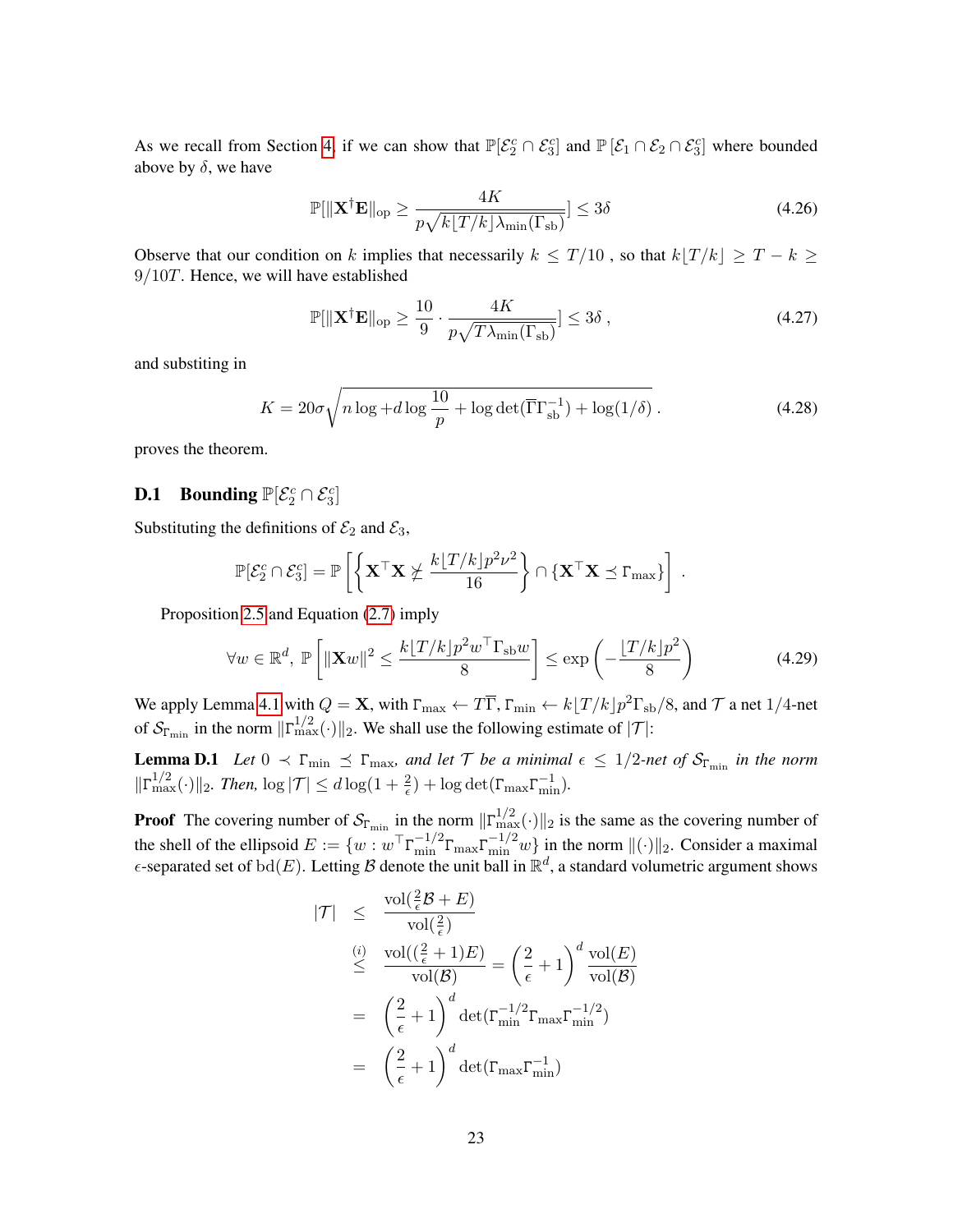As we recall from Section 4, if we can show that $\mathbb{P}[\mathcal{E}_2^c \cap \mathcal{E}_3^c]$ and $\mathbb{P}[\mathcal{E}_1 \cap \mathcal{E}_2 \cap \mathcal{E}_3^c]$ where bounded above by $\delta$, we have

$$\mathbb{P}[\|\mathbf{X}^\dagger \mathbf{E}\|_{\mathrm{op}} \geq \frac{4K}{p\sqrt{k\lfloor T/k \rfloor \lambda_{\min}(\Gamma_{\mathrm{sb}})}}] \leq 3\delta \tag{4.26}$$

Observe that our condition on $k$ implies that necessarily $k \leq T/10$ , so that $k\lfloor T/k \rfloor \geq T - k \geq 9/10T$. Hence, we will have established

$$\mathbb{P}[\|\mathbf{X}^\dagger \mathbf{E}\|_{\mathrm{op}} \geq \frac{10}{9} \cdot \frac{4K}{p\sqrt{T\lambda_{\min}(\Gamma_{\mathrm{sb}})}}] \leq 3\delta \,, \tag{4.27}$$

and substiting in

$$K = 20\sigma\sqrt{n \log + d \log \frac{10}{p} + \log \det(\overline{\Gamma}\Gamma_{\mathrm{sb}}^{-1}) + \log(1/\delta)} \,. \tag{4.28}$$

proves the theorem.

## D.1 Bounding $\mathbb{P}[\mathcal{E}_2^c \cap \mathcal{E}_3^c]$

Substituting the definitions of $\mathcal{E}_2$ and $\mathcal{E}_3$,

$$\mathbb{P}[\mathcal{E}_2^c \cap \mathcal{E}_3^c] = \mathbb{P}\left[\left\{\mathbf{X}^\top\mathbf{X} \not\succeq \frac{k\lfloor T/k \rfloor p^2 \nu^2}{16}\right\} \cap \{\mathbf{X}^\top\mathbf{X} \preceq \Gamma_{\max}\}\right] \,.$$

Proposition 2.5 and Equation (2.7) imply

$$\forall w \in \mathbb{R}^d,\ \mathbb{P}\left[\|\mathbf{X}w\|^2 \leq \frac{k\lfloor T/k \rfloor p^2 w^\top \Gamma_{\mathrm{sb}} w}{8}\right] \leq \exp\left(-\frac{\lfloor T/k \rfloor p^2}{8}\right) \tag{4.29}$$

We apply Lemma 4.1 with $Q = \mathbf{X}$, with $\Gamma_{\max} \leftarrow T\overline{\Gamma}$, $\Gamma_{\min} \leftarrow k\lfloor T/k \rfloor p^2 \Gamma_{\mathrm{sb}}/8$, and $\mathcal{T}$ a net $1/4$-net of $\mathcal{S}_{\Gamma_{\min}}$ in the norm $\|\Gamma_{\max}^{1/2}(\cdot)\|_2$. We shall use the following estimate of $|\mathcal{T}|$:

**Lemma D.1** *Let $0 \prec \Gamma_{\min} \preceq \Gamma_{\max}$, and let $\mathcal{T}$ be a minimal $\epsilon \leq 1/2$-net of $\mathcal{S}_{\Gamma_{\min}}$ in the norm $\|\Gamma_{\max}^{1/2}(\cdot)\|_2$. Then, $\log|\mathcal{T}| \leq d\log(1 + \frac{2}{\epsilon}) + \log\det(\Gamma_{\max}\Gamma_{\min}^{-1})$.*

**Proof** The covering number of $\mathcal{S}_{\Gamma_{\min}}$ in the norm $\|\Gamma_{\max}^{1/2}(\cdot)\|_2$ is the same as the covering number of the shell of the ellipsoid $E := \{w : w^\top \Gamma_{\min}^{-1/2}\Gamma_{\max}\Gamma_{\min}^{-1/2} w\}$ in the norm $\|(\cdot)\|_2$. Consider a maximal $\epsilon$-separated set of $\mathrm{bd}(E)$. Letting $\mathcal{B}$ denote the unit ball in $\mathbb{R}^d$, a standard volumetric argument shows

$$\begin{aligned}
|\mathcal{T}| &\leq \frac{\mathrm{vol}(\frac{2}{\epsilon}\mathcal{B} + E)}{\mathrm{vol}(\frac{2}{\epsilon})} \\
&\overset{(i)}{\leq} \frac{\mathrm{vol}((\frac{2}{\epsilon}+1)E)}{\mathrm{vol}(\mathcal{B})} = \left(\frac{2}{\epsilon}+1\right)^d \frac{\mathrm{vol}(E)}{\mathrm{vol}(\mathcal{B})} \\
&= \left(\frac{2}{\epsilon}+1\right)^d \det(\Gamma_{\min}^{-1/2}\Gamma_{\max}\Gamma_{\min}^{-1/2}) \\
&= \left(\frac{2}{\epsilon}+1\right)^d \det(\Gamma_{\max}\Gamma_{\min}^{-1})
\end{aligned}$$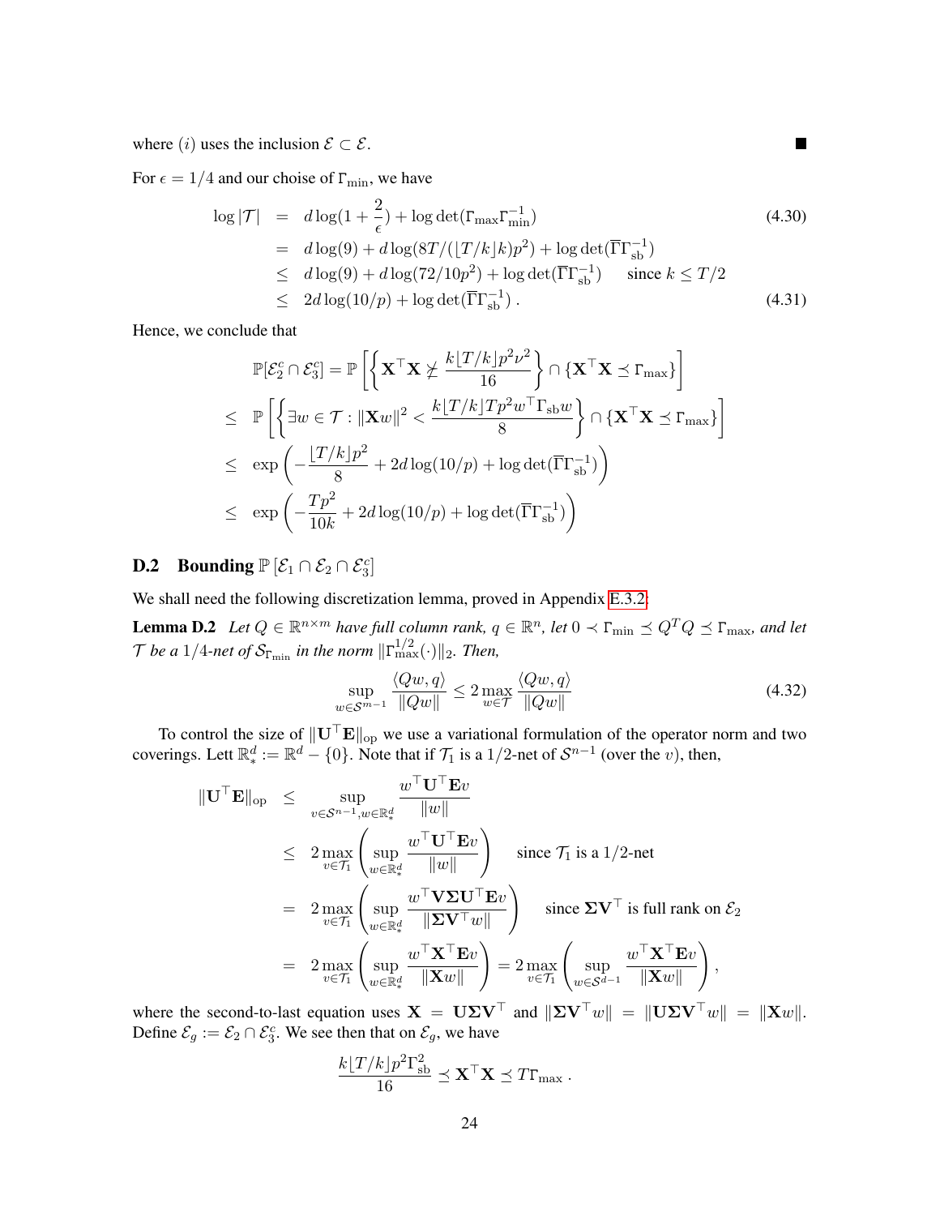where $(i)$ uses the inclusion $\mathcal{E} \subset \mathcal{E}$. ■

For $\epsilon = 1/4$ and our choise of $\Gamma_{\min}$, we have

$$
\begin{aligned}
\log |\mathcal{T}| &= d \log(1 + \frac{2}{\epsilon}) + \log \det(\Gamma_{\max} \Gamma_{\min}^{-1}) && (4.30)\\
&= d \log(9) + d \log(8T/(\lfloor T/k \rfloor k) p^2) + \log \det(\overline{\Gamma} \Gamma_{\text{sb}}^{-1}) \\
&\leq d \log(9) + d \log(72/10p^2) + \log \det(\overline{\Gamma} \Gamma_{\text{sb}}^{-1}) \qquad \text{since } k \leq T/2 \\
&\leq 2d \log(10/p) + \log \det(\overline{\Gamma} \Gamma_{\text{sb}}^{-1})\,. && (4.31)
\end{aligned}
$$

Hence, we conclude that

$$
\begin{aligned}
&\mathbb{P}[\mathcal{E}_2^c \cap \mathcal{E}_3^c] = \mathbb{P}\left[\left\{\mathbf{X}^\top \mathbf{X} \not\succeq \frac{k \lfloor T/k \rfloor p^2 \nu^2}{16}\right\} \cap \{\mathbf{X}^\top \mathbf{X} \preceq \Gamma_{\max}\}\right] \\
\leq\ & \mathbb{P}\left[\left\{\exists w \in \mathcal{T} : \|\mathbf{X} w\|^2 < \frac{k \lfloor T/k \rfloor T p^2 w^\top \Gamma_{\text{sb}} w}{8}\right\} \cap \{\mathbf{X}^\top \mathbf{X} \preceq \Gamma_{\max}\}\right] \\
\leq\ & \exp\left(-\frac{\lfloor T/k \rfloor p^2}{8} + 2d \log(10/p) + \log \det(\overline{\Gamma} \Gamma_{\text{sb}}^{-1})\right) \\
\leq\ & \exp\left(-\frac{T p^2}{10k} + 2d \log(10/p) + \log \det(\overline{\Gamma} \Gamma_{\text{sb}}^{-1})\right)
\end{aligned}
$$

## D.2 Bounding $\mathbb{P}\left[\mathcal{E}_1 \cap \mathcal{E}_2 \cap \mathcal{E}_3^c\right]$

We shall need the following discretization lemma, proved in Appendix E.3.2:

**Lemma D.2** *Let $Q \in \mathbb{R}^{n \times m}$ have full column rank, $q \in \mathbb{R}^n$, let $0 \prec \Gamma_{\min} \preceq Q^T Q \preceq \Gamma_{\max}$, and let $\mathcal{T}$ be a $1/4$-net of $\mathcal{S}_{\Gamma_{\min}}$ in the norm $\|\Gamma_{\max}^{1/2}(\cdot)\|_2$. Then,*

$$
\sup_{w \in \mathcal{S}^{m-1}} \frac{\langle Q w, q \rangle}{\|Q w\|} \leq 2 \max_{w \in \mathcal{T}} \frac{\langle Q w, q \rangle}{\|Q w\|} \tag{4.32}
$$

To control the size of $\|\mathbf{U}^\top \mathbf{E}\|_{\text{op}}$ we use a variational formulation of the operator norm and two coverings. Lett $\mathbb{R}^d_* := \mathbb{R}^d - \{0\}$. Note that if $\mathcal{T}_1$ is a $1/2$-net of $\mathcal{S}^{n-1}$ (over the $v$), then,

$$
\begin{aligned}
\|\mathbf{U}^\top \mathbf{E}\|_{\text{op}} &\leq \sup_{v \in \mathcal{S}^{n-1}, w \in \mathbb{R}^d_*} \frac{w^\top \mathbf{U}^\top \mathbf{E} v}{\|w\|} \\
&\leq 2 \max_{v \in \mathcal{T}_1} \left(\sup_{w \in \mathbb{R}^d_*} \frac{w^\top \mathbf{U}^\top \mathbf{E} v}{\|w\|}\right) \qquad \text{since } \mathcal{T}_1 \text{ is a } 1/2\text{-net} \\
&= 2 \max_{v \in \mathcal{T}_1} \left(\sup_{w \in \mathbb{R}^d_*} \frac{w^\top \mathbf{V} \mathbf{\Sigma} \mathbf{U}^\top \mathbf{E} v}{\|\mathbf{\Sigma} \mathbf{V}^\top w\|}\right) \qquad \text{since } \mathbf{\Sigma} \mathbf{V}^\top \text{ is full rank on } \mathcal{E}_2 \\
&= 2 \max_{v \in \mathcal{T}_1} \left(\sup_{w \in \mathbb{R}^d_*} \frac{w^\top \mathbf{X}^\top \mathbf{E} v}{\|\mathbf{X} w\|}\right) = 2 \max_{v \in \mathcal{T}_1} \left(\sup_{w \in \mathcal{S}^{d-1}} \frac{w^\top \mathbf{X}^\top \mathbf{E} v}{\|\mathbf{X} w\|}\right),
\end{aligned}
$$

where the second-to-last equation uses $\mathbf{X} = \mathbf{U} \mathbf{\Sigma} \mathbf{V}^\top$ and $\|\mathbf{\Sigma} \mathbf{V}^\top w\| = \|\mathbf{U} \mathbf{\Sigma} \mathbf{V}^\top w\| = \|\mathbf{X} w\|$. Define $\mathcal{E}_g := \mathcal{E}_2 \cap \mathcal{E}_3^c$. We see then that on $\mathcal{E}_g$, we have

$$
\frac{k \lfloor T/k \rfloor p^2 \Gamma_{\text{sb}}^2}{16} \preceq \mathbf{X}^\top \mathbf{X} \preceq T \Gamma_{\max}\,.
$$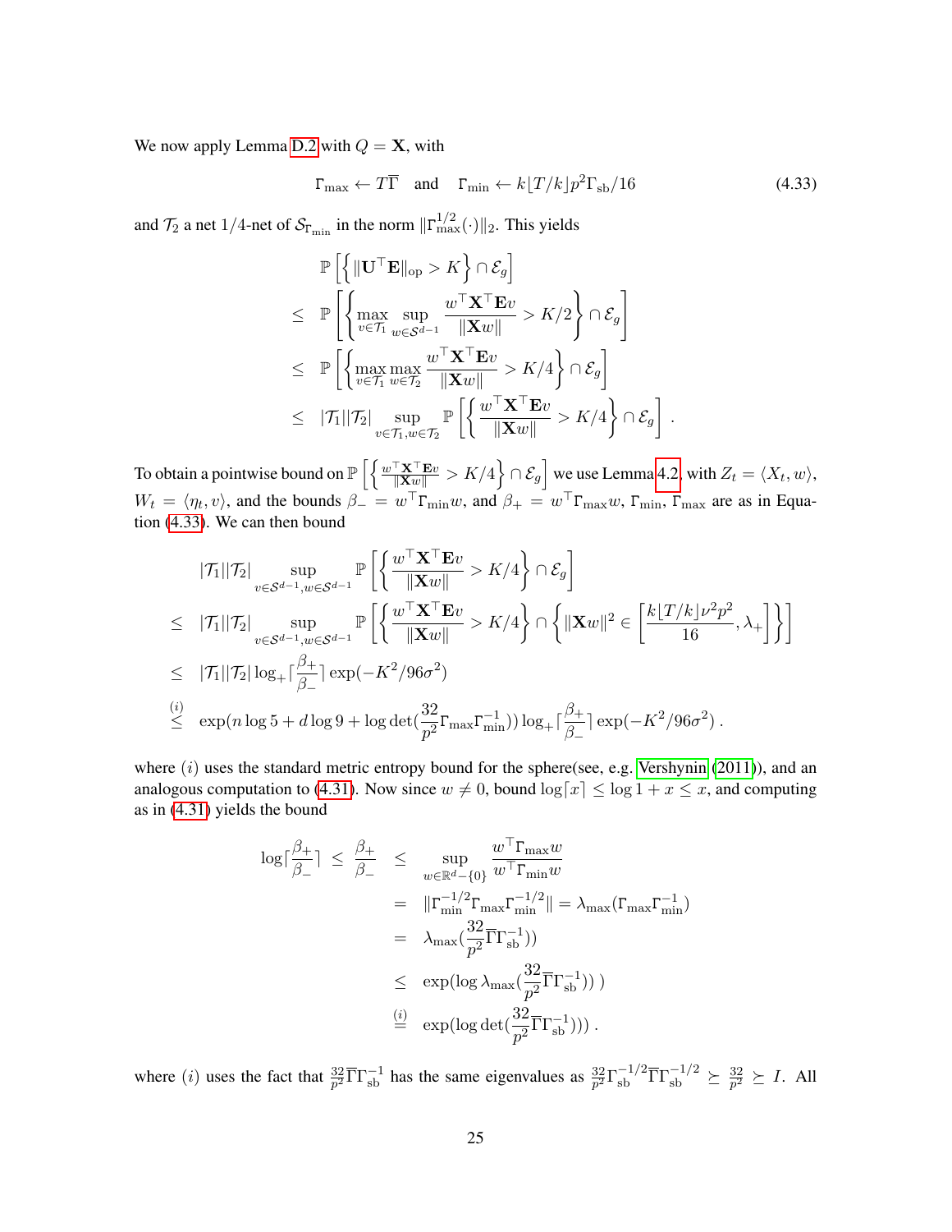We now apply Lemma D.2 with $Q = \mathbf{X}$, with

$$\Gamma_{\max} \leftarrow T\overline{\Gamma} \quad \text{and} \quad \Gamma_{\min} \leftarrow k\lfloor T/k \rfloor p^2 \Gamma_{\mathrm{sb}}/16 \tag{4.33}$$

and $\mathcal{T}_2$ a net $1/4$-net of $\mathcal{S}_{\Gamma_{\min}}$ in the norm $\|\Gamma_{\max}^{1/2}(\cdot)\|_2$. This yields

$$\begin{aligned}
& \mathbb{P}\left[\left\{\|\mathbf{U}^\top \mathbf{E}\|_{\mathrm{op}} > K\right\} \cap \mathcal{E}_g\right] \\
\leq \; & \mathbb{P}\left[\left\{\max_{v \in \mathcal{T}_1} \sup_{w \in \mathcal{S}^{d-1}} \frac{w^\top \mathbf{X}^\top \mathbf{E} v}{\|\mathbf{X}w\|} > K/2\right\} \cap \mathcal{E}_g\right] \\
\leq \; & \mathbb{P}\left[\left\{\max_{v \in \mathcal{T}_1} \max_{w \in \mathcal{T}_2} \frac{w^\top \mathbf{X}^\top \mathbf{E} v}{\|\mathbf{X}w\|} > K/4\right\} \cap \mathcal{E}_g\right] \\
\leq \; & |\mathcal{T}_1||\mathcal{T}_2| \sup_{v \in \mathcal{T}_1, w \in \mathcal{T}_2} \mathbb{P}\left[\left\{\frac{w^\top \mathbf{X}^\top \mathbf{E} v}{\|\mathbf{X}w\|} > K/4\right\} \cap \mathcal{E}_g\right] .
\end{aligned}$$

To obtain a pointwise bound on $\mathbb{P}\left[\left\{\frac{w^\top \mathbf{X}^\top \mathbf{E} v}{\|\mathbf{X}w\|} > K/4\right\} \cap \mathcal{E}_g\right]$ we use Lemma 4.2, with $Z_t = \langle X_t, w \rangle$, $W_t = \langle \eta_t, v \rangle$, and the bounds $\beta_- = w^\top \Gamma_{\min} w$, and $\beta_+ = w^\top \Gamma_{\max} w$, $\Gamma_{\min}$, $\Gamma_{\max}$ are as in Equation (4.33). We can then bound

$$\begin{aligned}
& |\mathcal{T}_1||\mathcal{T}_2| \sup_{v \in \mathcal{S}^{d-1}, w \in \mathcal{S}^{d-1}} \mathbb{P}\left[\left\{\frac{w^\top \mathbf{X}^\top \mathbf{E} v}{\|\mathbf{X}w\|} > K/4\right\} \cap \mathcal{E}_g\right] \\
\leq \; & |\mathcal{T}_1||\mathcal{T}_2| \sup_{v \in \mathcal{S}^{d-1}, w \in \mathcal{S}^{d-1}} \mathbb{P}\left[\left\{\frac{w^\top \mathbf{X}^\top \mathbf{E} v}{\|\mathbf{X}w\|} > K/4\right\} \cap \left\{\|\mathbf{X}w\|^2 \in \left[\frac{k\lfloor T/k \rfloor \nu^2 p^2}{16}, \lambda_+\right]\right\}\right] \\
\leq \; & |\mathcal{T}_1||\mathcal{T}_2| \log_+ \lceil \frac{\beta_+}{\beta_-} \rceil \exp(-K^2/96\sigma^2) \\
\overset{(i)}{\leq} \; & \exp(n \log 5 + d \log 9 + \log\det(\frac{32}{p^2}\Gamma_{\max}\Gamma_{\min}^{-1})) \log_+ \lceil \frac{\beta_+}{\beta_-} \rceil \exp(-K^2/96\sigma^2) \; .
\end{aligned}$$

where $(i)$ uses the standard metric entropy bound for the sphere(see, e.g. Vershynin (2011)), and an analogous computation to (4.31). Now since $w \neq 0$, bound $\log\lceil x \rceil \leq \log 1 + x \leq x$, and computing as in (4.31) yields the bound

$$\begin{aligned}
\log\lceil \frac{\beta_+}{\beta_-} \rceil \; \leq \; \frac{\beta_+}{\beta_-} \; & \leq \; \sup_{w \in \mathbb{R}^d - \{0\}} \frac{w^\top \Gamma_{\max} w}{w^\top \Gamma_{\min} w} \\
& = \; \|\Gamma_{\min}^{-1/2} \Gamma_{\max} \Gamma_{\min}^{-1/2}\| = \lambda_{\max}(\Gamma_{\max}\Gamma_{\min}^{-1}) \\
& = \; \lambda_{\max}(\frac{32}{p^2}\overline{\Gamma}\Gamma_{\mathrm{sb}}^{-1})) \\
& \leq \; \exp(\log \lambda_{\max}(\frac{32}{p^2}\overline{\Gamma}\Gamma_{\mathrm{sb}}^{-1})) \; ) \\
& \overset{(i)}{=} \; \exp(\log\det(\frac{32}{p^2}\overline{\Gamma}\Gamma_{\mathrm{sb}}^{-1}))) \; .
\end{aligned}$$

where $(i)$ uses the fact that $\frac{32}{p^2}\overline{\Gamma}\Gamma_{\mathrm{sb}}^{-1}$ has the same eigenvalues as $\frac{32}{p^2}\Gamma_{\mathrm{sb}}^{-1/2}\overline{\Gamma}\Gamma_{\mathrm{sb}}^{-1/2} \succeq \frac{32}{p^2} \succeq I$. All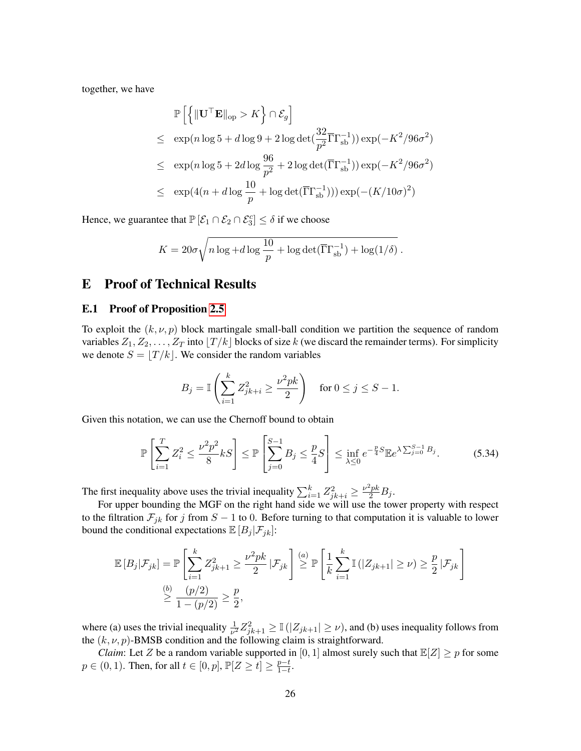together, we have

$$
\begin{aligned}
& \mathbb{P}\left[\left\{\|\mathbf{U}^\top \mathbf{E}\|_{\mathrm{op}} > K\right\} \cap \mathcal{E}_g\right] \\
\leq \quad & \exp(n \log 5 + d \log 9 + 2 \log \det(\frac{32}{p^2}\overline{\Gamma}\Gamma_{\mathrm{sb}}^{-1})) \exp(-K^2/96\sigma^2) \\
\leq \quad & \exp(n \log 5 + 2d \log \frac{96}{p^2} + 2 \log \det(\overline{\Gamma}\Gamma_{\mathrm{sb}}^{-1})) \exp(-K^2/96\sigma^2) \\
\leq \quad & \exp(4(n + d \log \frac{10}{p} + \log \det(\overline{\Gamma}\Gamma_{\mathrm{sb}}^{-1}))) \exp(-(K/10\sigma)^2)
\end{aligned}
$$

Hence, we guarantee that $\mathbb{P}\left[\mathcal{E}_1 \cap \mathcal{E}_2 \cap \mathcal{E}_3^c\right] \leq \delta$ if we choose

$$
K = 20\sigma \sqrt{n \log + d \log \frac{10}{p} + \log \det(\overline{\Gamma}\Gamma_{\mathrm{sb}}^{-1}) + \log(1/\delta)}\,.
$$

# E Proof of Technical Results

## E.1 Proof of Proposition 2.5

To exploit the $(k, \nu, p)$ block martingale small-ball condition we partition the sequence of random variables $Z_1, Z_2, \ldots, Z_T$ into $\lfloor T/k \rfloor$ blocks of size $k$ (we discard the remainder terms). For simplicity we denote $S = \lfloor T/k \rfloor$. We consider the random variables

$$
B_j = \mathbb{I}\left(\sum_{i=1}^{k} Z_{jk+i}^2 \geq \frac{\nu^2 pk}{2}\right) \quad \text{for } 0 \leq j \leq S-1.
$$

Given this notation, we can use the Chernoff bound to obtain

$$
\mathbb{P}\left[\sum_{i=1}^{T} Z_i^2 \leq \frac{\nu^2 p^2}{8} kS\right] \leq \mathbb{P}\left[\sum_{j=0}^{S-1} B_j \leq \frac{p}{4} S\right] \leq \inf_{\lambda \leq 0} e^{-\frac{p}{4}S} \mathbb{E} e^{\lambda \sum_{j=0}^{S-1} B_j}. \tag{5.34}
$$

The first inequality above uses the trivial inequality $\sum_{i=1}^{k} Z_{jk+i}^2 \geq \frac{\nu^2 pk}{2} B_j$.

For upper bounding the MGF on the right hand side we will use the tower property with respect to the filtration $\mathcal{F}_{jk}$ for $j$ from $S-1$ to $0$. Before turning to that computation it is valuable to lower bound the conditional expectations $\mathbb{E}\left[B_j | \mathcal{F}_{jk}\right]$:

$$
\begin{aligned}
\mathbb{E}\left[B_j | \mathcal{F}_{jk}\right] &= \mathbb{P}\left[\sum_{i=1}^{k} Z_{jk+1}^2 \geq \frac{\nu^2 pk}{2} \,|\mathcal{F}_{jk}\right] \overset{(a)}{\geq} \mathbb{P}\left[\frac{1}{k}\sum_{i=1}^{k} \mathbb{I}\left(|Z_{jk+1}| \geq \nu\right) \geq \frac{p}{2} \,|\mathcal{F}_{jk}\right] \\
&\overset{(b)}{\geq} \frac{(p/2)}{1-(p/2)} \geq \frac{p}{2},
\end{aligned}
$$

where (a) uses the trivial inequality $\frac{1}{\nu^2} Z_{jk+1}^2 \geq \mathbb{I}\left(|Z_{jk+1}| \geq \nu\right)$, and (b) uses inequality follows from the $(k, \nu, p)$-BMSB condition and the following claim is straightforward.

*Claim*: Let $Z$ be a random variable supported in $[0, 1]$ almost surely such that $\mathbb{E}[Z] \geq p$ for some $p \in (0, 1)$. Then, for all $t \in [0, p]$, $\mathbb{P}[Z \geq t] \geq \frac{p-t}{1-t}$.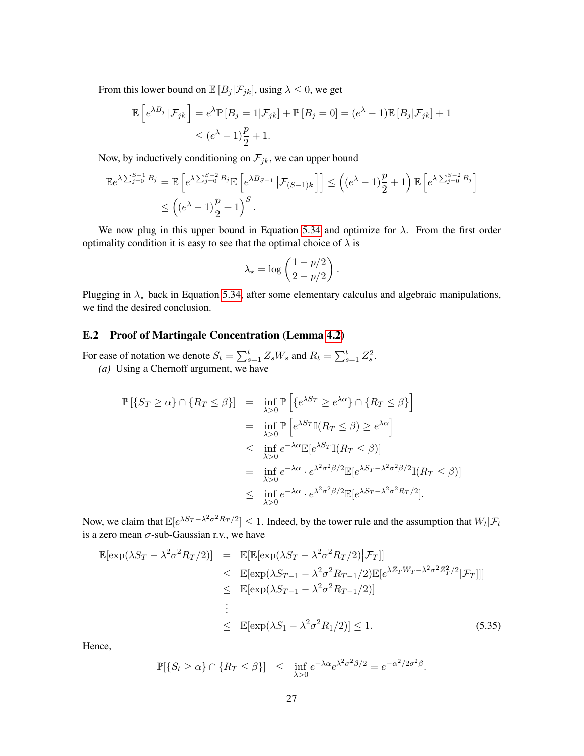From this lower bound on $\mathbb{E}[B_j|\mathcal{F}_{jk}]$, using $\lambda \leq 0$, we get

$$
\begin{aligned}
\mathbb{E}\left[e^{\lambda B_j}\,|\mathcal{F}_{jk}\right] &= e^{\lambda}\mathbb{P}\left[B_j = 1|\mathcal{F}_{jk}\right] + \mathbb{P}\left[B_j = 0\right] = (e^{\lambda} - 1)\mathbb{E}\left[B_j|\mathcal{F}_{jk}\right] + 1 \\
&\leq (e^{\lambda} - 1)\frac{p}{2} + 1.
\end{aligned}
$$

Now, by inductively conditioning on $\mathcal{F}_{jk}$, we can upper bound

$$
\begin{aligned}
\mathbb{E}e^{\lambda \sum_{j=0}^{S-1} B_j} &= \mathbb{E}\left[e^{\lambda \sum_{j=0}^{S-2} B_j}\mathbb{E}\left[e^{\lambda B_{S-1}}\,|\mathcal{F}_{(S-1)k}\right]\right] \leq \left((e^{\lambda} - 1)\frac{p}{2} + 1\right)\mathbb{E}\left[e^{\lambda \sum_{j=0}^{S-2} B_j}\right] \\
&\leq \left((e^{\lambda} - 1)\frac{p}{2} + 1\right)^S.
\end{aligned}
$$

We now plug in this upper bound in Equation 5.34 and optimize for $\lambda$. From the first order optimality condition it is easy to see that the optimal choice of $\lambda$ is

$$
\lambda_{\star} = \log\left(\frac{1 - p/2}{2 - p/2}\right).
$$

Plugging in $\lambda_{\star}$ back in Equation 5.34, after some elementary calculus and algebraic manipulations, we find the desired conclusion.

## E.2 Proof of Martingale Concentration (Lemma 4.2)

For ease of notation we denote $S_t = \sum_{s=1}^{t} Z_s W_s$ and $R_t = \sum_{s=1}^{t} Z_s^2$.

*(a)* Using a Chernoff argument, we have

$$
\begin{aligned}
\mathbb{P}\left[\{S_T \geq \alpha\} \cap \{R_T \leq \beta\}\right] &= \inf_{\lambda > 0} \mathbb{P}\left[\{e^{\lambda S_T} \geq e^{\lambda \alpha}\} \cap \{R_T \leq \beta\}\right] \\
&= \inf_{\lambda > 0} \mathbb{P}\left[e^{\lambda S_T}\mathbb{I}(R_T \leq \beta) \geq e^{\lambda \alpha}\right] \\
&\leq \inf_{\lambda > 0} e^{-\lambda \alpha}\mathbb{E}[e^{\lambda S_T}\mathbb{I}(R_T \leq \beta)] \\
&= \inf_{\lambda > 0} e^{-\lambda \alpha} \cdot e^{\lambda^2 \sigma^2 \beta/2}\mathbb{E}[e^{\lambda S_T - \lambda^2 \sigma^2 \beta/2}\mathbb{I}(R_T \leq \beta)] \\
&\leq \inf_{\lambda > 0} e^{-\lambda \alpha} \cdot e^{\lambda^2 \sigma^2 \beta/2}\mathbb{E}[e^{\lambda S_T - \lambda^2 \sigma^2 R_T/2}].
\end{aligned}
$$

Now, we claim that $\mathbb{E}[e^{\lambda S_T - \lambda^2 \sigma^2 R_T/2}] \leq 1$. Indeed, by the tower rule and the assumption that $W_t|\mathcal{F}_t$ is a zero mean $\sigma$-sub-Gaussian r.v., we have

$$
\begin{aligned}
\mathbb{E}[\exp(\lambda S_T - \lambda^2 \sigma^2 R_T/2)] &= \mathbb{E}[\mathbb{E}[\exp(\lambda S_T - \lambda^2 \sigma^2 R_T/2)\big|\mathcal{F}_T]] \\
&\leq \mathbb{E}[\exp(\lambda S_{T-1} - \lambda^2 \sigma^2 R_{T-1}/2)\mathbb{E}[e^{\lambda Z_T W_T - \lambda^2 \sigma^2 Z_T^2/2}|\mathcal{F}_T]]] \\
&\leq \mathbb{E}[\exp(\lambda S_{T-1} - \lambda^2 \sigma^2 R_{T-1}/2)] \\
&\;\;\vdots \\
&\leq \mathbb{E}[\exp(\lambda S_1 - \lambda^2 \sigma^2 R_1/2)] \leq 1. \qquad (5.35)
\end{aligned}
$$

Hence,

$$
\mathbb{P}[\{S_t \geq \alpha\} \cap \{R_T \leq \beta\}] \leq \inf_{\lambda > 0} e^{-\lambda \alpha} e^{\lambda^2 \sigma^2 \beta/2} = e^{-\alpha^2/2\sigma^2 \beta}.
$$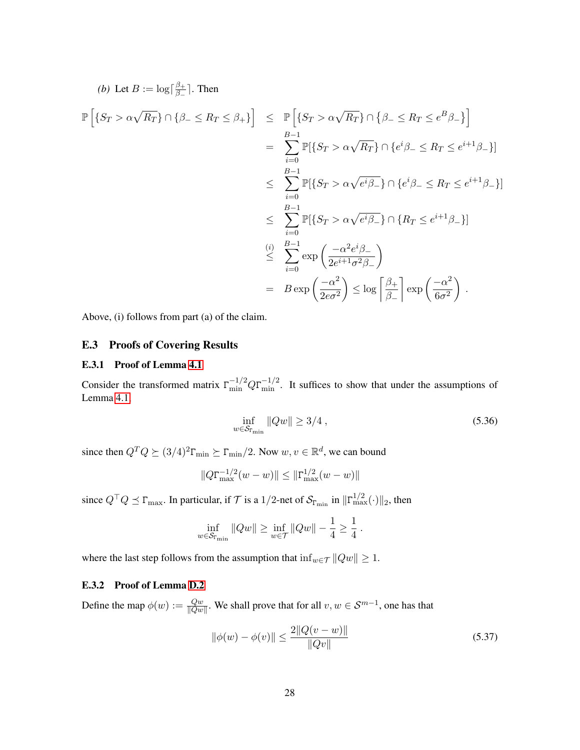*(b)* Let $B := \log\lceil \frac{\beta_+}{\beta_-} \rceil$. Then

$$
\begin{aligned}
\mathbb{P}\left[\{S_T > \alpha\sqrt{R_T}\} \cap \{\beta_- \le R_T \le \beta_+\}\right] &\le \mathbb{P}\left[\{S_T > \alpha\sqrt{R_T}\} \cap \{\beta_- \le R_T \le e^B \beta_-\}\right] \\
&= \sum_{i=0}^{B-1} \mathbb{P}[\{S_T > \alpha\sqrt{R_T}\} \cap \{e^i\beta_- \le R_T \le e^{i+1}\beta_-\}] \\
&\le \sum_{i=0}^{B-1} \mathbb{P}[\{S_T > \alpha\sqrt{e^i\beta_-}\} \cap \{e^i\beta_- \le R_T \le e^{i+1}\beta_-\}] \\
&\le \sum_{i=0}^{B-1} \mathbb{P}[\{S_T > \alpha\sqrt{e^i\beta_-}\} \cap \{R_T \le e^{i+1}\beta_-\}] \\
&\overset{(i)}{\le} \sum_{i=0}^{B-1} \exp\left(\frac{-\alpha^2 e^i \beta_-}{2e^{i+1}\sigma^2\beta_-}\right) \\
&= B\exp\left(\frac{-\alpha^2}{2e\sigma^2}\right) \le \log\left\lceil \frac{\beta_+}{\beta_-} \right\rceil \exp\left(\frac{-\alpha^2}{6\sigma^2}\right) .
\end{aligned}
$$

Above, (i) follows from part (a) of the claim.

### E.3 Proofs of Covering Results

#### E.3.1 Proof of Lemma 4.1

Consider the transformed matrix $\Gamma_{\min}^{-1/2} Q \Gamma_{\min}^{-1/2}$. It suffices to show that under the assumptions of Lemma 4.1

$$
\inf_{w \in \mathcal{S}_{\Gamma_{\min}}} \|Qw\| \ge 3/4 \,, \tag{5.36}
$$

since then $Q^T Q \succeq (3/4)^2 \Gamma_{\min} \succeq \Gamma_{\min}/2$. Now $w, v \in \mathbb{R}^d$, we can bound

$$
\|Q\Gamma_{\max}^{-1/2}(w - w)\| \le \|\Gamma_{\max}^{1/2}(w - w)\|
$$

since $Q^\top Q \preceq \Gamma_{\max}$. In particular, if $\mathcal{T}$ is a $1/2$-net of $\mathcal{S}_{\Gamma_{\min}}$ in $\|\Gamma_{\max}^{1/2}(\cdot)\|_2$, then

$$
\inf_{w \in \mathcal{S}_{\Gamma_{\min}}} \|Qw\| \ge \inf_{w \in \mathcal{T}} \|Qw\| - \frac{1}{4} \ge \frac{1}{4} \,.
$$

where the last step follows from the assumption that $\inf_{w \in \mathcal{T}} \|Qw\| \ge 1$.

#### E.3.2 Proof of Lemma D.2

Define the map $\phi(w) := \frac{Qw}{\|Qw\|}$. We shall prove that for all $v, w \in \mathcal{S}^{m-1}$, one has that

$$
\|\phi(w) - \phi(v)\| \le \frac{2\|Q(v - w)\|}{\|Qv\|} \tag{5.37}
$$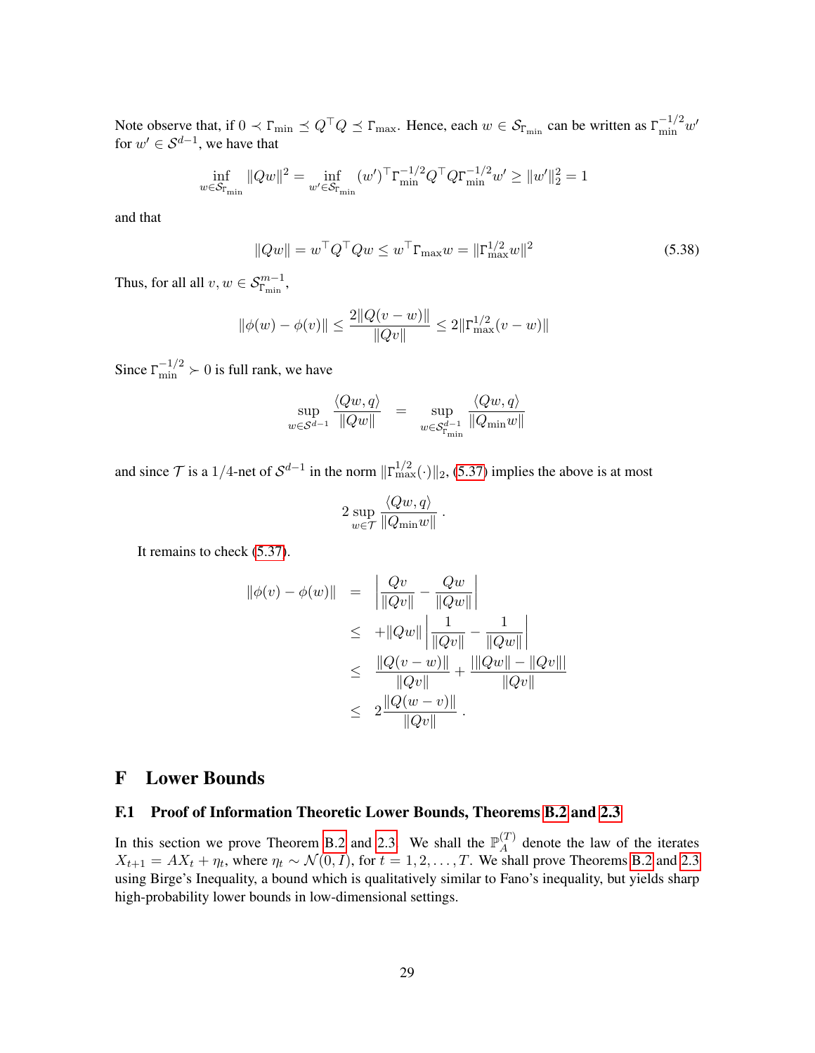Note observe that, if $0 \prec \Gamma_{\min} \preceq Q^\top Q \preceq \Gamma_{\max}$. Hence, each $w \in \mathcal{S}_{\Gamma_{\min}}$ can be written as $\Gamma_{\min}^{-1/2} w'$ for $w' \in \mathcal{S}^{d-1}$, we have that

$$\inf_{w \in \mathcal{S}_{\Gamma_{\min}}} \|Qw\|^2 = \inf_{w' \in \mathcal{S}_{\Gamma_{\min}}} (w')^\top \Gamma_{\min}^{-1/2} Q^\top Q \Gamma_{\min}^{-1/2} w' \geq \|w'\|_2^2 = 1$$

and that

$$\|Qw\| = w^\top Q^\top Q w \leq w^\top \Gamma_{\max} w = \|\Gamma_{\max}^{1/2} w\|^2 \tag{5.38}$$

Thus, for all all $v, w \in \mathcal{S}_{\Gamma_{\min}}^{m-1}$,

$$\|\phi(w) - \phi(v)\| \leq \frac{2\|Q(v-w)\|}{\|Qv\|} \leq 2\|\Gamma_{\max}^{1/2}(v-w)\|$$

Since $\Gamma_{\min}^{-1/2} \succ 0$ is full rank, we have

$$\sup_{w \in \mathcal{S}^{d-1}} \frac{\langle Qw, q\rangle}{\|Qw\|} \quad = \quad \sup_{w \in \mathcal{S}_{\Gamma_{\min}}^{d-1}} \frac{\langle Qw, q\rangle}{\|Q_{\min} w\|}$$

and since $\mathcal{T}$ is a $1/4$-net of $\mathcal{S}^{d-1}$ in the norm $\|\Gamma_{\max}^{1/2}(\cdot)\|_2$, (5.37) implies the above is at most

$$2 \sup_{w \in \mathcal{T}} \frac{\langle Qw, q\rangle}{\|Q_{\min} w\|} \,.$$

It remains to check (5.37).

$$\begin{aligned}
\|\phi(v) - \phi(w)\| \quad &= \quad \left| \frac{Qv}{\|Qv\|} - \frac{Qw}{\|Qw\|} \right| \\
&\leq \quad + \|Qw\| \left| \frac{1}{\|Qv\|} - \frac{1}{\|Qw\|} \right| \\
&\leq \quad \frac{\|Q(v-w)\|}{\|Qv\|} + \frac{|\|Qw\| - \|Qv\||}{\|Qv\|} \\
&\leq \quad 2\frac{\|Q(w-v)\|}{\|Qv\|} \,.
\end{aligned}$$

# F Lower Bounds

## F.1 Proof of Information Theoretic Lower Bounds, Theorems B.2 and 2.3

In this section we prove Theorem B.2 and 2.3. We shall the $\mathbb{P}_A^{(T)}$ denote the law of the iterates $X_{t+1} = AX_t + \eta_t$, where $\eta_t \sim \mathcal{N}(0, I)$, for $t = 1, 2, \dots, T$. We shall prove Theorems B.2 and 2.3 using Birge's Inequality, a bound which is qualitatively similar to Fano's inequality, but yields sharp high-probability lower bounds in low-dimensional settings.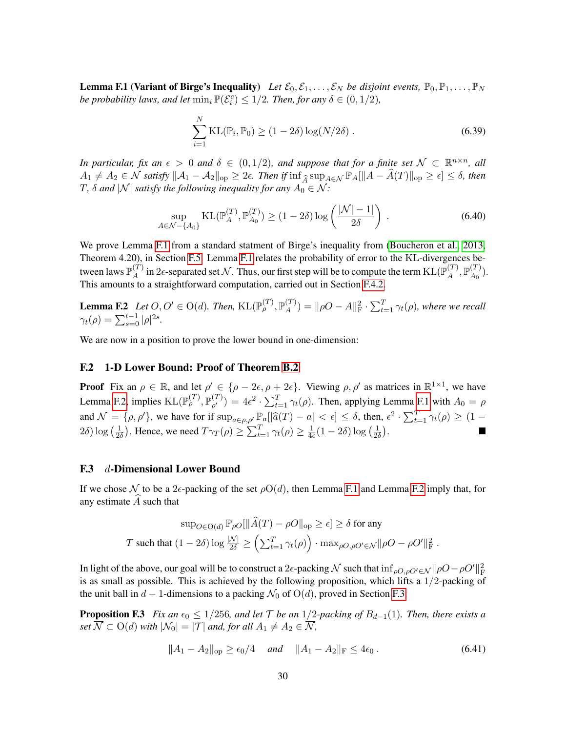**Lemma F.1 (Variant of Birge's Inequality)** *Let $\mathcal{E}_0, \mathcal{E}_1, \dots, \mathcal{E}_N$ be disjoint events, $\mathbb{P}_0, \mathbb{P}_1, \dots, \mathbb{P}_N$ be probability laws, and let $\min_i \mathbb{P}(\mathcal{E}_i^c) \le 1/2$. Then, for any $\delta \in (0, 1/2)$,*

$$\sum_{i=1}^{N} \mathrm{KL}(\mathbb{P}_i, \mathbb{P}_0) \ge (1 - 2\delta) \log(N/2\delta) \,. \tag{6.39}$$

*In particular, fix an $\epsilon > 0$ and $\delta \in (0, 1/2)$, and suppose that for a finite set $\mathcal{N} \subset \mathbb{R}^{n \times n}$, all $A_1 \ne A_2 \in \mathcal{N}$ satisfy $\|\mathcal{A}_1 - \mathcal{A}_2\|_{\mathrm{op}} \ge 2\epsilon$. Then if $\inf_{\widehat{A}} \sup_{A \in \mathcal{N}} \mathbb{P}_A[\|A - \widehat{A}(T)\|_{\mathrm{op}} \ge \epsilon] \le \delta$, then $T$, $\delta$ and $|\mathcal{N}|$ satisfy the following inequality for any $A_0 \in \mathcal{N}$:*

$$\sup_{A \in \mathcal{N} - \{A_0\}} \mathrm{KL}(\mathbb{P}_A^{(T)}, \mathbb{P}_{A_0}^{(T)}) \ge (1 - 2\delta) \log\left(\frac{|\mathcal{N}| - 1|}{2\delta}\right) \,. \tag{6.40}$$

We prove Lemma F.1 from a standard statment of Birge's inequality from (Boucheron et al., 2013, Theorem 4.20), in Section F.5. Lemma F.1 relates the probability of error to the KL-divergences between laws $\mathbb{P}_A^{(T)}$ in $2\epsilon$-separated set $\mathcal{N}$. Thus, our first step will be to compute the term $\mathrm{KL}(\mathbb{P}_A^{(T)}, \mathbb{P}_{A_0}^{(T)})$. This amounts to a straightforward computation, carried out in Section F.4.2.

**Lemma F.2** *Let $O, O' \in \mathrm{O}(d)$. Then, $\mathrm{KL}(\mathbb{P}_\rho^{(T)}, \mathbb{P}_A^{(T)}) = \|\rho O - A\|_{\mathrm{F}}^2 \cdot \sum_{t=1}^{T} \gamma_t(\rho)$, where we recall $\gamma_t(\rho) = \sum_{s=0}^{t-1} |\rho|^{2s}$.*

We are now in a position to prove the lower bound in one-dimension:

### F.2 1-D Lower Bound: Proof of Theorem B.2

**Proof** Fix an $\rho \in \mathbb{R}$, and let $\rho' \in \{\rho - 2\epsilon, \rho + 2\epsilon\}$. Viewing $\rho, \rho'$ as matrices in $\mathbb{R}^{1 \times 1}$, we have Lemma F.2, implies $\mathrm{KL}(\mathbb{P}_\rho^{(T)}, \mathbb{P}_{\rho'}^{(T)}) = 4\epsilon^2 \cdot \sum_{t=1}^{T} \gamma_t(\rho)$. Then, applying Lemma F.1 with $A_0 = \rho$ and $\mathcal{N} = \{\rho, \rho'\}$, we have for if $\sup_{a \in \rho, \rho'} \mathbb{P}_a[|\widehat{a}(T) - a| < \epsilon] \le \delta$, then, $\epsilon^2 \cdot \sum_{t=1}^{T} \gamma_t(\rho) \ge (1 - 2\delta) \log\left(\frac{1}{2\delta}\right)$. Hence, we need $T \gamma_T(\rho) \ge \sum_{t=1}^{T} \gamma_t(\rho) \ge \frac{1}{4\epsilon}(1 - 2\delta) \log\left(\frac{1}{2\delta}\right)$. ∎

### F.3 $d$-Dimensional Lower Bound

If we chose $\mathcal{N}$ to be a $2\epsilon$-packing of the set $\rho\mathrm{O}(d)$, then Lemma F.1 and Lemma F.2 imply that, for any estimate $\widehat{A}$ such that

$$\sup_{O \in \mathrm{O}(d)} \mathbb{P}_{\rho O}[\|\widehat{A}(T) - \rho O\|_{\mathrm{op}} \ge \epsilon] \ge \delta \text{ for any}$$

$$T \text{ such that } (1 - 2\delta) \log \tfrac{|\mathcal{N}|}{2\delta} \ge \left(\sum_{t=1}^{T} \gamma_t(\rho)\right) \cdot \max_{\rho O, \rho O' \in \mathcal{N}} \|\rho O - \rho O'\|_{\mathrm{F}}^2 \,.$$

In light of the above, our goal will be to construct a $2\epsilon$-packing $\mathcal{N}$ such that $\inf_{\rho O, \rho O' \in \mathcal{N}} \|\rho O - \rho O'\|_{\mathrm{F}}^2$ is as small as possible. This is achieved by the following proposition, which lifts a $1/2$-packing of the unit ball in $d-1$-dimensions to a packing $\mathcal{N}_0$ of $\mathrm{O}(d)$, proved in Section F.3.

**Proposition F.3** *Fix an $\epsilon_0 \le 1/256$, and let $\mathcal{T}$ be an $1/2$-packing of $B_{d-1}(1)$. Then, there exists a set $\overline{\mathcal{N}} \subset \mathrm{O}(d)$ with $|\mathcal{N}_0| = |\mathcal{T}|$ and, for all $A_1 \ne A_2 \in \overline{\mathcal{N}}$,*

$$\|A_1 - A_2\|_{\mathrm{op}} \ge \epsilon_0/4 \quad \text{and} \quad \|A_1 - A_2\|_{\mathrm{F}} \le 4\epsilon_0 \,. \tag{6.41}$$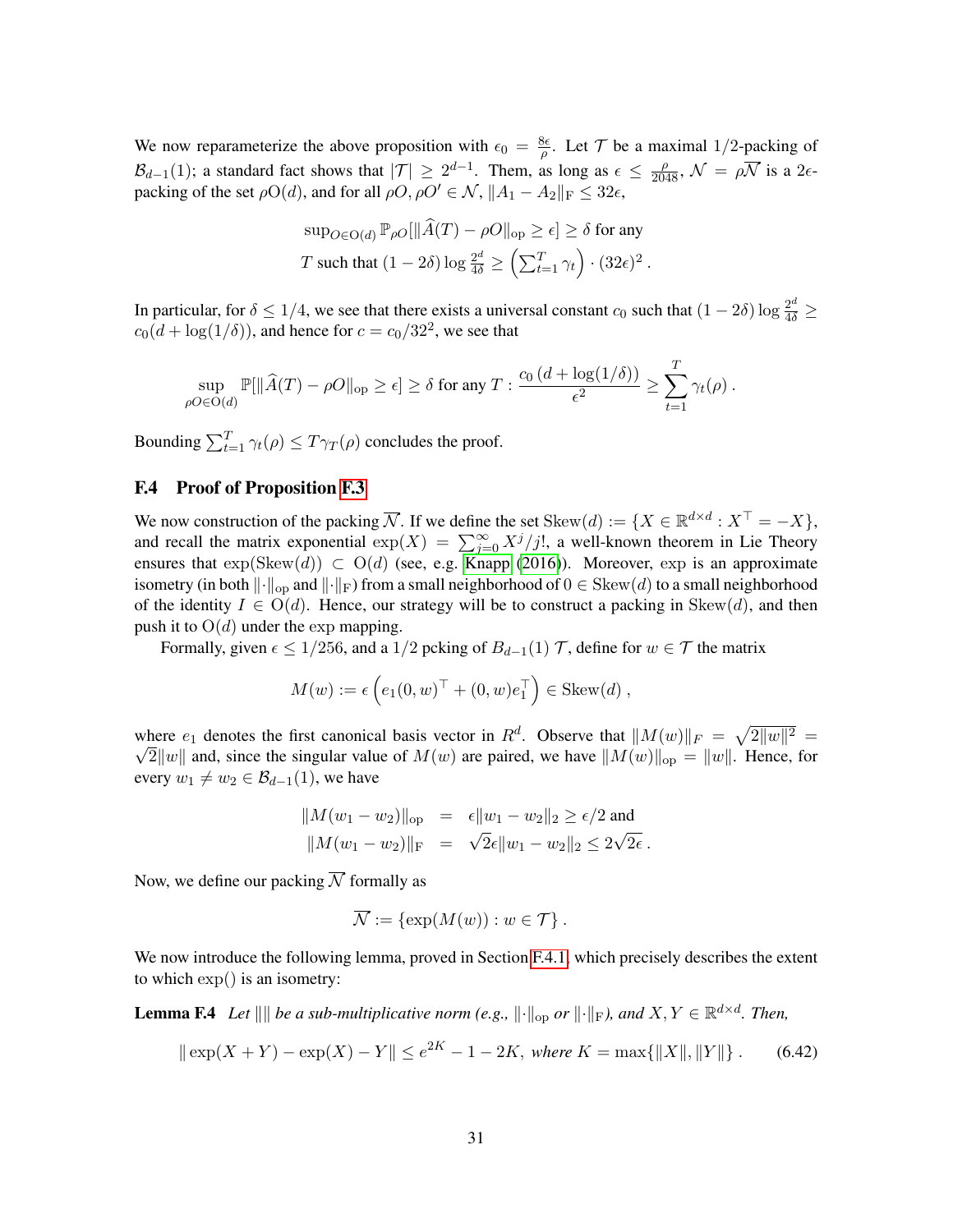We now reparameterize the above proposition with $\epsilon_0 = \frac{8\epsilon}{\rho}$. Let $\mathcal{T}$ be a maximal 1/2-packing of $\mathcal{B}_{d-1}(1)$; a standard fact shows that $|\mathcal{T}| \geq 2^{d-1}$. Then, as long as $\epsilon \leq \frac{\rho}{2048}$, $\mathcal{N} = \rho\overline{\mathcal{N}}$ is a $2\epsilon$-packing of the set $\rho\mathrm{O}(d)$, and for all $\rho O, \rho O' \in \mathcal{N}$, $\|A_1 - A_2\|_{\mathrm{F}} \leq 32\epsilon$,

$$
\begin{gathered}
\sup_{O \in \mathrm{O}(d)} \mathbb{P}_{\rho O}[\|\widehat{A}(T) - \rho O\|_{\mathrm{op}} \geq \epsilon] \geq \delta \text{ for any} \\
T \text{ such that } (1-2\delta)\log\frac{2^d}{4\delta} \geq \left(\sum_{t=1}^T \gamma_t\right) \cdot (32\epsilon)^2 .
\end{gathered}
$$

In particular, for $\delta \leq 1/4$, we see that there exists a universal constant $c_0$ such that $(1-2\delta)\log\frac{2^d}{4\delta} \geq c_0(d + \log(1/\delta))$, and hence for $c = c_0/32^2$, we see that

$$
\sup_{\rho O \in \mathrm{O}(d)} \mathbb{P}[\|\widehat{A}(T) - \rho O\|_{\mathrm{op}} \geq \epsilon] \geq \delta \text{ for any } T : \frac{c_0\,(d + \log(1/\delta))}{\epsilon^2} \geq \sum_{t=1}^T \gamma_t(\rho) .
$$

Bounding $\sum_{t=1}^T \gamma_t(\rho) \leq T\gamma_T(\rho)$ concludes the proof.

## F.4 Proof of Proposition F.3

We now construction of the packing $\overline{\mathcal{N}}$. If we define the set $\mathrm{Skew}(d) := \{X \in \mathbb{R}^{d\times d} : X^\top = -X\}$, and recall the matrix exponential $\exp(X) = \sum_{j=0}^\infty X^j/j!$, a well-known theorem in Lie Theory ensures that $\exp(\mathrm{Skew}(d)) \subset \mathrm{O}(d)$ (see, e.g. Knapp (2016)). Moreover, exp is an approximate isometry (in both $\|\cdot\|_{\mathrm{op}}$ and $\|\cdot\|_{\mathrm{F}}$) from a small neighborhood of $0 \in \mathrm{Skew}(d)$ to a small neighborhood of the identity $I \in \mathrm{O}(d)$. Hence, our strategy will be to construct a packing in $\mathrm{Skew}(d)$, and then push it to $\mathrm{O}(d)$ under the exp mapping.

Formally, given $\epsilon \leq 1/256$, and a 1/2 pcking of $B_{d-1}(1)$ $\mathcal{T}$, define for $w \in \mathcal{T}$ the matrix

$$
M(w) := \epsilon\left(e_1(0,w)^\top + (0,w)e_1^\top\right) \in \mathrm{Skew}(d) ,
$$

where $e_1$ denotes the first canonical basis vector in $R^d$. Observe that $\|M(w)\|_F = \sqrt{2\|w\|^2} = \sqrt{2}\|w\|$ and, since the singular value of $M(w)$ are paired, we have $\|M(w)\|_{\mathrm{op}} = \|w\|$. Hence, for every $w_1 \neq w_2 \in \mathcal{B}_{d-1}(1)$, we have

$$
\begin{aligned}
\|M(w_1 - w_2)\|_{\mathrm{op}} &= \epsilon\|w_1 - w_2\|_2 \geq \epsilon/2 \text{ and} \\
\|M(w_1 - w_2)\|_{\mathrm{F}} &= \sqrt{2}\epsilon\|w_1 - w_2\|_2 \leq 2\sqrt{2}\epsilon .
\end{aligned}
$$

Now, we define our packing $\overline{\mathcal{N}}$ formally as

$$
\overline{\mathcal{N}} := \{\exp(M(w)) : w \in \mathcal{T}\} .
$$

We now introduce the following lemma, proved in Section F.4.1, which precisely describes the extent to which exp() is an isometry:

**Lemma F.4** *Let $\|\|$ be a sub-multiplicative norm (e.g., $\|\cdot\|_{\mathrm{op}}$ or $\|\cdot\|_{\mathrm{F}}$), and $X, Y \in \mathbb{R}^{d\times d}$. Then,*

$$
\|\exp(X+Y) - \exp(X) - Y\| \leq e^{2K} - 1 - 2K, \text{ where } K = \max\{\|X\|, \|Y\|\} . \tag{6.42}
$$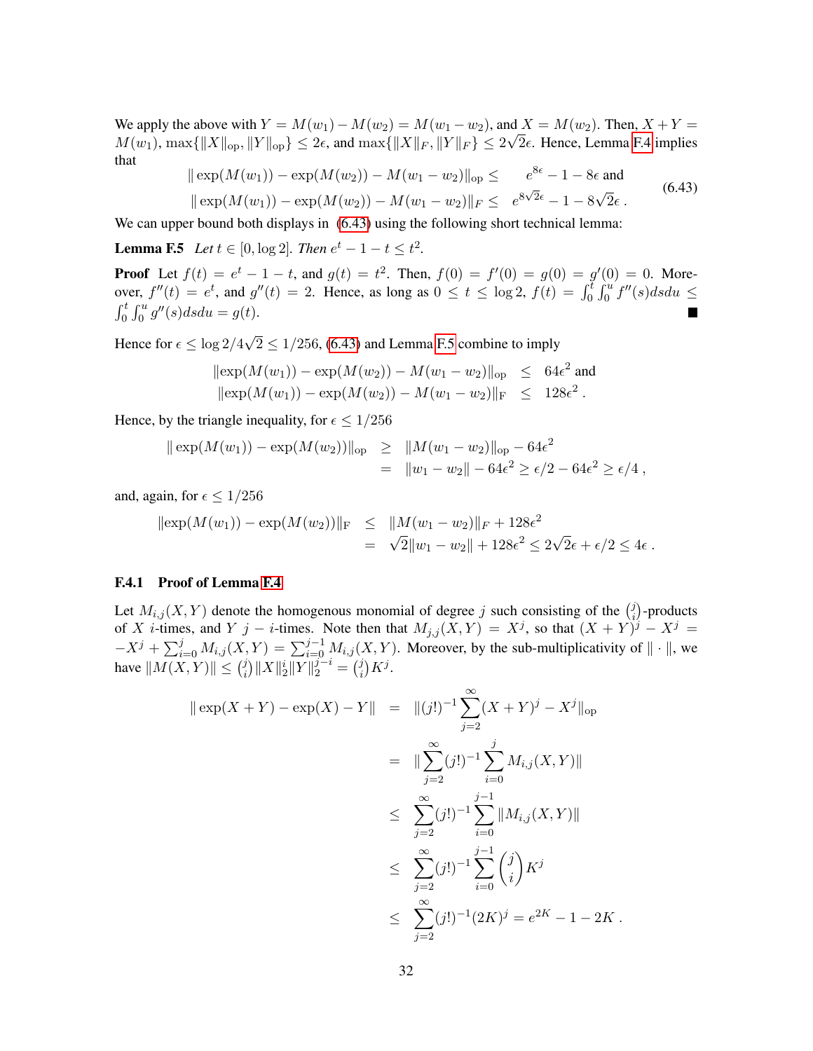We apply the above with $Y = M(w_1) - M(w_2) = M(w_1 - w_2)$, and $X = M(w_2)$. Then, $X + Y = M(w_1)$, $\max\{\|X\|_{\text{op}}, \|Y\|_{\text{op}}\} \le 2\epsilon$, and $\max\{\|X\|_F, \|Y\|_F\} \le 2\sqrt{2}\epsilon$. Hence, Lemma F.4 implies that

$$
\begin{aligned}
\| \exp(M(w_1)) - \exp(M(w_2)) - M(w_1 - w_2)\|_{\text{op}} &\le \quad e^{8\epsilon} - 1 - 8\epsilon \text{ and} \\
\| \exp(M(w_1)) - \exp(M(w_2)) - M(w_1 - w_2)\|_F &\le \quad e^{8\sqrt{2}\epsilon} - 1 - 8\sqrt{2}\epsilon\,.
\end{aligned}
\tag{6.43}
$$

We can upper bound both displays in (6.43) using the following short technical lemma:

**Lemma F.5** *Let $t \in [0, \log 2]$. Then $e^t - 1 - t \le t^2$.*

**Proof** Let $f(t) = e^t - 1 - t$, and $g(t) = t^2$. Then, $f(0) = f'(0) = g(0) = g'(0) = 0$. Moreover, $f''(t) = e^t$, and $g''(t) = 2$. Hence, as long as $0 \le t \le \log 2$, $f(t) = \int_0^t \int_0^u f''(s) ds du \le \int_0^t \int_0^u g''(s) ds du = g(t)$. ∎

Hence for $\epsilon \le \log 2/4\sqrt{2} \le 1/256$, (6.43) and Lemma F.5 combine to imply

$$
\begin{aligned}
\|\exp(M(w_1)) - \exp(M(w_2)) - M(w_1 - w_2)\|_{\text{op}} &\le 64\epsilon^2 \text{ and} \\
\|\exp(M(w_1)) - \exp(M(w_2)) - M(w_1 - w_2)\|_{\text{F}} &\le 128\epsilon^2\,.
\end{aligned}
$$

Hence, by the triangle inequality, for $\epsilon \le 1/256$

$$
\begin{aligned}
\| \exp(M(w_1)) - \exp(M(w_2))\|_{\text{op}} &\ge \|M(w_1 - w_2)\|_{\text{op}} - 64\epsilon^2 \\
&= \|w_1 - w_2\| - 64\epsilon^2 \ge \epsilon/2 - 64\epsilon^2 \ge \epsilon/4\,,
\end{aligned}
$$

and, again, for $\epsilon \le 1/256$

$$
\begin{aligned}
\|\exp(M(w_1)) - \exp(M(w_2))\|_{\text{F}} &\le \|M(w_1 - w_2)\|_F + 128\epsilon^2 \\
&= \sqrt{2}\|w_1 - w_2\| + 128\epsilon^2 \le 2\sqrt{2}\epsilon + \epsilon/2 \le 4\epsilon\,.
\end{aligned}
$$

### F.4.1 Proof of Lemma F.4

Let $M_{i,j}(X, Y)$ denote the homogenous monomial of degree $j$ such consisting of the $\binom{j}{i}$-products of $X$ $i$-times, and $Y$ $j-i$-times. Note then that $M_{j,j}(X, Y) = X^j$, so that $(X+Y)^j - X^j = -X^j + \sum_{i=0}^{j} M_{i,j}(X, Y) = \sum_{i=0}^{j-1} M_{i,j}(X, Y)$. Moreover, by the sub-multiplicativity of $\|\cdot\|$, we have $\|M(X, Y)\| \le \binom{j}{i}\|X\|_2^i \|Y\|_2^{j-i} = \binom{j}{i} K^j$.

$$
\begin{aligned}
\| \exp(X + Y) - \exp(X) - Y\| &= \|(j!)^{-1} \sum_{j=2}^{\infty} (X+Y)^j - X^j\|_{\text{op}} \\
&= \|\sum_{j=2}^{\infty} (j!)^{-1} \sum_{i=0}^{j} M_{i,j}(X, Y)\| \\
&\le \sum_{j=2}^{\infty} (j!)^{-1} \sum_{i=0}^{j-1} \|M_{i,j}(X, Y)\| \\
&\le \sum_{j=2}^{\infty} (j!)^{-1} \sum_{i=0}^{j-1} \binom{j}{i} K^j \\
&\le \sum_{j=2}^{\infty} (j!)^{-1} (2K)^j = e^{2K} - 1 - 2K\,.
\end{aligned}
$$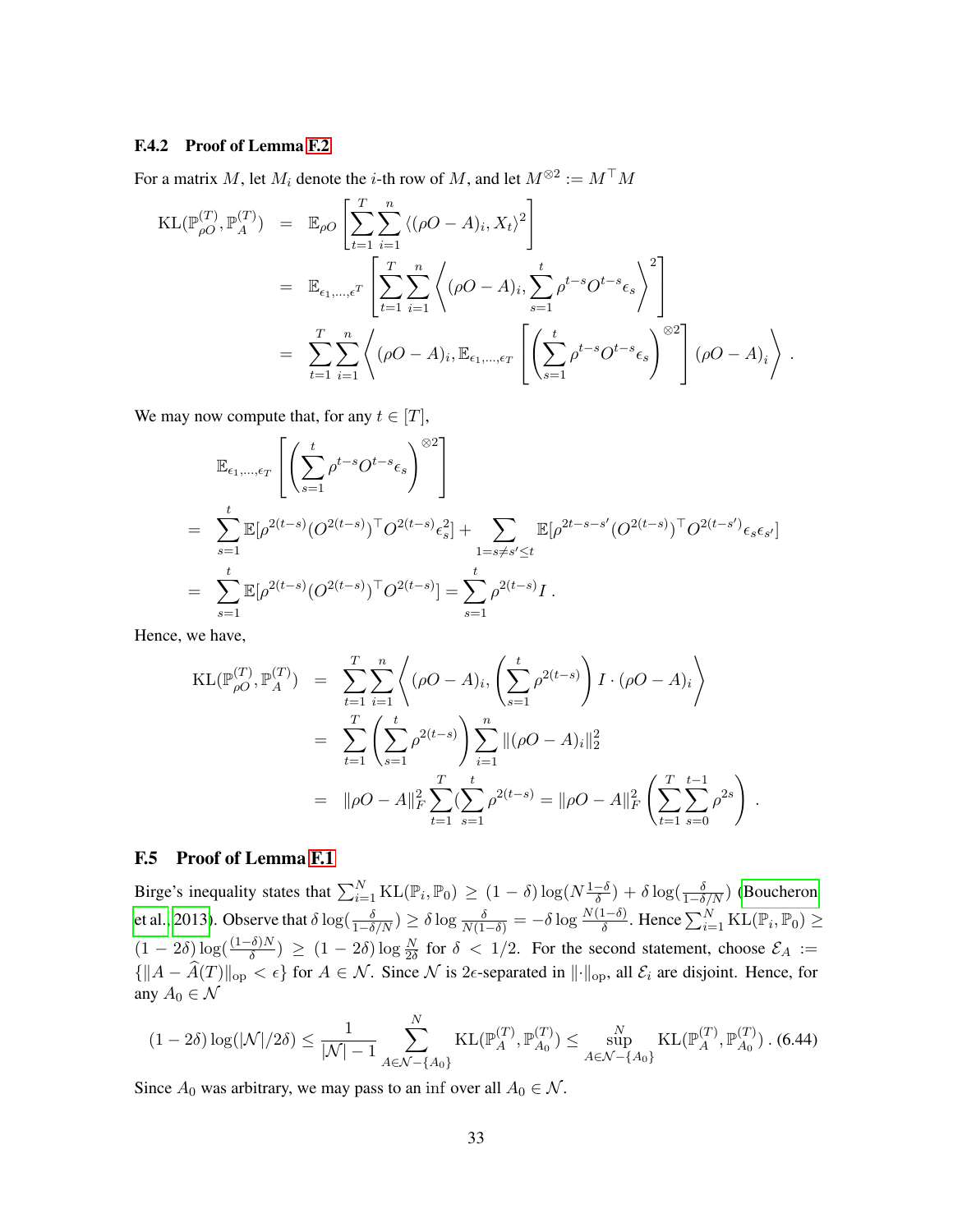### F.4.2 Proof of Lemma F.2

For a matrix $M$, let $M_i$ denote the $i$-th row of $M$, and let $M^{\otimes 2} := M^\top M$

$$
\begin{aligned}
\mathrm{KL}(\mathbb{P}_{\rho O}^{(T)}, \mathbb{P}_{A}^{(T)}) &= \mathbb{E}_{\rho O}\left[\sum_{t=1}^{T}\sum_{i=1}^{n}\langle(\rho O - A)_i, X_t\rangle^2\right] \\
&= \mathbb{E}_{\epsilon_1,\ldots,\epsilon^T}\left[\sum_{t=1}^{T}\sum_{i=1}^{n}\left\langle(\rho O - A)_i, \sum_{s=1}^{t}\rho^{t-s}O^{t-s}\epsilon_s\right\rangle^2\right] \\
&= \sum_{t=1}^{T}\sum_{i=1}^{n}\left\langle(\rho O - A)_i, \mathbb{E}_{\epsilon_1,\ldots,\epsilon_T}\left[\left(\sum_{s=1}^{t}\rho^{t-s}O^{t-s}\epsilon_s\right)^{\otimes 2}\right](\rho O - A)_i\right\rangle .
\end{aligned}
$$

We may now compute that, for any $t \in [T]$,

$$
\begin{aligned}
&\mathbb{E}_{\epsilon_1,\ldots,\epsilon_T}\left[\left(\sum_{s=1}^{t}\rho^{t-s}O^{t-s}\epsilon_s\right)^{\otimes 2}\right] \\
&= \sum_{s=1}^{t}\mathbb{E}[\rho^{2(t-s)}(O^{2(t-s)})^\top O^{2(t-s)}\epsilon_s^2] + \sum_{1=s\neq s'\leq t}\mathbb{E}[\rho^{2t-s-s'}(O^{2(t-s)})^\top O^{2(t-s')}\epsilon_s\epsilon_{s'}] \\
&= \sum_{s=1}^{t}\mathbb{E}[\rho^{2(t-s)}(O^{2(t-s)})^\top O^{2(t-s)}] = \sum_{s=1}^{t}\rho^{2(t-s)}I .
\end{aligned}
$$

Hence, we have,

$$
\begin{aligned}
\mathrm{KL}(\mathbb{P}_{\rho O}^{(T)}, \mathbb{P}_{A}^{(T)}) &= \sum_{t=1}^{T}\sum_{i=1}^{n}\left\langle(\rho O - A)_i, \left(\sum_{s=1}^{t}\rho^{2(t-s)}\right)I\cdot(\rho O - A)_i\right\rangle \\
&= \sum_{t=1}^{T}\left(\sum_{s=1}^{t}\rho^{2(t-s)}\right)\sum_{i=1}^{n}\|(\rho O - A)_i\|_2^2 \\
&= \|\rho O - A\|_F^2\sum_{t=1}^{T}(\sum_{s=1}^{t}\rho^{2(t-s)} = \|\rho O - A\|_F^2\left(\sum_{t=1}^{T}\sum_{s=0}^{t-1}\rho^{2s}\right) .
\end{aligned}
$$

## F.5 Proof of Lemma F.1

Birge's inequality states that $\sum_{i=1}^{N}\mathrm{KL}(\mathbb{P}_i, \mathbb{P}_0) \geq (1-\delta)\log(N\frac{1-\delta}{\delta}) + \delta\log(\frac{\delta}{1-\delta/N})$ (Boucheron et al., 2013). Observe that $\delta\log(\frac{\delta}{1-\delta/N}) \geq \delta\log\frac{\delta}{N(1-\delta)} = -\delta\log\frac{N(1-\delta)}{\delta}$. Hence $\sum_{i=1}^{N}\mathrm{KL}(\mathbb{P}_i, \mathbb{P}_0) \geq (1-2\delta)\log(\frac{(1-\delta)N}{\delta}) \geq (1-2\delta)\log\frac{N}{2\delta}$ for $\delta < 1/2$. For the second statement, choose $\mathcal{E}_A := \{\|A - \widehat{A}(T)\|_{\mathrm{op}} < \epsilon\}$ for $A \in \mathcal{N}$. Since $\mathcal{N}$ is $2\epsilon$-separated in $\|\cdot\|_{\mathrm{op}}$, all $\mathcal{E}_i$ are disjoint. Hence, for any $A_0 \in \mathcal{N}$

$$
(1-2\delta)\log(|\mathcal{N}|/2\delta) \leq \frac{1}{|\mathcal{N}|-1}\sum_{A\in\mathcal{N}-\{A_0\}}^{N}\mathrm{KL}(\mathbb{P}_A^{(T)}, \mathbb{P}_{A_0}^{(T)}) \leq \sup_{A\in\mathcal{N}-\{A_0\}}^{N}\mathrm{KL}(\mathbb{P}_A^{(T)}, \mathbb{P}_{A_0}^{(T)}) . \quad (6.44)
$$

Since $A_0$ was arbitrary, we may pass to an inf over all $A_0 \in \mathcal{N}$.